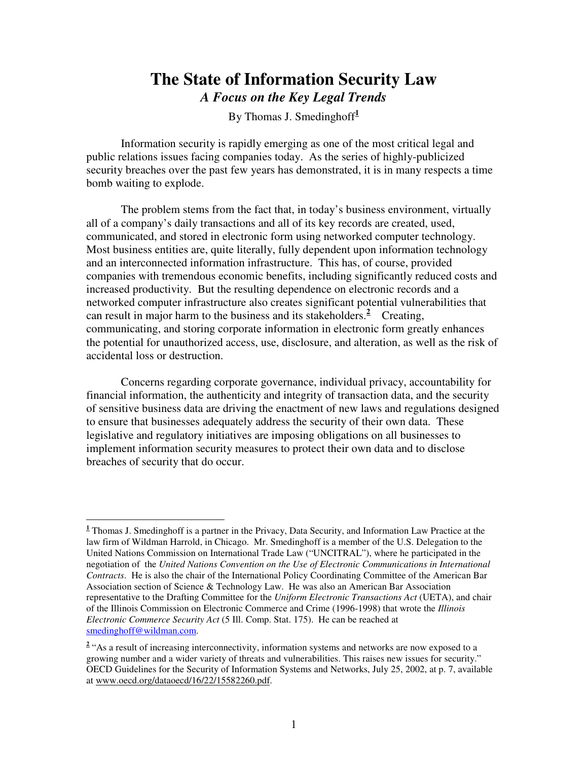# The State of Information Security Law

## *A Focus on the Key Legal Trends*

By Thomas J. Smedinghoff[1]

Information security is rapidly emerging as one of the most critical legal and public relations issues facing companies today. As the series of highly-publicized security breaches over the past few years has demonstrated, it is in many respects a time bomb waiting to explode.

The problem stems from the fact that, in today's business environment, virtually all of a company's daily transactions and all of its key records are created, used, communicated, and stored in electronic form using networked computer technology. Most business entities are, quite literally, fully dependent upon information technology and an interconnected information infrastructure. This has, of course, provided companies with tremendous economic benefits, including significantly reduced costs and increased productivity. But the resulting dependence on electronic records and a networked computer infrastructure also creates significant potential vulnerabilities that can result in major harm to the business and its stakeholders.[2] Creating, communicating, and storing corporate information in electronic form greatly enhances the potential for unauthorized access, use, disclosure, and alteration, as well as the risk of accidental loss or destruction.

Concerns regarding corporate governance, individual privacy, accountability for financial information, the authenticity and integrity of transaction data, and the security of sensitive business data are driving the enactment of new laws and regulations designed to ensure that businesses adequately address the security of their own data. These legislative and regulatory initiatives are imposing obligations on all businesses to implement information security measures to protect their own data and to disclose breaches of security that do occur.

---

[1] Thomas J. Smedinghoff is a partner in the Privacy, Data Security, and Information Law Practice at the law firm of Wildman Harrold, in Chicago. Mr. Smedinghoff is a member of the U.S. Delegation to the United Nations Commission on International Trade Law ("UNCITRAL"), where he participated in the negotiation of the *United Nations Convention on the Use of Electronic Communications in International Contracts*. He is also the chair of the International Policy Coordinating Committee of the American Bar Association section of Science & Technology Law. He was also an American Bar Association representative to the Drafting Committee for the *Uniform Electronic Transactions Act* (UETA), and chair of the Illinois Commission on Electronic Commerce and Crime (1996-1998) that wrote the *Illinois Electronic Commerce Security Act* (5 Ill. Comp. Stat. 175). He can be reached at smedinghoff@wildman.com.

[2] "As a result of increasing interconnectivity, information systems and networks are now exposed to a growing number and a wider variety of threats and vulnerabilities. This raises new issues for security." OECD Guidelines for the Security of Information Systems and Networks, July 25, 2002, at p. 7, available at www.oecd.org/dataoecd/16/22/15582260.pdf.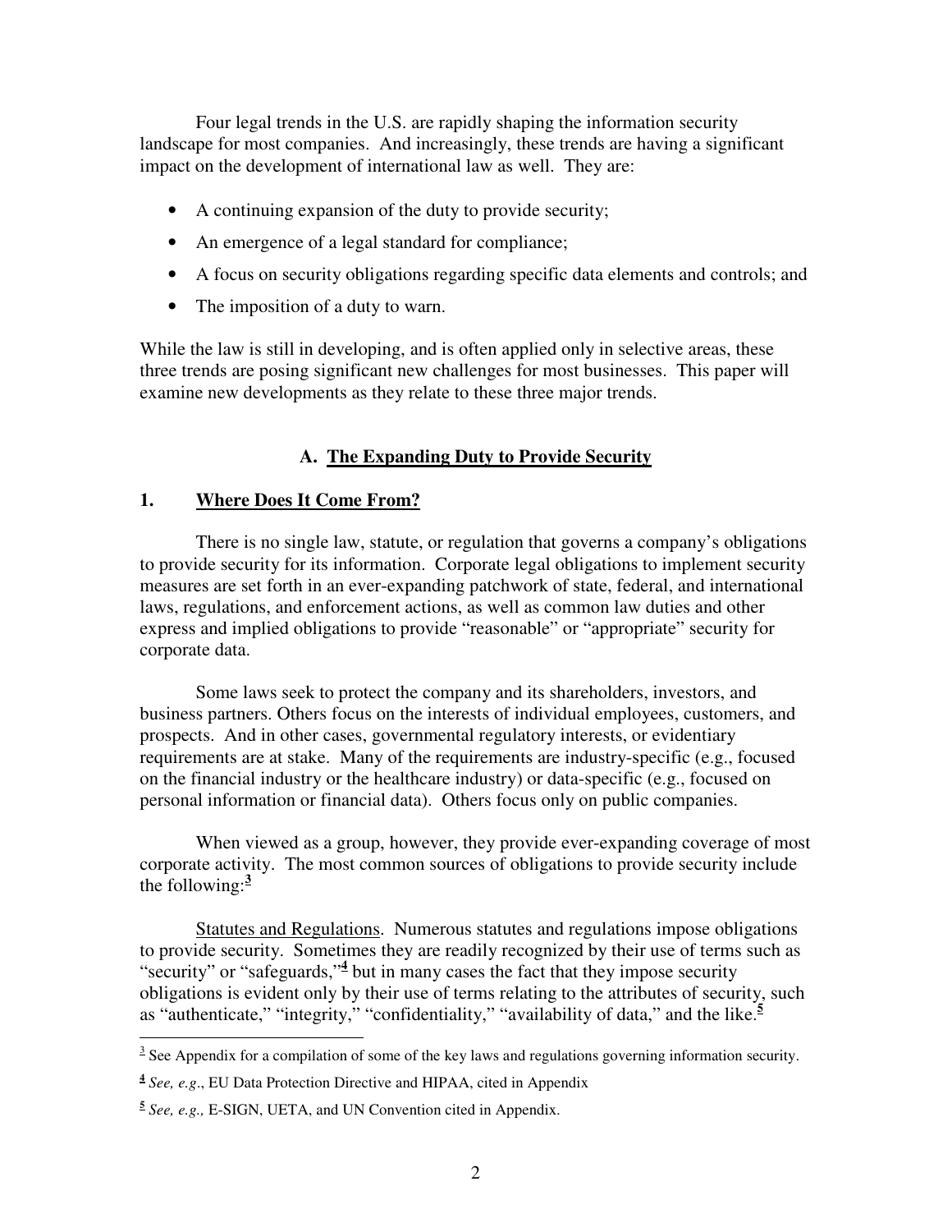Four legal trends in the U.S. are rapidly shaping the information security landscape for most companies. And increasingly, these trends are having a significant impact on the development of international law as well. They are:

- A continuing expansion of the duty to provide security;
- An emergence of a legal standard for compliance;
- A focus on security obligations regarding specific data elements and controls; and
- The imposition of a duty to warn.

While the law is still in developing, and is often applied only in selective areas, these three trends are posing significant new challenges for most businesses. This paper will examine new developments as they relate to these three major trends.

## A. The Expanding Duty to Provide Security

### 1. Where Does It Come From?

There is no single law, statute, or regulation that governs a company's obligations to provide security for its information. Corporate legal obligations to implement security measures are set forth in an ever-expanding patchwork of state, federal, and international laws, regulations, and enforcement actions, as well as common law duties and other express and implied obligations to provide "reasonable" or "appropriate" security for corporate data.

Some laws seek to protect the company and its shareholders, investors, and business partners. Others focus on the interests of individual employees, customers, and prospects. And in other cases, governmental regulatory interests, or evidentiary requirements are at stake. Many of the requirements are industry-specific (e.g., focused on the financial industry or the healthcare industry) or data-specific (e.g., focused on personal information or financial data). Others focus only on public companies.

When viewed as a group, however, they provide ever-expanding coverage of most corporate activity. The most common sources of obligations to provide security include the following:[3]

Statutes and Regulations. Numerous statutes and regulations impose obligations to provide security. Sometimes they are readily recognized by their use of terms such as "security" or "safeguards,"[4] but in many cases the fact that they impose security obligations is evident only by their use of terms relating to the attributes of security, such as "authenticate," "integrity," "confidentiality," "availability of data," and the like.[5]

---

[3] See Appendix for a compilation of some of the key laws and regulations governing information security.

[4] *See, e.g.*, EU Data Protection Directive and HIPAA, cited in Appendix

[5] *See, e.g.,* E-SIGN, UETA, and UN Convention cited in Appendix.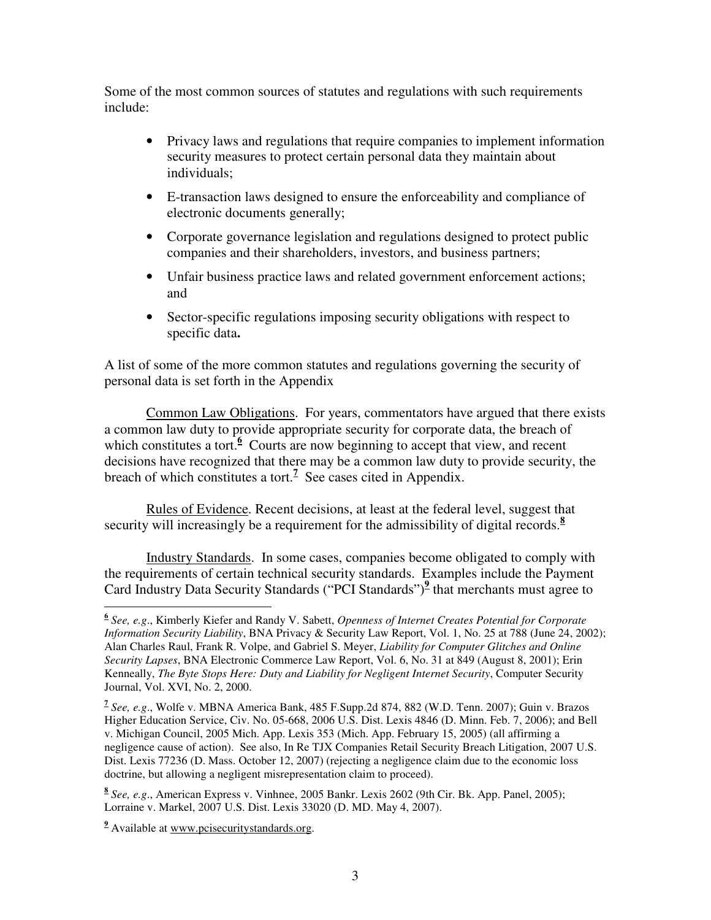Some of the most common sources of statutes and regulations with such requirements include:

- Privacy laws and regulations that require companies to implement information security measures to protect certain personal data they maintain about individuals;
- E-transaction laws designed to ensure the enforceability and compliance of electronic documents generally;
- Corporate governance legislation and regulations designed to protect public companies and their shareholders, investors, and business partners;
- Unfair business practice laws and related government enforcement actions; and
- Sector-specific regulations imposing security obligations with respect to specific data**.**

A list of some of the more common statutes and regulations governing the security of personal data is set forth in the Appendix

Common Law Obligations. For years, commentators have argued that there exists a common law duty to provide appropriate security for corporate data, the breach of which constitutes a tort.[6] Courts are now beginning to accept that view, and recent decisions have recognized that there may be a common law duty to provide security, the breach of which constitutes a tort.[7] See cases cited in Appendix.

Rules of Evidence. Recent decisions, at least at the federal level, suggest that security will increasingly be a requirement for the admissibility of digital records.[8]

Industry Standards. In some cases, companies become obligated to comply with the requirements of certain technical security standards. Examples include the Payment Card Industry Data Security Standards ("PCI Standards")[9] that merchants must agree to

---

[6] *See, e.g*., Kimberly Kiefer and Randy V. Sabett, *Openness of Internet Creates Potential for Corporate Information Security Liability*, BNA Privacy & Security Law Report, Vol. 1, No. 25 at 788 (June 24, 2002); Alan Charles Raul, Frank R. Volpe, and Gabriel S. Meyer, *Liability for Computer Glitches and Online Security Lapses*, BNA Electronic Commerce Law Report, Vol. 6, No. 31 at 849 (August 8, 2001); Erin Kenneally, *The Byte Stops Here: Duty and Liability for Negligent Internet Security*, Computer Security Journal, Vol. XVI, No. 2, 2000.

[7] *See, e.g*., Wolfe v. MBNA America Bank, 485 F.Supp.2d 874, 882 (W.D. Tenn. 2007); Guin v. Brazos Higher Education Service, Civ. No. 05-668, 2006 U.S. Dist. Lexis 4846 (D. Minn. Feb. 7, 2006); and Bell v. Michigan Council, 2005 Mich. App. Lexis 353 (Mich. App. February 15, 2005) (all affirming a negligence cause of action). See also, In Re TJX Companies Retail Security Breach Litigation, 2007 U.S. Dist. Lexis 77236 (D. Mass. October 12, 2007) (rejecting a negligence claim due to the economic loss doctrine, but allowing a negligent misrepresentation claim to proceed).

[8] *See, e.g*., American Express v. Vinhnee, 2005 Bankr. Lexis 2602 (9th Cir. Bk. App. Panel, 2005); Lorraine v. Markel, 2007 U.S. Dist. Lexis 33020 (D. MD. May 4, 2007).

[9] Available at www.pcisecuritystandards.org.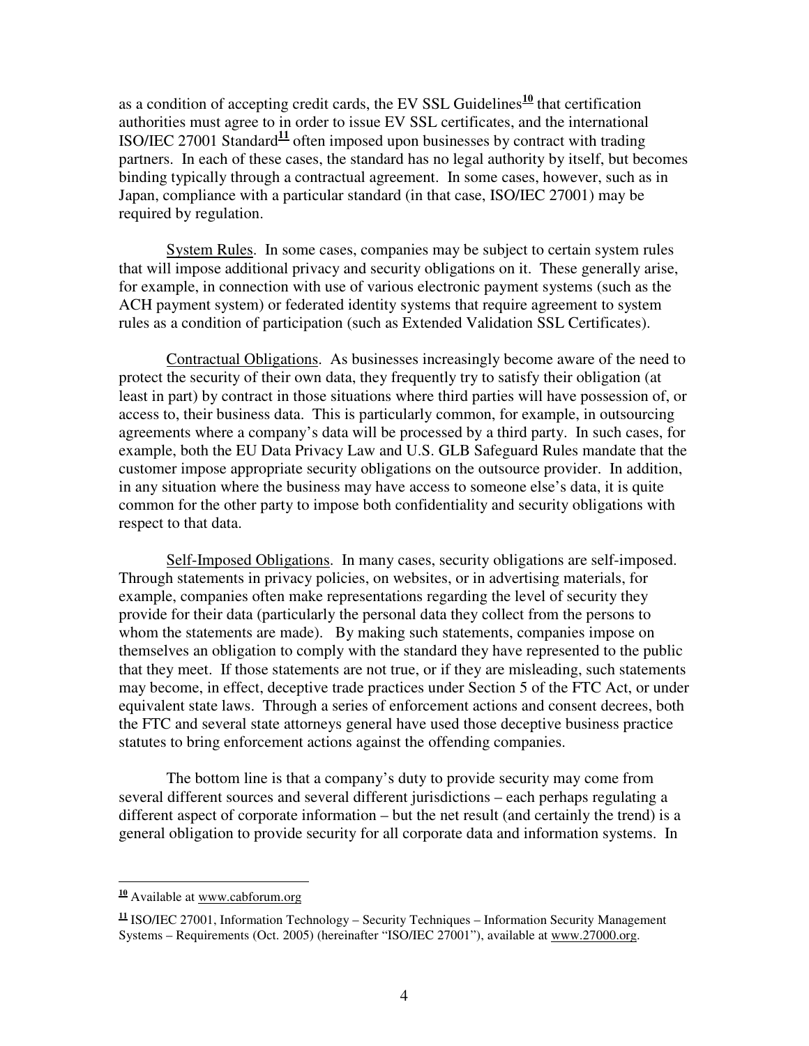as a condition of accepting credit cards, the EV SSL Guidelines[10] that certification authorities must agree to in order to issue EV SSL certificates, and the international ISO/IEC 27001 Standard[11] often imposed upon businesses by contract with trading partners. In each of these cases, the standard has no legal authority by itself, but becomes binding typically through a contractual agreement. In some cases, however, such as in Japan, compliance with a particular standard (in that case, ISO/IEC 27001) may be required by regulation.

<u>System Rules</u>. In some cases, companies may be subject to certain system rules that will impose additional privacy and security obligations on it. These generally arise, for example, in connection with use of various electronic payment systems (such as the ACH payment system) or federated identity systems that require agreement to system rules as a condition of participation (such as Extended Validation SSL Certificates).

<u>Contractual Obligations</u>. As businesses increasingly become aware of the need to protect the security of their own data, they frequently try to satisfy their obligation (at least in part) by contract in those situations where third parties will have possession of, or access to, their business data. This is particularly common, for example, in outsourcing agreements where a company's data will be processed by a third party. In such cases, for example, both the EU Data Privacy Law and U.S. GLB Safeguard Rules mandate that the customer impose appropriate security obligations on the outsource provider. In addition, in any situation where the business may have access to someone else's data, it is quite common for the other party to impose both confidentiality and security obligations with respect to that data.

<u>Self-Imposed Obligations</u>. In many cases, security obligations are self-imposed. Through statements in privacy policies, on websites, or in advertising materials, for example, companies often make representations regarding the level of security they provide for their data (particularly the personal data they collect from the persons to whom the statements are made). By making such statements, companies impose on themselves an obligation to comply with the standard they have represented to the public that they meet. If those statements are not true, or if they are misleading, such statements may become, in effect, deceptive trade practices under Section 5 of the FTC Act, or under equivalent state laws. Through a series of enforcement actions and consent decrees, both the FTC and several state attorneys general have used those deceptive business practice statutes to bring enforcement actions against the offending companies.

The bottom line is that a company's duty to provide security may come from several different sources and several different jurisdictions – each perhaps regulating a different aspect of corporate information – but the net result (and certainly the trend) is a general obligation to provide security for all corporate data and information systems. In

---

[10] Available at www.cabforum.org

[11] ISO/IEC 27001, Information Technology – Security Techniques – Information Security Management Systems – Requirements (Oct. 2005) (hereinafter "ISO/IEC 27001"), available at www.27000.org.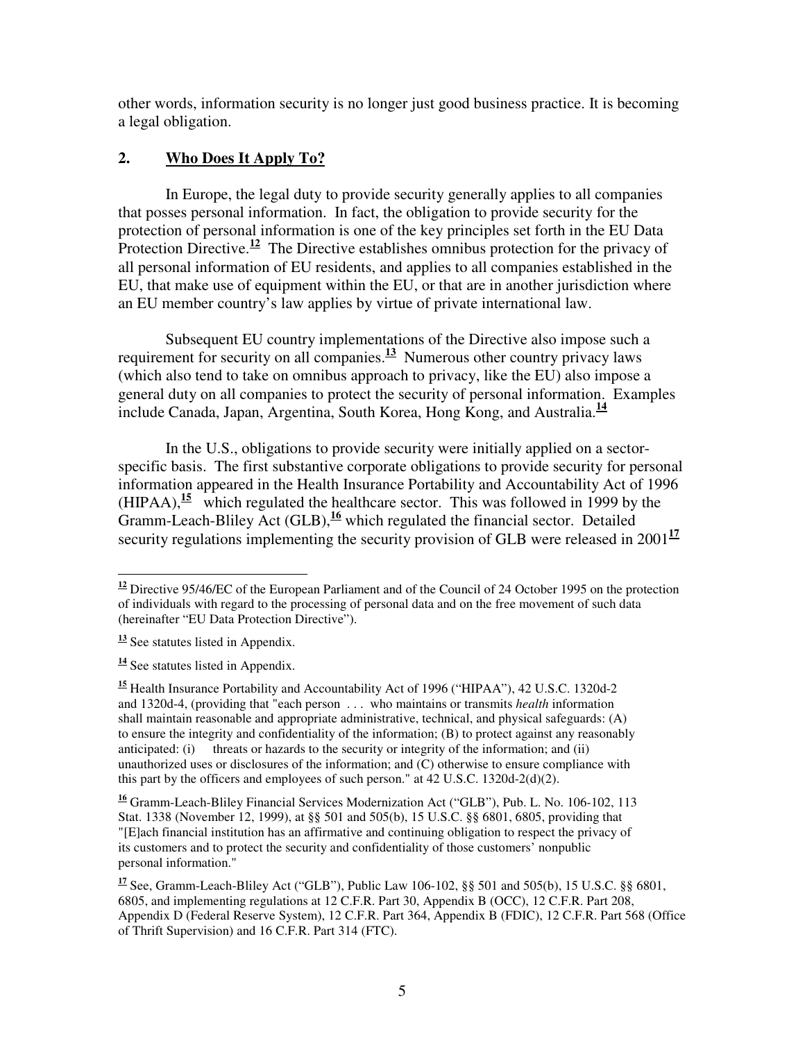other words, information security is no longer just good business practice. It is becoming a legal obligation.

## 2. **Who Does It Apply To?**

In Europe, the legal duty to provide security generally applies to all companies that posses personal information. In fact, the obligation to provide security for the protection of personal information is one of the key principles set forth in the EU Data Protection Directive.[12] The Directive establishes omnibus protection for the privacy of all personal information of EU residents, and applies to all companies established in the EU, that make use of equipment within the EU, or that are in another jurisdiction where an EU member country's law applies by virtue of private international law.

Subsequent EU country implementations of the Directive also impose such a requirement for security on all companies.[13] Numerous other country privacy laws (which also tend to take on omnibus approach to privacy, like the EU) also impose a general duty on all companies to protect the security of personal information. Examples include Canada, Japan, Argentina, South Korea, Hong Kong, and Australia.[14]

In the U.S., obligations to provide security were initially applied on a sector-specific basis. The first substantive corporate obligations to provide security for personal information appeared in the Health Insurance Portability and Accountability Act of 1996 (HIPAA),[15] which regulated the healthcare sector. This was followed in 1999 by the Gramm-Leach-Bliley Act (GLB),[16] which regulated the financial sector. Detailed security regulations implementing the security provision of GLB were released in 2001[17]

---

[12] Directive 95/46/EC of the European Parliament and of the Council of 24 October 1995 on the protection of individuals with regard to the processing of personal data and on the free movement of such data (hereinafter "EU Data Protection Directive").

[13] See statutes listed in Appendix.

[14] See statutes listed in Appendix.

[15] Health Insurance Portability and Accountability Act of 1996 ("HIPAA"), 42 U.S.C. 1320d-2 and 1320d-4, (providing that "each person . . . who maintains or transmits *health* information shall maintain reasonable and appropriate administrative, technical, and physical safeguards: (A) to ensure the integrity and confidentiality of the information; (B) to protect against any reasonably anticipated: (i) threats or hazards to the security or integrity of the information; and (ii) unauthorized uses or disclosures of the information; and (C) otherwise to ensure compliance with this part by the officers and employees of such person." at 42 U.S.C. 1320d-2(d)(2).

[16] Gramm-Leach-Bliley Financial Services Modernization Act ("GLB"), Pub. L. No. 106-102, 113 Stat. 1338 (November 12, 1999), at §§ 501 and 505(b), 15 U.S.C. §§ 6801, 6805, providing that "[E]ach financial institution has an affirmative and continuing obligation to respect the privacy of its customers and to protect the security and confidentiality of those customers' nonpublic personal information."

[17] See, Gramm-Leach-Bliley Act ("GLB"), Public Law 106-102, §§ 501 and 505(b), 15 U.S.C. §§ 6801, 6805, and implementing regulations at 12 C.F.R. Part 30, Appendix B (OCC), 12 C.F.R. Part 208, Appendix D (Federal Reserve System), 12 C.F.R. Part 364, Appendix B (FDIC), 12 C.F.R. Part 568 (Office of Thrift Supervision) and 16 C.F.R. Part 314 (FTC).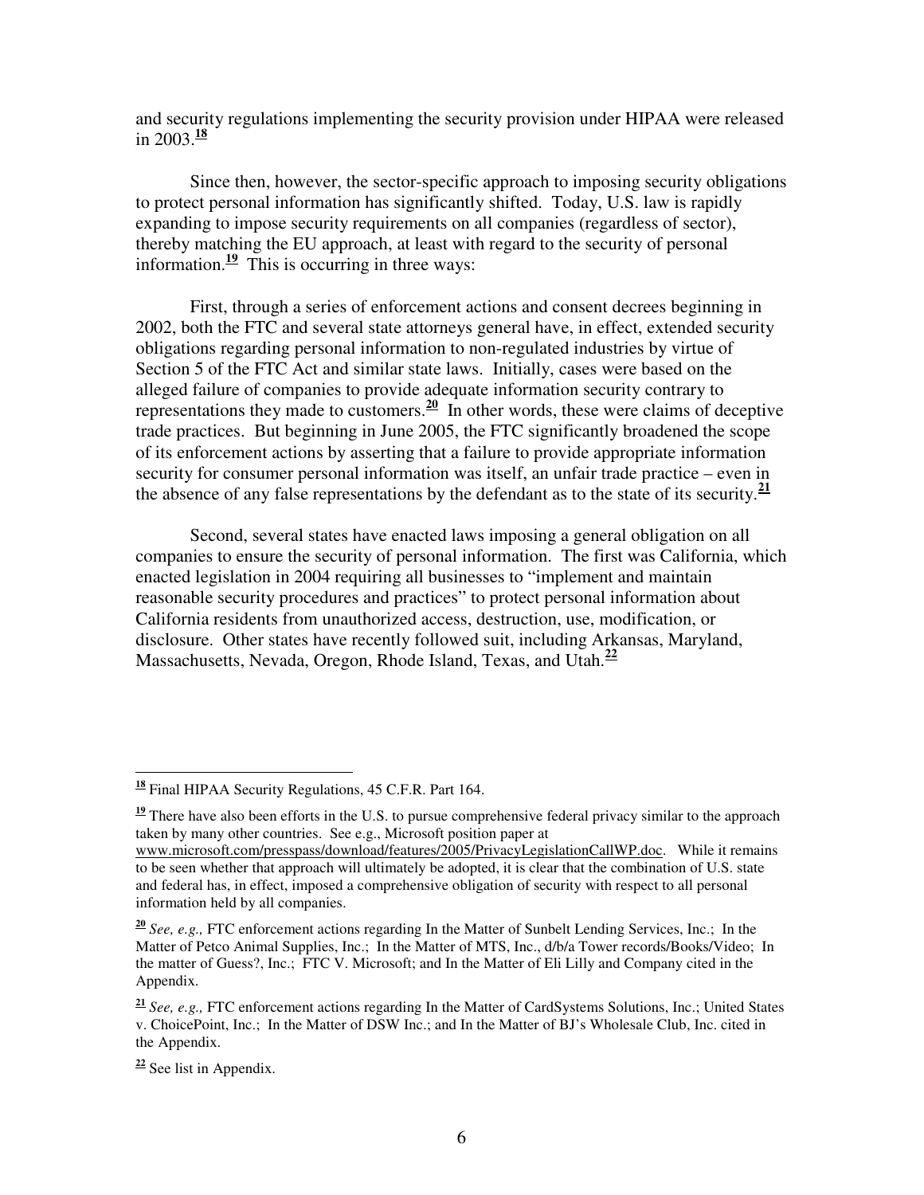and security regulations implementing the security provision under HIPAA were released in 2003.[18]

Since then, however, the sector-specific approach to imposing security obligations to protect personal information has significantly shifted. Today, U.S. law is rapidly expanding to impose security requirements on all companies (regardless of sector), thereby matching the EU approach, at least with regard to the security of personal information.[19] This is occurring in three ways:

First, through a series of enforcement actions and consent decrees beginning in 2002, both the FTC and several state attorneys general have, in effect, extended security obligations regarding personal information to non-regulated industries by virtue of Section 5 of the FTC Act and similar state laws. Initially, cases were based on the alleged failure of companies to provide adequate information security contrary to representations they made to customers.[20] In other words, these were claims of deceptive trade practices. But beginning in June 2005, the FTC significantly broadened the scope of its enforcement actions by asserting that a failure to provide appropriate information security for consumer personal information was itself, an unfair trade practice – even in the absence of any false representations by the defendant as to the state of its security.[21]

Second, several states have enacted laws imposing a general obligation on all companies to ensure the security of personal information. The first was California, which enacted legislation in 2004 requiring all businesses to "implement and maintain reasonable security procedures and practices" to protect personal information about California residents from unauthorized access, destruction, use, modification, or disclosure. Other states have recently followed suit, including Arkansas, Maryland, Massachusetts, Nevada, Oregon, Rhode Island, Texas, and Utah.[22]

---

[18] Final HIPAA Security Regulations, 45 C.F.R. Part 164.

[19] There have also been efforts in the U.S. to pursue comprehensive federal privacy similar to the approach taken by many other countries. See e.g., Microsoft position paper at www.microsoft.com/presspass/download/features/2005/PrivacyLegislationCallWP.doc. While it remains to be seen whether that approach will ultimately be adopted, it is clear that the combination of U.S. state and federal has, in effect, imposed a comprehensive obligation of security with respect to all personal information held by all companies.

[20] *See, e.g.,* FTC enforcement actions regarding In the Matter of Sunbelt Lending Services, Inc.; In the Matter of Petco Animal Supplies, Inc.; In the Matter of MTS, Inc., d/b/a Tower records/Books/Video; In the matter of Guess?, Inc.; FTC V. Microsoft; and In the Matter of Eli Lilly and Company cited in the Appendix.

[21] *See, e.g.,* FTC enforcement actions regarding In the Matter of CardSystems Solutions, Inc.; United States v. ChoicePoint, Inc.; In the Matter of DSW Inc.; and In the Matter of BJ's Wholesale Club, Inc. cited in the Appendix.

[22] See list in Appendix.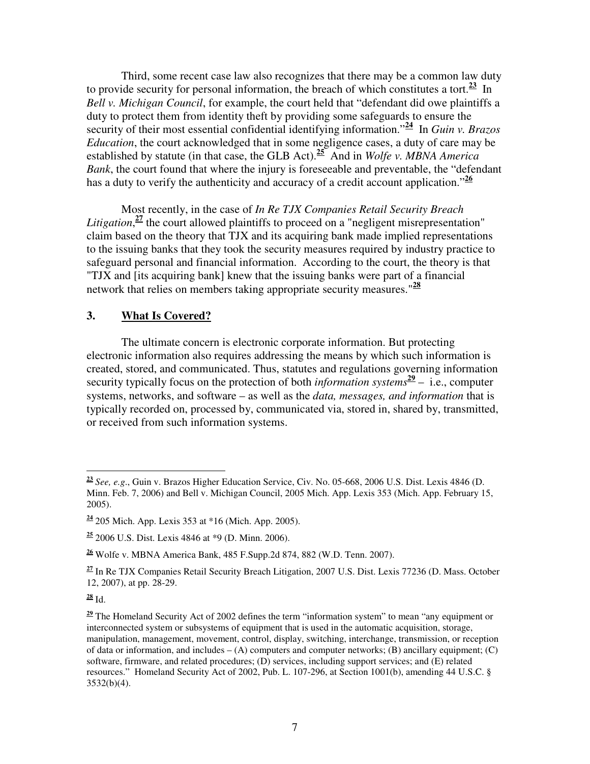Third, some recent case law also recognizes that there may be a common law duty to provide security for personal information, the breach of which constitutes a tort.[23] In *Bell v. Michigan Council*, for example, the court held that "defendant did owe plaintiffs a duty to protect them from identity theft by providing some safeguards to ensure the security of their most essential confidential identifying information."[24] In *Guin v. Brazos Education*, the court acknowledged that in some negligence cases, a duty of care may be established by statute (in that case, the GLB Act).[25] And in *Wolfe v. MBNA America Bank*, the court found that where the injury is foreseeable and preventable, the "defendant has a duty to verify the authenticity and accuracy of a credit account application."[26]

Most recently, in the case of *In Re TJX Companies Retail Security Breach Litigation*,[27] the court allowed plaintiffs to proceed on a "negligent misrepresentation" claim based on the theory that TJX and its acquiring bank made implied representations to the issuing banks that they took the security measures required by industry practice to safeguard personal and financial information. According to the court, the theory is that "TJX and [its acquiring bank] knew that the issuing banks were part of a financial network that relies on members taking appropriate security measures."[28]

## 3. What Is Covered?

The ultimate concern is electronic corporate information. But protecting electronic information also requires addressing the means by which such information is created, stored, and communicated. Thus, statutes and regulations governing information security typically focus on the protection of both *information systems*[29] – i.e., computer systems, networks, and software – as well as the *data, messages, and information* that is typically recorded on, processed by, communicated via, stored in, shared by, transmitted, or received from such information systems.

---

[23] *See, e.g*., Guin v. Brazos Higher Education Service, Civ. No. 05-668, 2006 U.S. Dist. Lexis 4846 (D. Minn. Feb. 7, 2006) and Bell v. Michigan Council, 2005 Mich. App. Lexis 353 (Mich. App. February 15, 2005).

[24] 205 Mich. App. Lexis 353 at *16 (Mich. App. 2005).

[25] 2006 U.S. Dist. Lexis 4846 at *9 (D. Minn. 2006).

[26] Wolfe v. MBNA America Bank, 485 F.Supp.2d 874, 882 (W.D. Tenn. 2007).

[27] In Re TJX Companies Retail Security Breach Litigation, 2007 U.S. Dist. Lexis 77236 (D. Mass. October 12, 2007), at pp. 28-29.

[28] Id.

[29] The Homeland Security Act of 2002 defines the term "information system" to mean "any equipment or interconnected system or subsystems of equipment that is used in the automatic acquisition, storage, manipulation, management, movement, control, display, switching, interchange, transmission, or reception of data or information, and includes – (A) computers and computer networks; (B) ancillary equipment; (C) software, firmware, and related procedures; (D) services, including support services; and (E) related resources." Homeland Security Act of 2002, Pub. L. 107-296, at Section 1001(b), amending 44 U.S.C. § 3532(b)(4).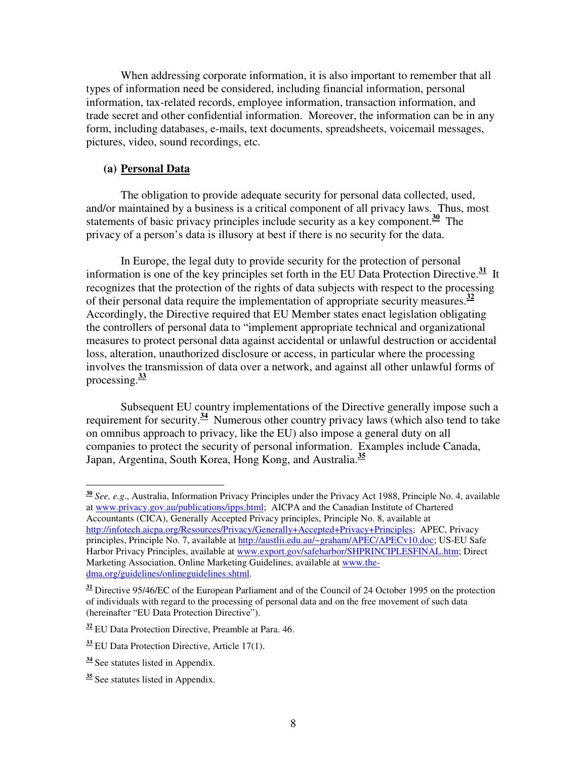When addressing corporate information, it is also important to remember that all types of information need be considered, including financial information, personal information, tax-related records, employee information, transaction information, and trade secret and other confidential information. Moreover, the information can be in any form, including databases, e-mails, text documents, spreadsheets, voicemail messages, pictures, video, sound recordings, etc.

**(a) <u>Personal Data</u>**

The obligation to provide adequate security for personal data collected, used, and/or maintained by a business is a critical component of all privacy laws. Thus, most statements of basic privacy principles include security as a key component.[30] The privacy of a person's data is illusory at best if there is no security for the data.

In Europe, the legal duty to provide security for the protection of personal information is one of the key principles set forth in the EU Data Protection Directive.[31] It recognizes that the protection of the rights of data subjects with respect to the processing of their personal data require the implementation of appropriate security measures.[32] Accordingly, the Directive required that EU Member states enact legislation obligating the controllers of personal data to "implement appropriate technical and organizational measures to protect personal data against accidental or unlawful destruction or accidental loss, alteration, unauthorized disclosure or access, in particular where the processing involves the transmission of data over a network, and against all other unlawful forms of processing.[33]

Subsequent EU country implementations of the Directive generally impose such a requirement for security.[34] Numerous other country privacy laws (which also tend to take on omnibus approach to privacy, like the EU) also impose a general duty on all companies to protect the security of personal information. Examples include Canada, Japan, Argentina, South Korea, Hong Kong, and Australia.[35]

---

[30] *See, e.g.*, Australia, Information Privacy Principles under the Privacy Act 1988, Principle No. 4, available at www.privacy.gov.au/publications/ipps.html; AICPA and the Canadian Institute of Chartered Accountants (CICA), Generally Accepted Privacy principles, Principle No. 8, available at http://infotech.aicpa.org/Resources/Privacy/Generally+Accepted+Privacy+Principles; APEC, Privacy principles, Principle No. 7, available at http://austlii.edu.au/~graham/APEC/APECv10.doc; US-EU Safe Harbor Privacy Principles, available at www.export.gov/safeharbor/SHPRINCIPLESFINAL.htm; Direct Marketing Association, Online Marketing Guidelines, available at www.the-dma.org/guidelines/onlineguidelines.shtml.

[31] Directive 95/46/EC of the European Parliament and of the Council of 24 October 1995 on the protection of individuals with regard to the processing of personal data and on the free movement of such data (hereinafter "EU Data Protection Directive").

[32] EU Data Protection Directive, Preamble at Para. 46.

[33] EU Data Protection Directive, Article 17(1).

[34] See statutes listed in Appendix.

[35] See statutes listed in Appendix.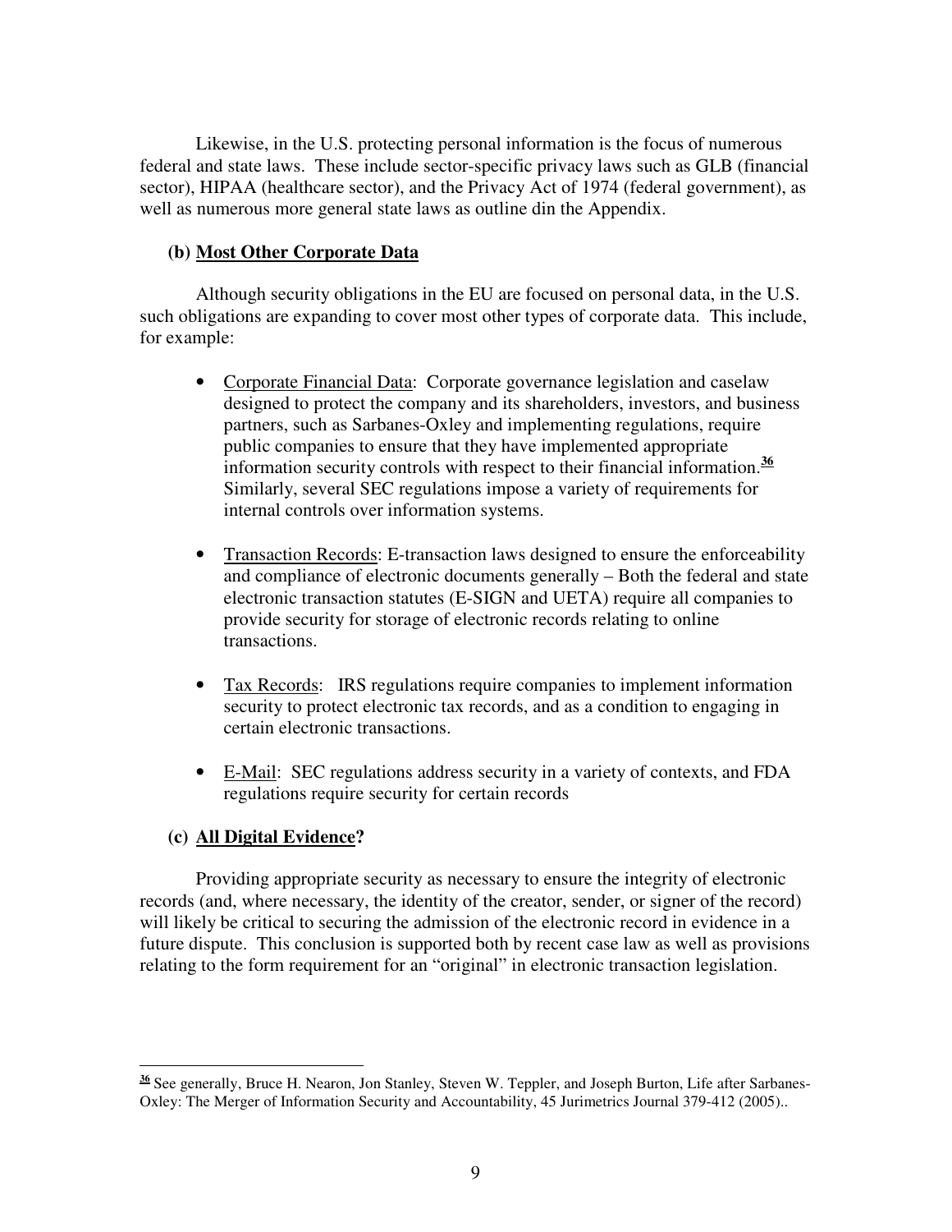Likewise, in the U.S. protecting personal information is the focus of numerous federal and state laws. These include sector-specific privacy laws such as GLB (financial sector), HIPAA (healthcare sector), and the Privacy Act of 1974 (federal government), as well as numerous more general state laws as outline din the Appendix.

**(b) <u>Most Other Corporate Data</u>**

Although security obligations in the EU are focused on personal data, in the U.S. such obligations are expanding to cover most other types of corporate data. This include, for example:

- <u>Corporate Financial Data</u>: Corporate governance legislation and caselaw designed to protect the company and its shareholders, investors, and business partners, such as Sarbanes-Oxley and implementing regulations, require public companies to ensure that they have implemented appropriate information security controls with respect to their financial information.[36] Similarly, several SEC regulations impose a variety of requirements for internal controls over information systems.

- <u>Transaction Records</u>: E-transaction laws designed to ensure the enforceability and compliance of electronic documents generally – Both the federal and state electronic transaction statutes (E-SIGN and UETA) require all companies to provide security for storage of electronic records relating to online transactions.

- <u>Tax Records</u>: IRS regulations require companies to implement information security to protect electronic tax records, and as a condition to engaging in certain electronic transactions.

- <u>E-Mail</u>: SEC regulations address security in a variety of contexts, and FDA regulations require security for certain records

**(c) <u>All Digital Evidence</u>?**

Providing appropriate security as necessary to ensure the integrity of electronic records (and, where necessary, the identity of the creator, sender, or signer of the record) will likely be critical to securing the admission of the electronic record in evidence in a future dispute. This conclusion is supported both by recent case law as well as provisions relating to the form requirement for an "original" in electronic transaction legislation.

---

[36] See generally, Bruce H. Nearon, Jon Stanley, Steven W. Teppler, and Joseph Burton, Life after Sarbanes-Oxley: The Merger of Information Security and Accountability, 45 Jurimetrics Journal 379-412 (2005)..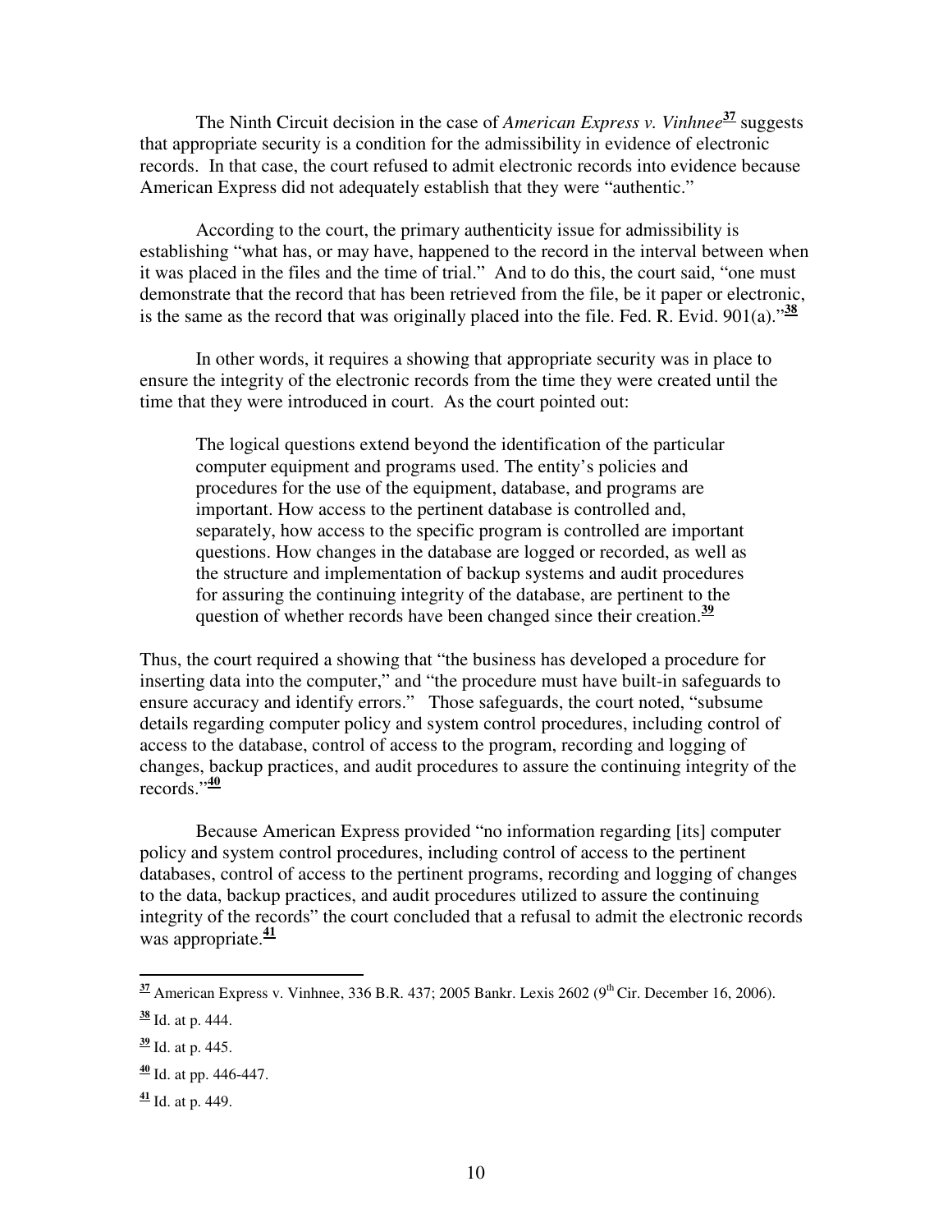The Ninth Circuit decision in the case of *American Express v. Vinhnee*[37] suggests that appropriate security is a condition for the admissibility in evidence of electronic records. In that case, the court refused to admit electronic records into evidence because American Express did not adequately establish that they were "authentic."

According to the court, the primary authenticity issue for admissibility is establishing "what has, or may have, happened to the record in the interval between when it was placed in the files and the time of trial." And to do this, the court said, "one must demonstrate that the record that has been retrieved from the file, be it paper or electronic, is the same as the record that was originally placed into the file. Fed. R. Evid. 901(a)."[38]

In other words, it requires a showing that appropriate security was in place to ensure the integrity of the electronic records from the time they were created until the time that they were introduced in court. As the court pointed out:

> The logical questions extend beyond the identification of the particular computer equipment and programs used. The entity's policies and procedures for the use of the equipment, database, and programs are important. How access to the pertinent database is controlled and, separately, how access to the specific program is controlled are important questions. How changes in the database are logged or recorded, as well as the structure and implementation of backup systems and audit procedures for assuring the continuing integrity of the database, are pertinent to the question of whether records have been changed since their creation.[39]

Thus, the court required a showing that "the business has developed a procedure for inserting data into the computer," and "the procedure must have built-in safeguards to ensure accuracy and identify errors." Those safeguards, the court noted, "subsume details regarding computer policy and system control procedures, including control of access to the database, control of access to the program, recording and logging of changes, backup practices, and audit procedures to assure the continuing integrity of the records."[40]

Because American Express provided "no information regarding [its] computer policy and system control procedures, including control of access to the pertinent databases, control of access to the pertinent programs, recording and logging of changes to the data, backup practices, and audit procedures utilized to assure the continuing integrity of the records" the court concluded that a refusal to admit the electronic records was appropriate.[41]

---

[37] American Express v. Vinhnee, 336 B.R. 437; 2005 Bankr. Lexis 2602 (9th Cir. December 16, 2006).

[38] Id. at p. 444.

[39] Id. at p. 445.

[40] Id. at pp. 446-447.

[41] Id. at p. 449.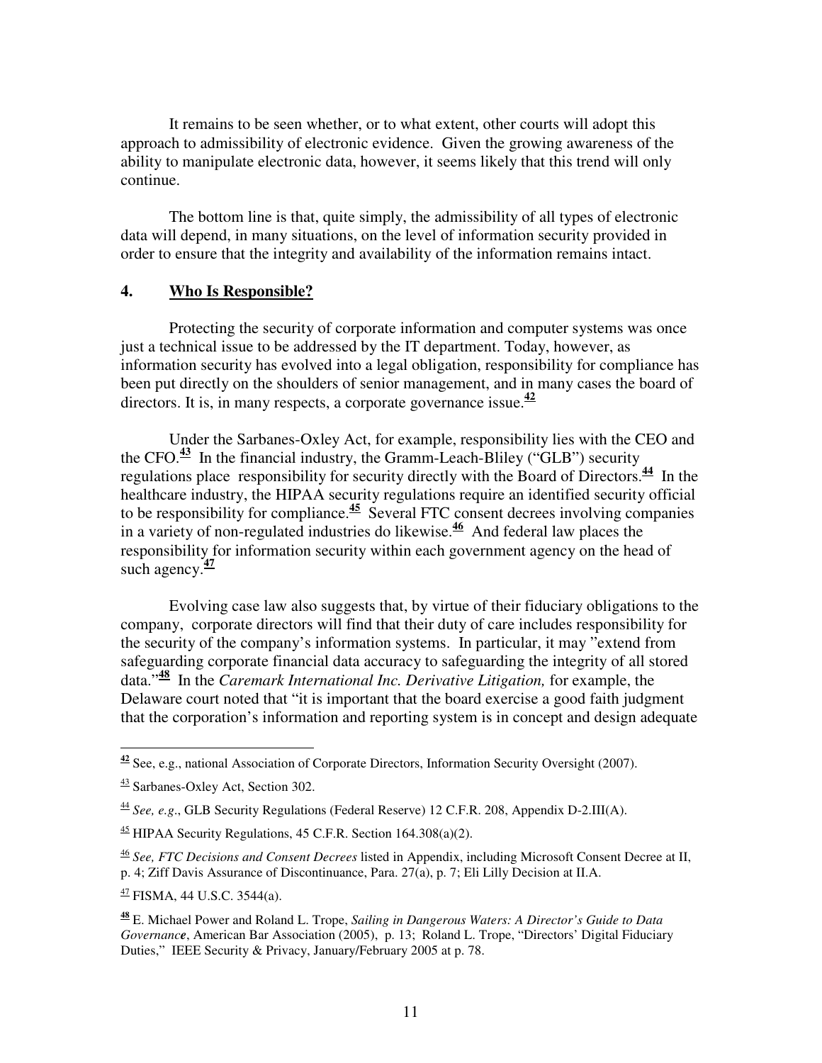It remains to be seen whether, or to what extent, other courts will adopt this approach to admissibility of electronic evidence. Given the growing awareness of the ability to manipulate electronic data, however, it seems likely that this trend will only continue.

The bottom line is that, quite simply, the admissibility of all types of electronic data will depend, in many situations, on the level of information security provided in order to ensure that the integrity and availability of the information remains intact.

## 4. Who Is Responsible?

Protecting the security of corporate information and computer systems was once just a technical issue to be addressed by the IT department. Today, however, as information security has evolved into a legal obligation, responsibility for compliance has been put directly on the shoulders of senior management, and in many cases the board of directors. It is, in many respects, a corporate governance issue.[42]

Under the Sarbanes-Oxley Act, for example, responsibility lies with the CEO and the CFO.[43] In the financial industry, the Gramm-Leach-Bliley ("GLB") security regulations place responsibility for security directly with the Board of Directors.[44] In the healthcare industry, the HIPAA security regulations require an identified security official to be responsibility for compliance.[45] Several FTC consent decrees involving companies in a variety of non-regulated industries do likewise.[46] And federal law places the responsibility for information security within each government agency on the head of such agency.[47]

Evolving case law also suggests that, by virtue of their fiduciary obligations to the company, corporate directors will find that their duty of care includes responsibility for the security of the company's information systems. In particular, it may "extend from safeguarding corporate financial data accuracy to safeguarding the integrity of all stored data."[48] In the *Caremark International Inc. Derivative Litigation,* for example, the Delaware court noted that "it is important that the board exercise a good faith judgment that the corporation's information and reporting system is in concept and design adequate

---

[42] See, e.g., national Association of Corporate Directors, Information Security Oversight (2007).

[43] Sarbanes-Oxley Act, Section 302.

[44] *See, e.g*., GLB Security Regulations (Federal Reserve) 12 C.F.R. 208, Appendix D-2.III(A).

[45] HIPAA Security Regulations, 45 C.F.R. Section 164.308(a)(2).

[46] *See, FTC Decisions and Consent Decrees* listed in Appendix, including Microsoft Consent Decree at II, p. 4; Ziff Davis Assurance of Discontinuance, Para. 27(a), p. 7; Eli Lilly Decision at II.A.

[47] FISMA, 44 U.S.C. 3544(a).

[48] E. Michael Power and Roland L. Trope, *Sailing in Dangerous Waters: A Director's Guide to Data Governance*, American Bar Association (2005), p. 13; Roland L. Trope, "Directors' Digital Fiduciary Duties," IEEE Security & Privacy, January/February 2005 at p. 78.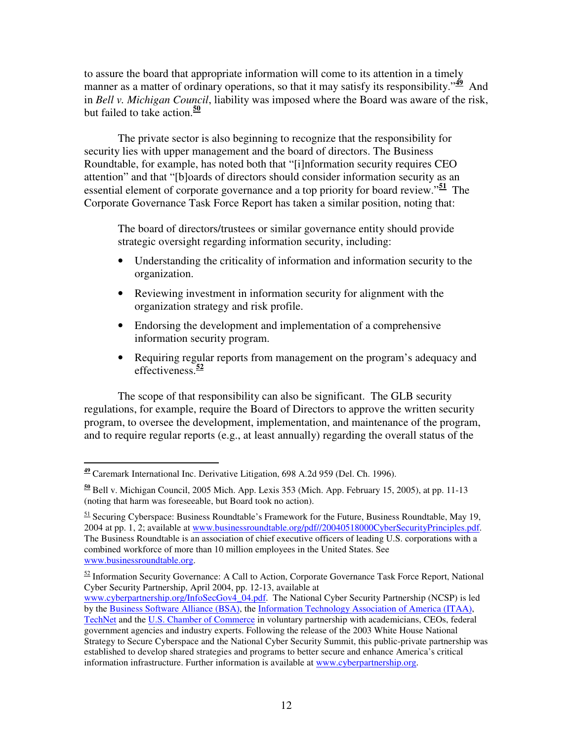to assure the board that appropriate information will come to its attention in a timely manner as a matter of ordinary operations, so that it may satisfy its responsibility."[49] And in *Bell v. Michigan Council*, liability was imposed where the Board was aware of the risk, but failed to take action.[50]

The private sector is also beginning to recognize that the responsibility for security lies with upper management and the board of directors. The Business Roundtable, for example, has noted both that "[i]nformation security requires CEO attention" and that "[b]oards of directors should consider information security as an essential element of corporate governance and a top priority for board review."[51] The Corporate Governance Task Force Report has taken a similar position, noting that:

> The board of directors/trustees or similar governance entity should provide strategic oversight regarding information security, including:
>
> - Understanding the criticality of information and information security to the organization.
> - Reviewing investment in information security for alignment with the organization strategy and risk profile.
> - Endorsing the development and implementation of a comprehensive information security program.
> - Requiring regular reports from management on the program's adequacy and effectiveness.[52]

The scope of that responsibility can also be significant. The GLB security regulations, for example, require the Board of Directors to approve the written security program, to oversee the development, implementation, and maintenance of the program, and to require regular reports (e.g., at least annually) regarding the overall status of the

---

[49] Caremark International Inc. Derivative Litigation, 698 A.2d 959 (Del. Ch. 1996).

[50] Bell v. Michigan Council, 2005 Mich. App. Lexis 353 (Mich. App. February 15, 2005), at pp. 11-13 (noting that harm was foreseeable, but Board took no action).

[51] Securing Cyberspace: Business Roundtable's Framework for the Future, Business Roundtable, May 19, 2004 at pp. 1, 2; available at www.businessroundtable.org/pdf//20040518000CyberSecurityPrinciples.pdf. The Business Roundtable is an association of chief executive officers of leading U.S. corporations with a combined workforce of more than 10 million employees in the United States. See www.businessroundtable.org.

[52] Information Security Governance: A Call to Action, Corporate Governance Task Force Report, National Cyber Security Partnership, April 2004, pp. 12-13, available at www.cyberpartnership.org/InfoSecGov4_04.pdf. The National Cyber Security Partnership (NCSP) is led by the Business Software Alliance (BSA), the Information Technology Association of America (ITAA), TechNet and the U.S. Chamber of Commerce in voluntary partnership with academicians, CEOs, federal government agencies and industry experts. Following the release of the 2003 White House National Strategy to Secure Cyberspace and the National Cyber Security Summit, this public-private partnership was established to develop shared strategies and programs to better secure and enhance America's critical information infrastructure. Further information is available at www.cyberpartnership.org.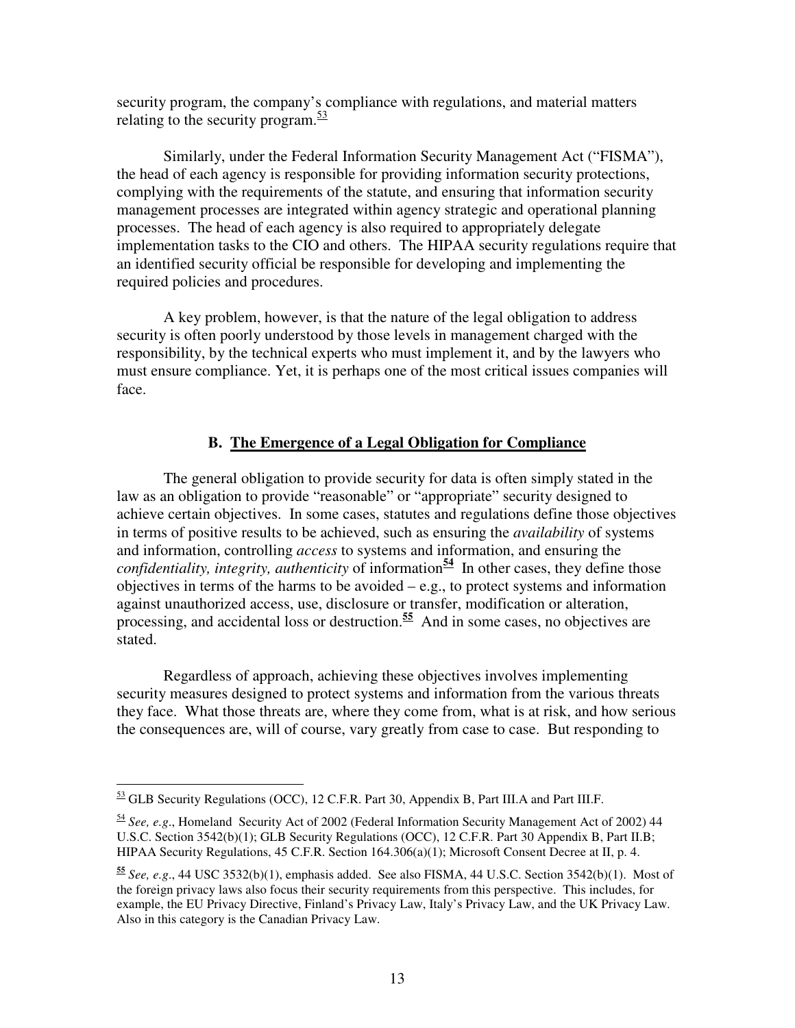security program, the company's compliance with regulations, and material matters relating to the security program.[53]

Similarly, under the Federal Information Security Management Act ("FISMA"), the head of each agency is responsible for providing information security protections, complying with the requirements of the statute, and ensuring that information security management processes are integrated within agency strategic and operational planning processes. The head of each agency is also required to appropriately delegate implementation tasks to the CIO and others. The HIPAA security regulations require that an identified security official be responsible for developing and implementing the required policies and procedures.

A key problem, however, is that the nature of the legal obligation to address security is often poorly understood by those levels in management charged with the responsibility, by the technical experts who must implement it, and by the lawyers who must ensure compliance. Yet, it is perhaps one of the most critical issues companies will face.

### B. The Emergence of a Legal Obligation for Compliance

The general obligation to provide security for data is often simply stated in the law as an obligation to provide "reasonable" or "appropriate" security designed to achieve certain objectives. In some cases, statutes and regulations define those objectives in terms of positive results to be achieved, such as ensuring the *availability* of systems and information, controlling *access* to systems and information, and ensuring the *confidentiality, integrity, authenticity* of information[54] In other cases, they define those objectives in terms of the harms to be avoided – e.g., to protect systems and information against unauthorized access, use, disclosure or transfer, modification or alteration, processing, and accidental loss or destruction.[55] And in some cases, no objectives are stated.

Regardless of approach, achieving these objectives involves implementing security measures designed to protect systems and information from the various threats they face. What those threats are, where they come from, what is at risk, and how serious the consequences are, will of course, vary greatly from case to case. But responding to

---

[53] GLB Security Regulations (OCC), 12 C.F.R. Part 30, Appendix B, Part III.A and Part III.F.

[54] *See, e.g*., Homeland Security Act of 2002 (Federal Information Security Management Act of 2002) 44 U.S.C. Section 3542(b)(1); GLB Security Regulations (OCC), 12 C.F.R. Part 30 Appendix B, Part II.B; HIPAA Security Regulations, 45 C.F.R. Section 164.306(a)(1); Microsoft Consent Decree at II, p. 4.

[55] *See, e.g*., 44 USC 3532(b)(1), emphasis added. See also FISMA, 44 U.S.C. Section 3542(b)(1). Most of the foreign privacy laws also focus their security requirements from this perspective. This includes, for example, the EU Privacy Directive, Finland's Privacy Law, Italy's Privacy Law, and the UK Privacy Law. Also in this category is the Canadian Privacy Law.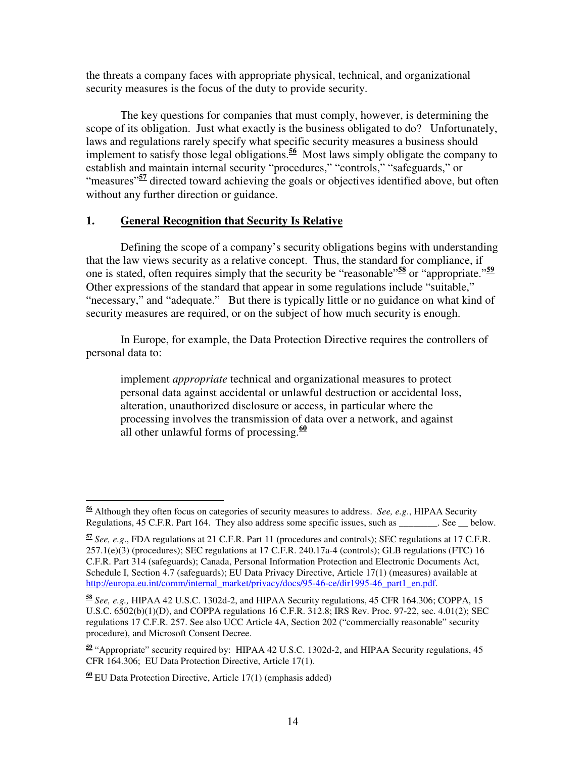the threats a company faces with appropriate physical, technical, and organizational security measures is the focus of the duty to provide security.

The key questions for companies that must comply, however, is determining the scope of its obligation. Just what exactly is the business obligated to do? Unfortunately, laws and regulations rarely specify what specific security measures a business should implement to satisfy those legal obligations.[56] Most laws simply obligate the company to establish and maintain internal security "procedures," "controls," "safeguards," or "measures"[57] directed toward achieving the goals or objectives identified above, but often without any further direction or guidance.

### 1. General Recognition that Security Is Relative

Defining the scope of a company's security obligations begins with understanding that the law views security as a relative concept. Thus, the standard for compliance, if one is stated, often requires simply that the security be "reasonable"[58] or "appropriate."[59] Other expressions of the standard that appear in some regulations include "suitable," "necessary," and "adequate." But there is typically little or no guidance on what kind of security measures are required, or on the subject of how much security is enough.

In Europe, for example, the Data Protection Directive requires the controllers of personal data to:

> implement *appropriate* technical and organizational measures to protect personal data against accidental or unlawful destruction or accidental loss, alteration, unauthorized disclosure or access, in particular where the processing involves the transmission of data over a network, and against all other unlawful forms of processing.[60]

---

[56] Although they often focus on categories of security measures to address. *See, e.g.*, HIPAA Security Regulations, 45 C.F.R. Part 164. They also address some specific issues, such as ________. See __ below.

[57] *See, e.g.*, FDA regulations at 21 C.F.R. Part 11 (procedures and controls); SEC regulations at 17 C.F.R. 257.1(e)(3) (procedures); SEC regulations at 17 C.F.R. 240.17a-4 (controls); GLB regulations (FTC) 16 C.F.R. Part 314 (safeguards); Canada, Personal Information Protection and Electronic Documents Act, Schedule I, Section 4.7 (safeguards); EU Data Privacy Directive, Article 17(1) (measures) available at http://europa.eu.int/comm/internal_market/privacy/docs/95-46-ce/dir1995-46_part1_en.pdf.

[58] *See, e.g.,* HIPAA 42 U.S.C. 1302d-2, and HIPAA Security regulations, 45 CFR 164.306; COPPA, 15 U.S.C. 6502(b)(1)(D), and COPPA regulations 16 C.F.R. 312.8; IRS Rev. Proc. 97-22, sec. 4.01(2); SEC regulations 17 C.F.R. 257. See also UCC Article 4A, Section 202 ("commercially reasonable" security procedure), and Microsoft Consent Decree.

[59] "Appropriate" security required by: HIPAA 42 U.S.C. 1302d-2, and HIPAA Security regulations, 45 CFR 164.306; EU Data Protection Directive, Article 17(1).

[60] EU Data Protection Directive, Article 17(1) (emphasis added)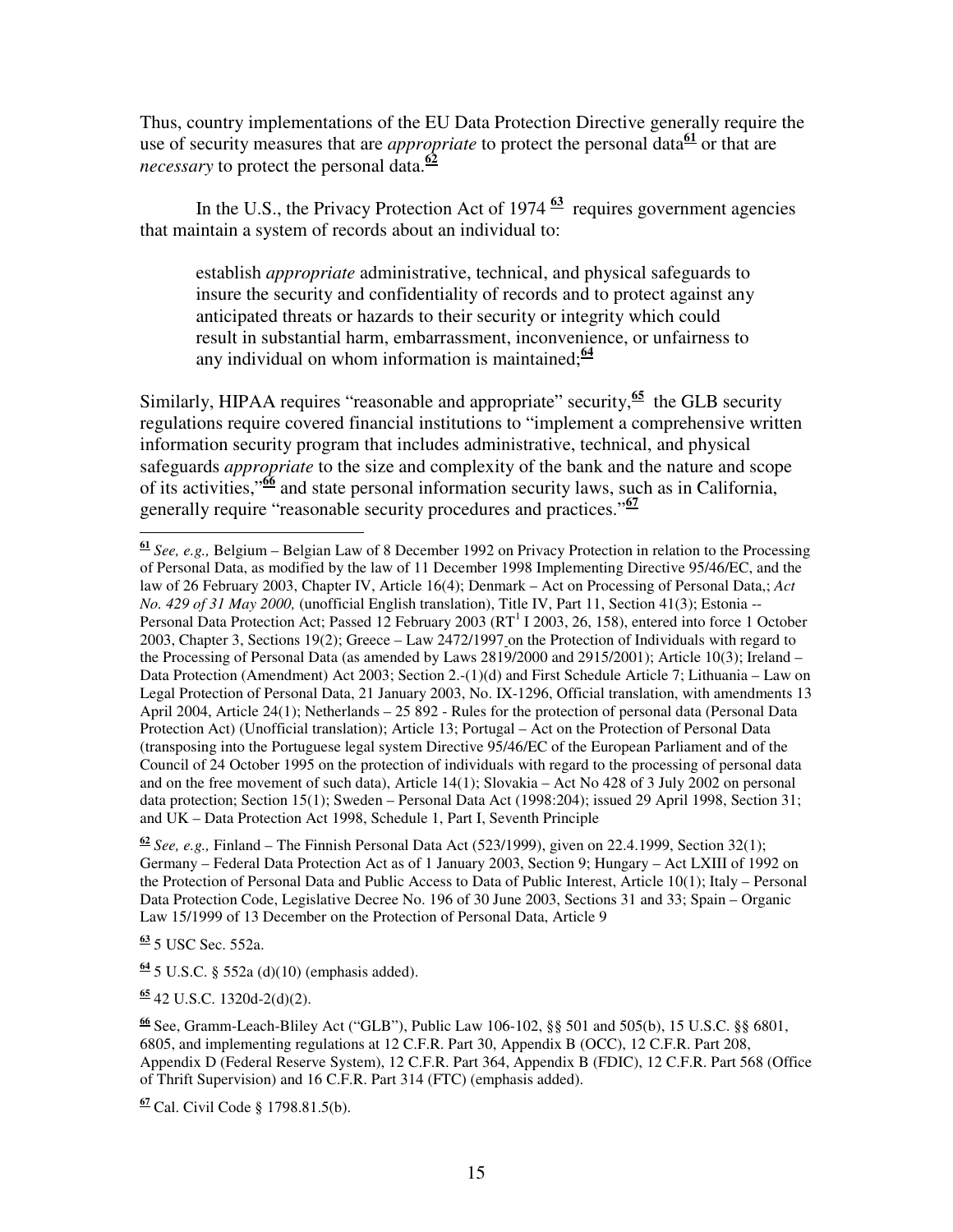Thus, country implementations of the EU Data Protection Directive generally require the use of security measures that are *appropriate* to protect the personal data[61] or that are *necessary* to protect the personal data.[62]

In the U.S., the Privacy Protection Act of 1974 [63] requires government agencies that maintain a system of records about an individual to:

> establish *appropriate* administrative, technical, and physical safeguards to insure the security and confidentiality of records and to protect against any anticipated threats or hazards to their security or integrity which could result in substantial harm, embarrassment, inconvenience, or unfairness to any individual on whom information is maintained;[64]

Similarly, HIPAA requires "reasonable and appropriate" security,[65] the GLB security regulations require covered financial institutions to "implement a comprehensive written information security program that includes administrative, technical, and physical safeguards *appropriate* to the size and complexity of the bank and the nature and scope of its activities,"[66] and state personal information security laws, such as in California, generally require "reasonable security procedures and practices."[67]

---

[61] *See, e.g.,* Belgium – Belgian Law of 8 December 1992 on Privacy Protection in relation to the Processing of Personal Data, as modified by the law of 11 December 1998 Implementing Directive 95/46/EC, and the law of 26 February 2003, Chapter IV, Article 16(4); Denmark – Act on Processing of Personal Data,; *Act No. 429 of 31 May 2000,* (unofficial English translation), Title IV, Part 11, Section 41(3); Estonia -- Personal Data Protection Act; Passed 12 February 2003 (RT[1] I 2003, 26, 158), entered into force 1 October 2003, Chapter 3, Sections 19(2); Greece – Law 2472/1997 on the Protection of Individuals with regard to the Processing of Personal Data (as amended by Laws 2819/2000 and 2915/2001); Article 10(3); Ireland – Data Protection (Amendment) Act 2003; Section 2.-(1)(d) and First Schedule Article 7; Lithuania – Law on Legal Protection of Personal Data, 21 January 2003, No. IX-1296, Official translation, with amendments 13 April 2004, Article 24(1); Netherlands – 25 892 - Rules for the protection of personal data (Personal Data Protection Act) (Unofficial translation); Article 13; Portugal – Act on the Protection of Personal Data (transposing into the Portuguese legal system Directive 95/46/EC of the European Parliament and of the Council of 24 October 1995 on the protection of individuals with regard to the processing of personal data and on the free movement of such data), Article 14(1); Slovakia – Act No 428 of 3 July 2002 on personal data protection; Section 15(1); Sweden – Personal Data Act (1998:204); issued 29 April 1998, Section 31; and UK – Data Protection Act 1998, Schedule 1, Part I, Seventh Principle

[62] *See, e.g.,* Finland – The Finnish Personal Data Act (523/1999), given on 22.4.1999, Section 32(1); Germany – Federal Data Protection Act as of 1 January 2003, Section 9; Hungary – Act LXIII of 1992 on the Protection of Personal Data and Public Access to Data of Public Interest, Article 10(1); Italy – Personal Data Protection Code, Legislative Decree No. 196 of 30 June 2003, Sections 31 and 33; Spain – Organic Law 15/1999 of 13 December on the Protection of Personal Data, Article 9

[63] 5 USC Sec. 552a.

[64] 5 U.S.C. § 552a (d)(10) (emphasis added).

[65] 42 U.S.C. 1320d-2(d)(2).

[66] See, Gramm-Leach-Bliley Act ("GLB"), Public Law 106-102, §§ 501 and 505(b), 15 U.S.C. §§ 6801, 6805, and implementing regulations at 12 C.F.R. Part 30, Appendix B (OCC), 12 C.F.R. Part 208, Appendix D (Federal Reserve System), 12 C.F.R. Part 364, Appendix B (FDIC), 12 C.F.R. Part 568 (Office of Thrift Supervision) and 16 C.F.R. Part 314 (FTC) (emphasis added).

[67] Cal. Civil Code § 1798.81.5(b).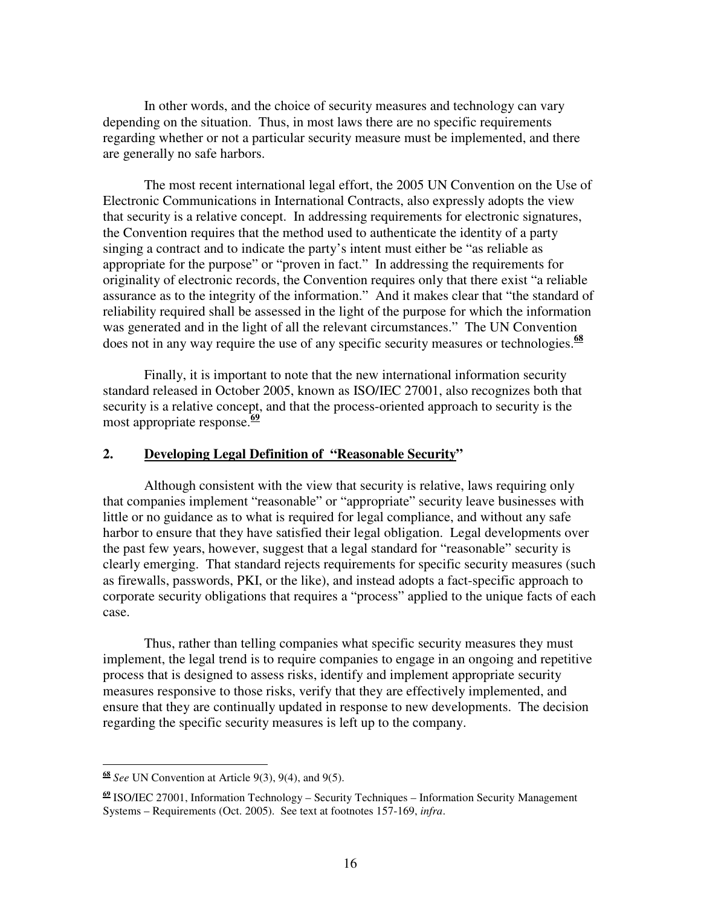In other words, and the choice of security measures and technology can vary depending on the situation. Thus, in most laws there are no specific requirements regarding whether or not a particular security measure must be implemented, and there are generally no safe harbors.

The most recent international legal effort, the 2005 UN Convention on the Use of Electronic Communications in International Contracts, also expressly adopts the view that security is a relative concept. In addressing requirements for electronic signatures, the Convention requires that the method used to authenticate the identity of a party singing a contract and to indicate the party's intent must either be "as reliable as appropriate for the purpose" or "proven in fact." In addressing the requirements for originality of electronic records, the Convention requires only that there exist "a reliable assurance as to the integrity of the information." And it makes clear that "the standard of reliability required shall be assessed in the light of the purpose for which the information was generated and in the light of all the relevant circumstances." The UN Convention does not in any way require the use of any specific security measures or technologies.[68]

Finally, it is important to note that the new international information security standard released in October 2005, known as ISO/IEC 27001, also recognizes both that security is a relative concept, and that the process-oriented approach to security is the most appropriate response.[69]

## 2. Developing Legal Definition of "Reasonable Security"

Although consistent with the view that security is relative, laws requiring only that companies implement "reasonable" or "appropriate" security leave businesses with little or no guidance as to what is required for legal compliance, and without any safe harbor to ensure that they have satisfied their legal obligation. Legal developments over the past few years, however, suggest that a legal standard for "reasonable" security is clearly emerging. That standard rejects requirements for specific security measures (such as firewalls, passwords, PKI, or the like), and instead adopts a fact-specific approach to corporate security obligations that requires a "process" applied to the unique facts of each case.

Thus, rather than telling companies what specific security measures they must implement, the legal trend is to require companies to engage in an ongoing and repetitive process that is designed to assess risks, identify and implement appropriate security measures responsive to those risks, verify that they are effectively implemented, and ensure that they are continually updated in response to new developments. The decision regarding the specific security measures is left up to the company.

---

[68] *See* UN Convention at Article 9(3), 9(4), and 9(5).

[69] ISO/IEC 27001, Information Technology – Security Techniques – Information Security Management Systems – Requirements (Oct. 2005). See text at footnotes 157-169, *infra*.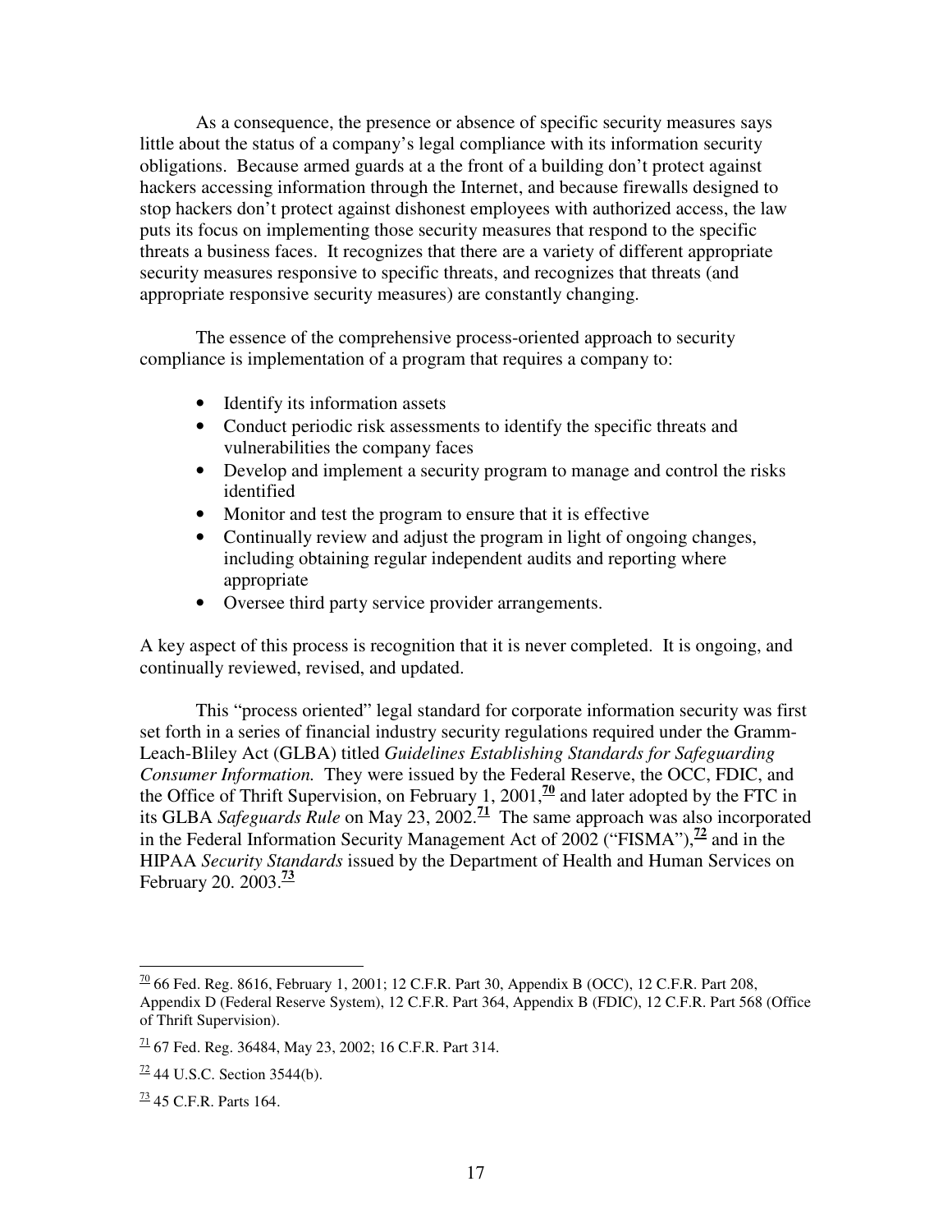As a consequence, the presence or absence of specific security measures says little about the status of a company's legal compliance with its information security obligations. Because armed guards at a the front of a building don't protect against hackers accessing information through the Internet, and because firewalls designed to stop hackers don't protect against dishonest employees with authorized access, the law puts its focus on implementing those security measures that respond to the specific threats a business faces. It recognizes that there are a variety of different appropriate security measures responsive to specific threats, and recognizes that threats (and appropriate responsive security measures) are constantly changing.

The essence of the comprehensive process-oriented approach to security compliance is implementation of a program that requires a company to:

- Identify its information assets
- Conduct periodic risk assessments to identify the specific threats and vulnerabilities the company faces
- Develop and implement a security program to manage and control the risks identified
- Monitor and test the program to ensure that it is effective
- Continually review and adjust the program in light of ongoing changes, including obtaining regular independent audits and reporting where appropriate
- Oversee third party service provider arrangements.

A key aspect of this process is recognition that it is never completed. It is ongoing, and continually reviewed, revised, and updated.

This "process oriented" legal standard for corporate information security was first set forth in a series of financial industry security regulations required under the Gramm-Leach-Bliley Act (GLBA) titled *Guidelines Establishing Standards for Safeguarding Consumer Information.* They were issued by the Federal Reserve, the OCC, FDIC, and the Office of Thrift Supervision, on February 1, 2001,[70] and later adopted by the FTC in its GLBA *Safeguards Rule* on May 23, 2002.[71] The same approach was also incorporated in the Federal Information Security Management Act of 2002 ("FISMA"),[72] and in the HIPAA *Security Standards* issued by the Department of Health and Human Services on February 20. 2003.[73]

---

[70] 66 Fed. Reg. 8616, February 1, 2001; 12 C.F.R. Part 30, Appendix B (OCC), 12 C.F.R. Part 208, Appendix D (Federal Reserve System), 12 C.F.R. Part 364, Appendix B (FDIC), 12 C.F.R. Part 568 (Office of Thrift Supervision).

[71] 67 Fed. Reg. 36484, May 23, 2002; 16 C.F.R. Part 314.

[72] 44 U.S.C. Section 3544(b).

[73] 45 C.F.R. Parts 164.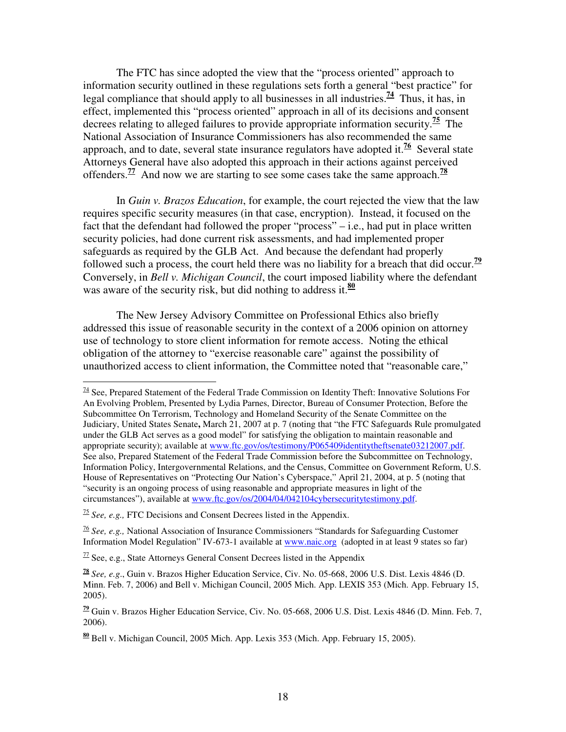The FTC has since adopted the view that the "process oriented" approach to information security outlined in these regulations sets forth a general "best practice" for legal compliance that should apply to all businesses in all industries.[74] Thus, it has, in effect, implemented this "process oriented" approach in all of its decisions and consent decrees relating to alleged failures to provide appropriate information security.[75] The National Association of Insurance Commissioners has also recommended the same approach, and to date, several state insurance regulators have adopted it.[76] Several state Attorneys General have also adopted this approach in their actions against perceived offenders.[77] And now we are starting to see some cases take the same approach.[78]

In *Guin v. Brazos Education*, for example, the court rejected the view that the law requires specific security measures (in that case, encryption). Instead, it focused on the fact that the defendant had followed the proper "process" – i.e., had put in place written security policies, had done current risk assessments, and had implemented proper safeguards as required by the GLB Act. And because the defendant had properly followed such a process, the court held there was no liability for a breach that did occur.[79] Conversely, in *Bell v. Michigan Council*, the court imposed liability where the defendant was aware of the security risk, but did nothing to address it.[80]

The New Jersey Advisory Committee on Professional Ethics also briefly addressed this issue of reasonable security in the context of a 2006 opinion on attorney use of technology to store client information for remote access. Noting the ethical obligation of the attorney to "exercise reasonable care" against the possibility of unauthorized access to client information, the Committee noted that "reasonable care,"

---

[74] See, Prepared Statement of the Federal Trade Commission on Identity Theft: Innovative Solutions For An Evolving Problem, Presented by Lydia Parnes, Director, Bureau of Consumer Protection, Before the Subcommittee On Terrorism, Technology and Homeland Security of the Senate Committee on the Judiciary, United States Senate**,** March 21, 2007 at p. 7 (noting that "the FTC Safeguards Rule promulgated under the GLB Act serves as a good model" for satisfying the obligation to maintain reasonable and appropriate security); available at www.ftc.gov/os/testimony/P065409identitytheftsenate03212007.pdf. See also, Prepared Statement of the Federal Trade Commission before the Subcommittee on Technology, Information Policy, Intergovernmental Relations, and the Census, Committee on Government Reform, U.S. House of Representatives on "Protecting Our Nation's Cyberspace," April 21, 2004, at p. 5 (noting that "security is an ongoing process of using reasonable and appropriate measures in light of the circumstances"), available at www.ftc.gov/os/2004/04/042104cybersecuritytestimony.pdf.

[75] *See, e.g.,* FTC Decisions and Consent Decrees listed in the Appendix.

[76] *See, e.g.,* National Association of Insurance Commissioners "Standards for Safeguarding Customer Information Model Regulation" IV-673-1 available at www.naic.org (adopted in at least 9 states so far)

[77] See, e.g., State Attorneys General Consent Decrees listed in the Appendix

[78] *See, e.g*., Guin v. Brazos Higher Education Service, Civ. No. 05-668, 2006 U.S. Dist. Lexis 4846 (D. Minn. Feb. 7, 2006) and Bell v. Michigan Council, 2005 Mich. App. LEXIS 353 (Mich. App. February 15, 2005).

[79] Guin v. Brazos Higher Education Service, Civ. No. 05-668, 2006 U.S. Dist. Lexis 4846 (D. Minn. Feb. 7, 2006).

[80] Bell v. Michigan Council, 2005 Mich. App. Lexis 353 (Mich. App. February 15, 2005).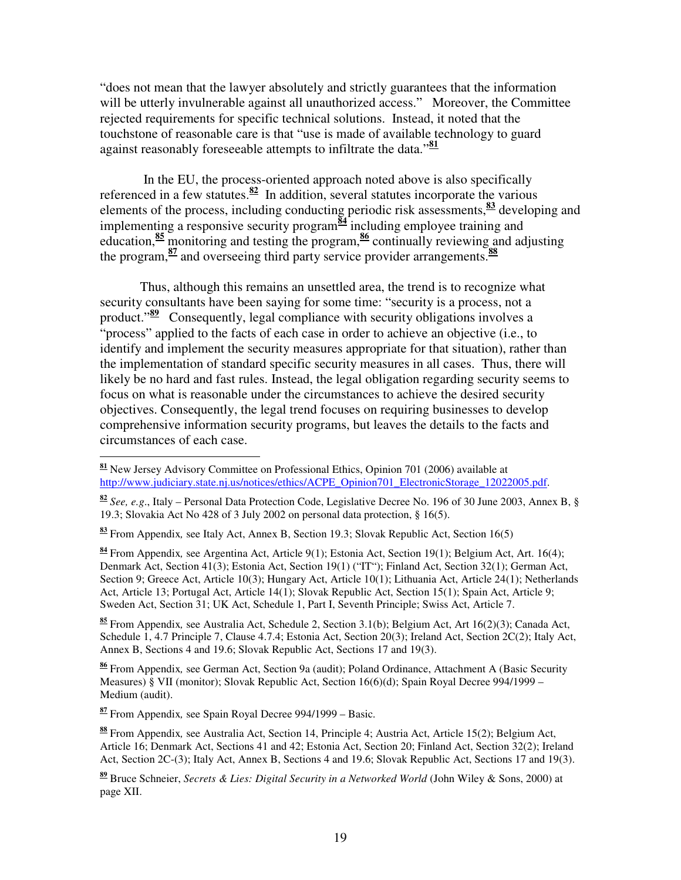"does not mean that the lawyer absolutely and strictly guarantees that the information will be utterly invulnerable against all unauthorized access." Moreover, the Committee rejected requirements for specific technical solutions. Instead, it noted that the touchstone of reasonable care is that "use is made of available technology to guard against reasonably foreseeable attempts to infiltrate the data."[81]

In the EU, the process-oriented approach noted above is also specifically referenced in a few statutes.[82] In addition, several statutes incorporate the various elements of the process, including conducting periodic risk assessments,[83] developing and implementing a responsive security program[84] including employee training and education,[85] monitoring and testing the program,[86] continually reviewing and adjusting the program,[87] and overseeing third party service provider arrangements.[88]

Thus, although this remains an unsettled area, the trend is to recognize what security consultants have been saying for some time: "security is a process, not a product."[89] Consequently, legal compliance with security obligations involves a "process" applied to the facts of each case in order to achieve an objective (i.e., to identify and implement the security measures appropriate for that situation), rather than the implementation of standard specific security measures in all cases. Thus, there will likely be no hard and fast rules. Instead, the legal obligation regarding security seems to focus on what is reasonable under the circumstances to achieve the desired security objectives. Consequently, the legal trend focuses on requiring businesses to develop comprehensive information security programs, but leaves the details to the facts and circumstances of each case.

---

[81] New Jersey Advisory Committee on Professional Ethics, Opinion 701 (2006) available at http://www.judiciary.state.nj.us/notices/ethics/ACPE_Opinion701_ElectronicStorage_12022005.pdf.

[82] *See, e.g.*, Italy – Personal Data Protection Code, Legislative Decree No. 196 of 30 June 2003, Annex B, § 19.3; Slovakia Act No 428 of 3 July 2002 on personal data protection, § 16(5).

[83] From Appendix, see Italy Act, Annex B, Section 19.3; Slovak Republic Act, Section 16(5)

[84] From Appendix, see Argentina Act, Article 9(1); Estonia Act, Section 19(1); Belgium Act, Art. 16(4); Denmark Act, Section 41(3); Estonia Act, Section 19(1) ("IT"); Finland Act, Section 32(1); German Act, Section 9; Greece Act, Article 10(3); Hungary Act, Article 10(1); Lithuania Act, Article 24(1); Netherlands Act, Article 13; Portugal Act, Article 14(1); Slovak Republic Act, Section 15(1); Spain Act, Article 9; Sweden Act, Section 31; UK Act, Schedule 1, Part I, Seventh Principle; Swiss Act, Article 7.

[85] From Appendix, see Australia Act, Schedule 2, Section 3.1(b); Belgium Act, Art 16(2)(3); Canada Act, Schedule 1, 4.7 Principle 7, Clause 4.7.4; Estonia Act, Section 20(3); Ireland Act, Section 2C(2); Italy Act, Annex B, Sections 4 and 19.6; Slovak Republic Act, Sections 17 and 19(3).

[86] From Appendix, see German Act, Section 9a (audit); Poland Ordinance, Attachment A (Basic Security Measures) § VII (monitor); Slovak Republic Act, Section 16(6)(d); Spain Royal Decree 994/1999 – Medium (audit).

[87] From Appendix, see Spain Royal Decree 994/1999 – Basic.

[88] From Appendix, see Australia Act, Section 14, Principle 4; Austria Act, Article 15(2); Belgium Act, Article 16; Denmark Act, Sections 41 and 42; Estonia Act, Section 20; Finland Act, Section 32(2); Ireland Act, Section 2C-(3); Italy Act, Annex B, Sections 4 and 19.6; Slovak Republic Act, Sections 17 and 19(3).

[89] Bruce Schneier, *Secrets & Lies: Digital Security in a Networked World* (John Wiley & Sons, 2000) at page XII.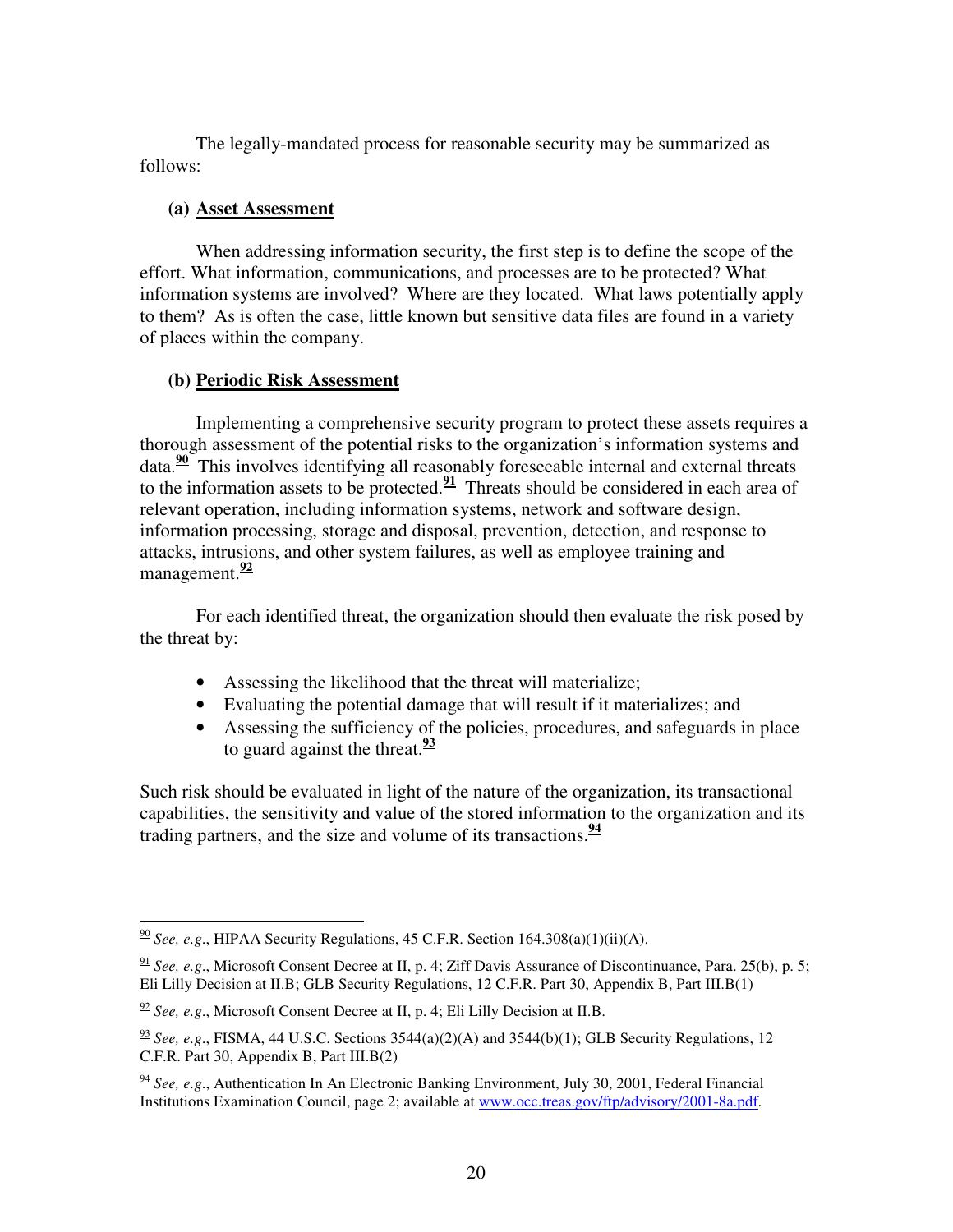The legally-mandated process for reasonable security may be summarized as follows:

**(a) Asset Assessment**

When addressing information security, the first step is to define the scope of the effort. What information, communications, and processes are to be protected? What information systems are involved? Where are they located. What laws potentially apply to them? As is often the case, little known but sensitive data files are found in a variety of places within the company.

**(b) Periodic Risk Assessment**

Implementing a comprehensive security program to protect these assets requires a thorough assessment of the potential risks to the organization's information systems and data.[90] This involves identifying all reasonably foreseeable internal and external threats to the information assets to be protected.[91] Threats should be considered in each area of relevant operation, including information systems, network and software design, information processing, storage and disposal, prevention, detection, and response to attacks, intrusions, and other system failures, as well as employee training and management.[92]

For each identified threat, the organization should then evaluate the risk posed by the threat by:

- Assessing the likelihood that the threat will materialize;
- Evaluating the potential damage that will result if it materializes; and
- Assessing the sufficiency of the policies, procedures, and safeguards in place to guard against the threat.[93]

Such risk should be evaluated in light of the nature of the organization, its transactional capabilities, the sensitivity and value of the stored information to the organization and its trading partners, and the size and volume of its transactions.[94]

---

[90] *See, e.g*., HIPAA Security Regulations, 45 C.F.R. Section 164.308(a)(1)(ii)(A).

[91] *See, e.g*., Microsoft Consent Decree at II, p. 4; Ziff Davis Assurance of Discontinuance, Para. 25(b), p. 5; Eli Lilly Decision at II.B; GLB Security Regulations, 12 C.F.R. Part 30, Appendix B, Part III.B(1)

[92] *See, e.g*., Microsoft Consent Decree at II, p. 4; Eli Lilly Decision at II.B.

[93] *See, e.g*., FISMA, 44 U.S.C. Sections 3544(a)(2)(A) and 3544(b)(1); GLB Security Regulations, 12 C.F.R. Part 30, Appendix B, Part III.B(2)

[94] *See, e.g*., Authentication In An Electronic Banking Environment, July 30, 2001, Federal Financial Institutions Examination Council, page 2; available at www.occ.treas.gov/ftp/advisory/2001-8a.pdf.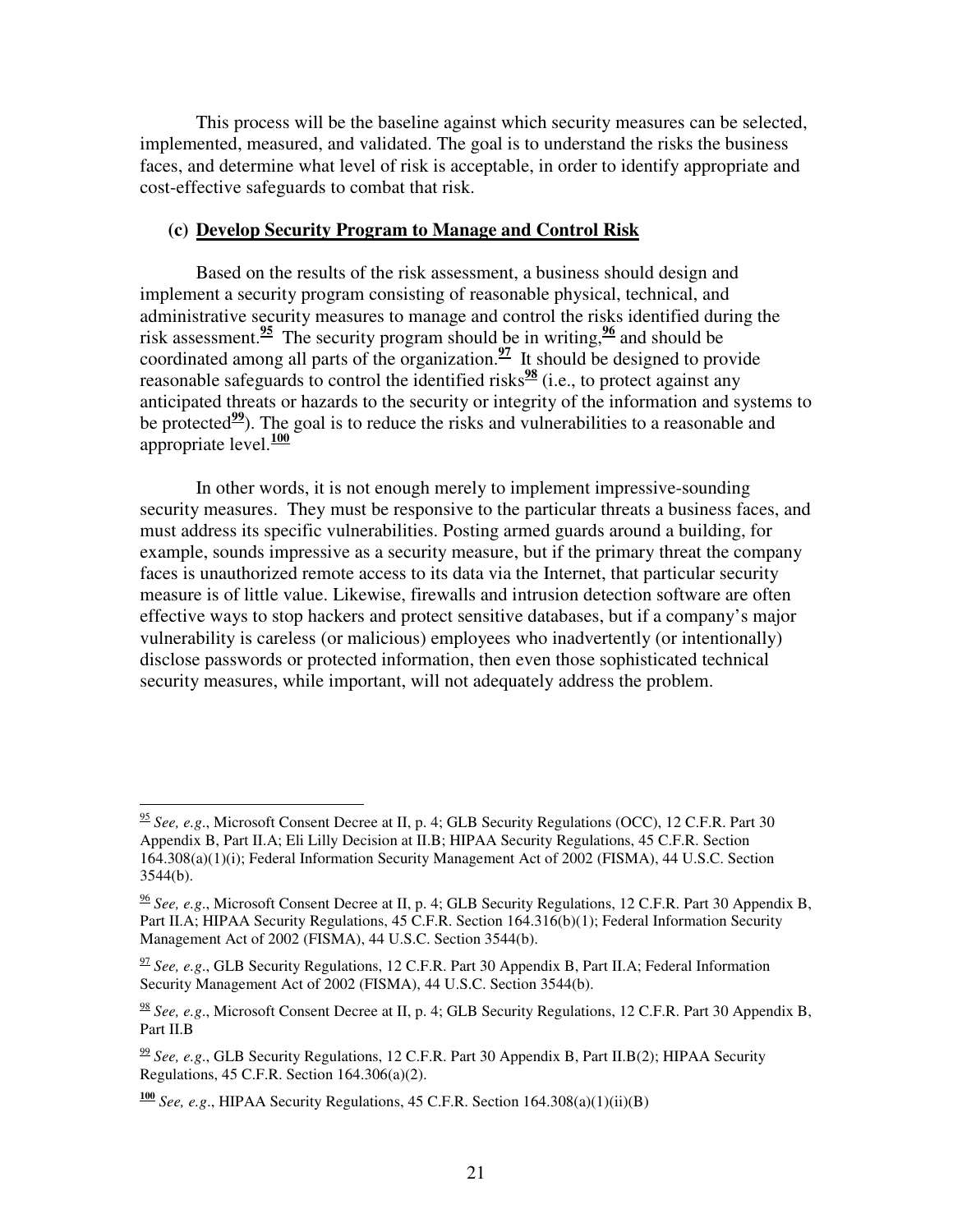This process will be the baseline against which security measures can be selected, implemented, measured, and validated. The goal is to understand the risks the business faces, and determine what level of risk is acceptable, in order to identify appropriate and cost-effective safeguards to combat that risk.

### (c) Develop Security Program to Manage and Control Risk

Based on the results of the risk assessment, a business should design and implement a security program consisting of reasonable physical, technical, and administrative security measures to manage and control the risks identified during the risk assessment.[95] The security program should be in writing,[96] and should be coordinated among all parts of the organization.[97] It should be designed to provide reasonable safeguards to control the identified risks[98] (i.e., to protect against any anticipated threats or hazards to the security or integrity of the information and systems to be protected[99]). The goal is to reduce the risks and vulnerabilities to a reasonable and appropriate level.[100]

In other words, it is not enough merely to implement impressive-sounding security measures. They must be responsive to the particular threats a business faces, and must address its specific vulnerabilities. Posting armed guards around a building, for example, sounds impressive as a security measure, but if the primary threat the company faces is unauthorized remote access to its data via the Internet, that particular security measure is of little value. Likewise, firewalls and intrusion detection software are often effective ways to stop hackers and protect sensitive databases, but if a company's major vulnerability is careless (or malicious) employees who inadvertently (or intentionally) disclose passwords or protected information, then even those sophisticated technical security measures, while important, will not adequately address the problem.

---

[95] *See, e.g*., Microsoft Consent Decree at II, p. 4; GLB Security Regulations (OCC), 12 C.F.R. Part 30 Appendix B, Part II.A; Eli Lilly Decision at II.B; HIPAA Security Regulations, 45 C.F.R. Section 164.308(a)(1)(i); Federal Information Security Management Act of 2002 (FISMA), 44 U.S.C. Section 3544(b).

[96] *See, e.g*., Microsoft Consent Decree at II, p. 4; GLB Security Regulations, 12 C.F.R. Part 30 Appendix B, Part II.A; HIPAA Security Regulations, 45 C.F.R. Section 164.316(b)(1); Federal Information Security Management Act of 2002 (FISMA), 44 U.S.C. Section 3544(b).

[97] *See, e.g*., GLB Security Regulations, 12 C.F.R. Part 30 Appendix B, Part II.A; Federal Information Security Management Act of 2002 (FISMA), 44 U.S.C. Section 3544(b).

[98] *See, e.g*., Microsoft Consent Decree at II, p. 4; GLB Security Regulations, 12 C.F.R. Part 30 Appendix B, Part II.B

[99] *See, e.g*., GLB Security Regulations, 12 C.F.R. Part 30 Appendix B, Part II.B(2); HIPAA Security Regulations, 45 C.F.R. Section 164.306(a)(2).

[100] *See, e.g*., HIPAA Security Regulations, 45 C.F.R. Section 164.308(a)(1)(ii)(B)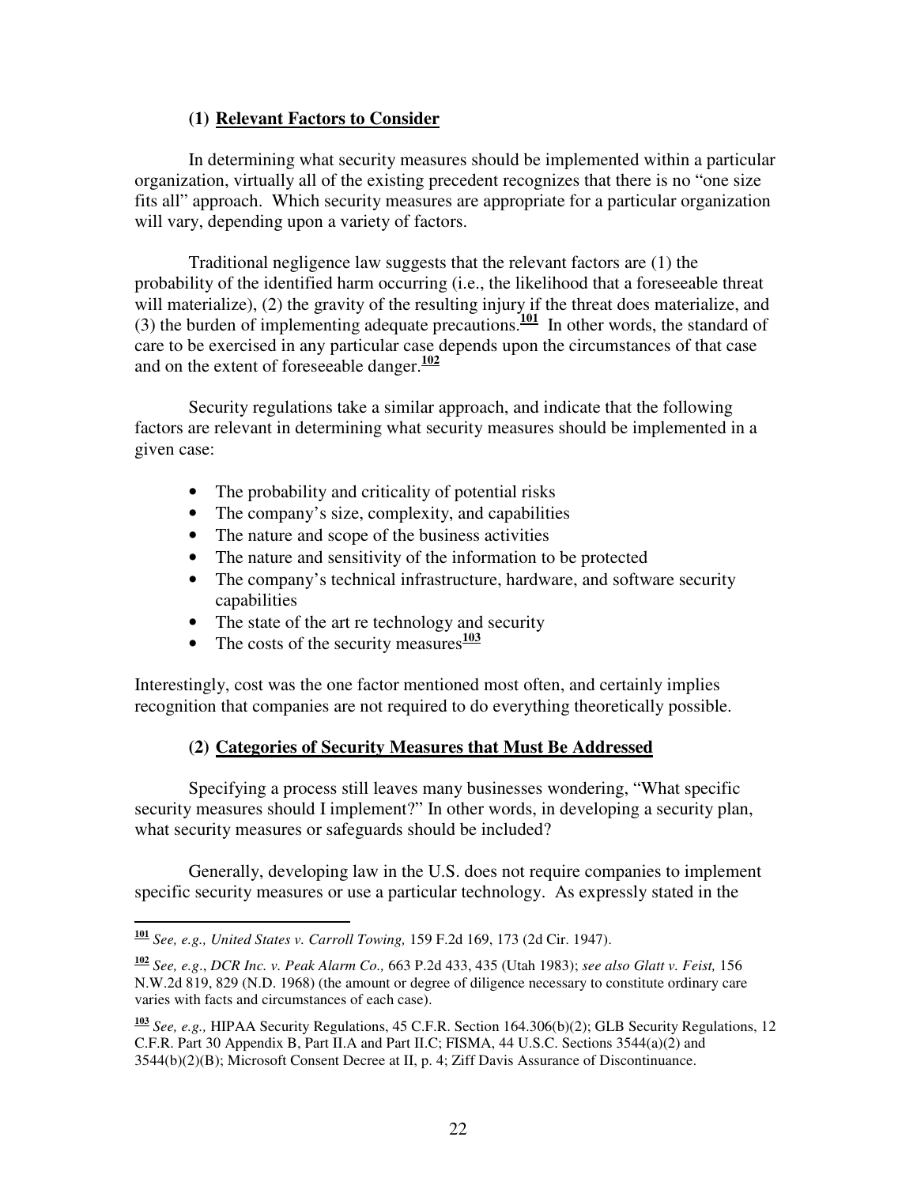### (1) Relevant Factors to Consider

In determining what security measures should be implemented within a particular organization, virtually all of the existing precedent recognizes that there is no "one size fits all" approach. Which security measures are appropriate for a particular organization will vary, depending upon a variety of factors.

Traditional negligence law suggests that the relevant factors are (1) the probability of the identified harm occurring (i.e., the likelihood that a foreseeable threat will materialize), (2) the gravity of the resulting injury if the threat does materialize, and (3) the burden of implementing adequate precautions.[101] In other words, the standard of care to be exercised in any particular case depends upon the circumstances of that case and on the extent of foreseeable danger.[102]

Security regulations take a similar approach, and indicate that the following factors are relevant in determining what security measures should be implemented in a given case:

- The probability and criticality of potential risks
- The company's size, complexity, and capabilities
- The nature and scope of the business activities
- The nature and sensitivity of the information to be protected
- The company's technical infrastructure, hardware, and software security capabilities
- The state of the art re technology and security
- The costs of the security measures[103]

Interestingly, cost was the one factor mentioned most often, and certainly implies recognition that companies are not required to do everything theoretically possible.

### (2) Categories of Security Measures that Must Be Addressed

Specifying a process still leaves many businesses wondering, "What specific security measures should I implement?" In other words, in developing a security plan, what security measures or safeguards should be included?

Generally, developing law in the U.S. does not require companies to implement specific security measures or use a particular technology. As expressly stated in the

---

[101] *See, e.g., United States v. Carroll Towing,* 159 F.2d 169, 173 (2d Cir. 1947).

[102] *See, e.g.*, *DCR Inc. v. Peak Alarm Co.,* 663 P.2d 433, 435 (Utah 1983); *see also Glatt v. Feist,* 156 N.W.2d 819, 829 (N.D. 1968) (the amount or degree of diligence necessary to constitute ordinary care varies with facts and circumstances of each case).

[103] *See, e.g.,* HIPAA Security Regulations, 45 C.F.R. Section 164.306(b)(2); GLB Security Regulations, 12 C.F.R. Part 30 Appendix B, Part II.A and Part II.C; FISMA, 44 U.S.C. Sections 3544(a)(2) and 3544(b)(2)(B); Microsoft Consent Decree at II, p. 4; Ziff Davis Assurance of Discontinuance.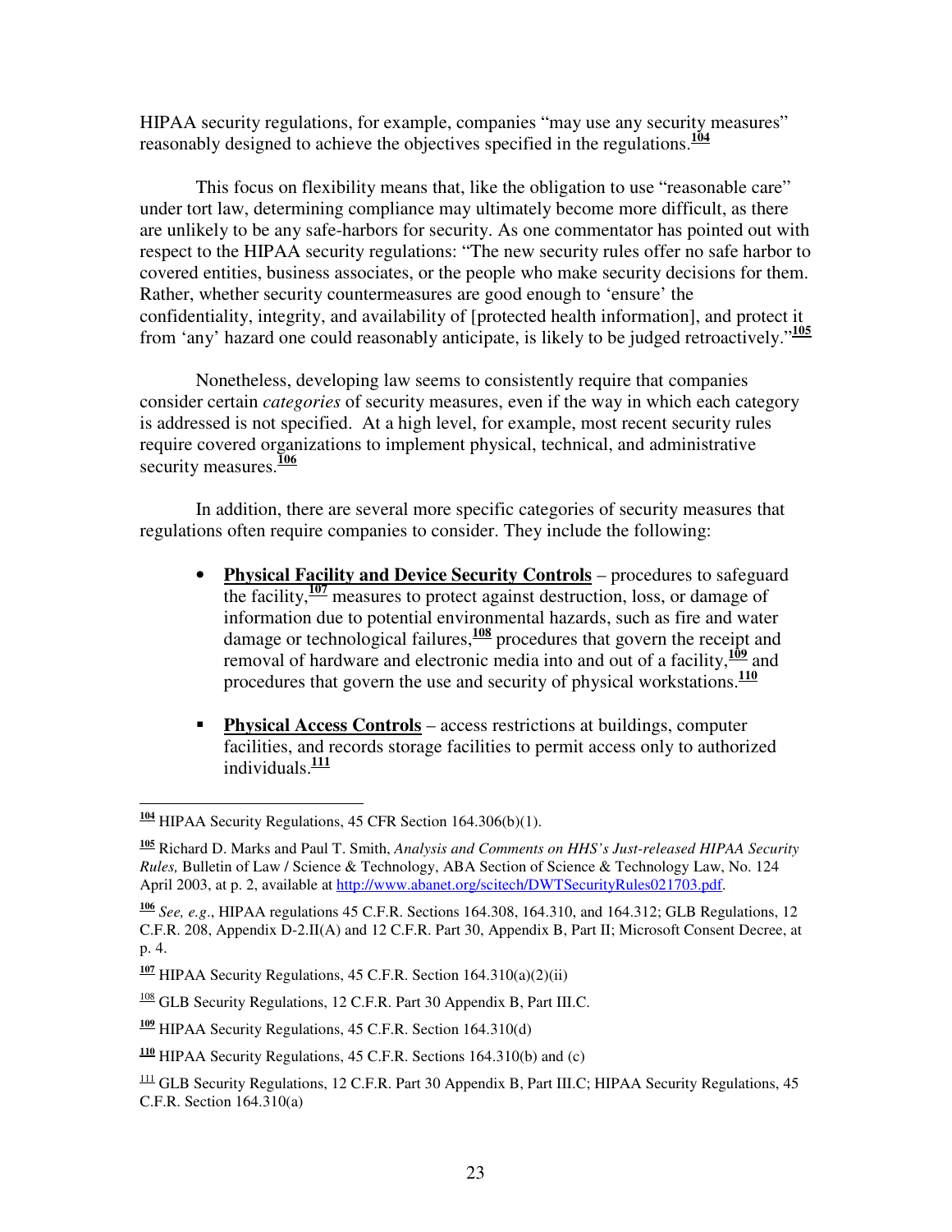HIPAA security regulations, for example, companies "may use any security measures" reasonably designed to achieve the objectives specified in the regulations.[104]

This focus on flexibility means that, like the obligation to use "reasonable care" under tort law, determining compliance may ultimately become more difficult, as there are unlikely to be any safe-harbors for security. As one commentator has pointed out with respect to the HIPAA security regulations: "The new security rules offer no safe harbor to covered entities, business associates, or the people who make security decisions for them. Rather, whether security countermeasures are good enough to 'ensure' the confidentiality, integrity, and availability of [protected health information], and protect it from 'any' hazard one could reasonably anticipate, is likely to be judged retroactively."[105]

Nonetheless, developing law seems to consistently require that companies consider certain *categories* of security measures, even if the way in which each category is addressed is not specified. At a high level, for example, most recent security rules require covered organizations to implement physical, technical, and administrative security measures.[106]

In addition, there are several more specific categories of security measures that regulations often require companies to consider. They include the following:

- **Physical Facility and Device Security Controls** – procedures to safeguard the facility,[107] measures to protect against destruction, loss, or damage of information due to potential environmental hazards, such as fire and water damage or technological failures,[108] procedures that govern the receipt and removal of hardware and electronic media into and out of a facility,[109] and procedures that govern the use and security of physical workstations.[110]

- **Physical Access Controls** – access restrictions at buildings, computer facilities, and records storage facilities to permit access only to authorized individuals.[111]

---

[104] HIPAA Security Regulations, 45 CFR Section 164.306(b)(1).

[105] Richard D. Marks and Paul T. Smith, *Analysis and Comments on HHS's Just-released HIPAA Security Rules,* Bulletin of Law / Science & Technology, ABA Section of Science & Technology Law, No. 124 April 2003, at p. 2, available at http://www.abanet.org/scitech/DWTSecurityRules021703.pdf.

[106] *See, e.g*., HIPAA regulations 45 C.F.R. Sections 164.308, 164.310, and 164.312; GLB Regulations, 12 C.F.R. 208, Appendix D-2.II(A) and 12 C.F.R. Part 30, Appendix B, Part II; Microsoft Consent Decree, at p. 4.

[107] HIPAA Security Regulations, 45 C.F.R. Section 164.310(a)(2)(ii)

[108] GLB Security Regulations, 12 C.F.R. Part 30 Appendix B, Part III.C.

[109] HIPAA Security Regulations, 45 C.F.R. Section 164.310(d)

[110] HIPAA Security Regulations, 45 C.F.R. Sections 164.310(b) and (c)

[111] GLB Security Regulations, 12 C.F.R. Part 30 Appendix B, Part III.C; HIPAA Security Regulations, 45 C.F.R. Section 164.310(a)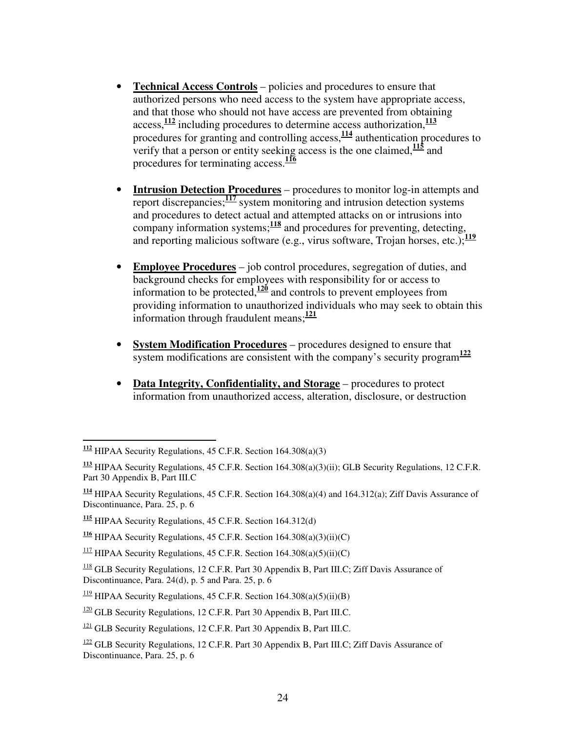- **Technical Access Controls** – policies and procedures to ensure that authorized persons who need access to the system have appropriate access, and that those who should not have access are prevented from obtaining access,[112] including procedures to determine access authorization,[113] procedures for granting and controlling access,[114] authentication procedures to verify that a person or entity seeking access is the one claimed,[115] and procedures for terminating access.[116]

- **Intrusion Detection Procedures** – procedures to monitor log-in attempts and report discrepancies;[117] system monitoring and intrusion detection systems and procedures to detect actual and attempted attacks on or intrusions into company information systems;[118] and procedures for preventing, detecting, and reporting malicious software (e.g., virus software, Trojan horses, etc.);[119]

- **Employee Procedures** – job control procedures, segregation of duties, and background checks for employees with responsibility for or access to information to be protected,[120] and controls to prevent employees from providing information to unauthorized individuals who may seek to obtain this information through fraudulent means;[121]

- **System Modification Procedures** – procedures designed to ensure that system modifications are consistent with the company's security program[122]

- **Data Integrity, Confidentiality, and Storage** – procedures to protect information from unauthorized access, alteration, disclosure, or destruction

---

[112] HIPAA Security Regulations, 45 C.F.R. Section 164.308(a)(3)

[113] HIPAA Security Regulations, 45 C.F.R. Section 164.308(a)(3)(ii); GLB Security Regulations, 12 C.F.R. Part 30 Appendix B, Part III.C

[114] HIPAA Security Regulations, 45 C.F.R. Section 164.308(a)(4) and 164.312(a); Ziff Davis Assurance of Discontinuance, Para. 25, p. 6

[115] HIPAA Security Regulations, 45 C.F.R. Section 164.312(d)

[116] HIPAA Security Regulations, 45 C.F.R. Section 164.308(a)(3)(ii)(C)

[117] HIPAA Security Regulations, 45 C.F.R. Section 164.308(a)(5)(ii)(C)

[118] GLB Security Regulations, 12 C.F.R. Part 30 Appendix B, Part III.C; Ziff Davis Assurance of Discontinuance, Para. 24(d), p. 5 and Para. 25, p. 6

[119] HIPAA Security Regulations, 45 C.F.R. Section 164.308(a)(5)(ii)(B)

[120] GLB Security Regulations, 12 C.F.R. Part 30 Appendix B, Part III.C.

[121] GLB Security Regulations, 12 C.F.R. Part 30 Appendix B, Part III.C.

[122] GLB Security Regulations, 12 C.F.R. Part 30 Appendix B, Part III.C; Ziff Davis Assurance of Discontinuance, Para. 25, p. 6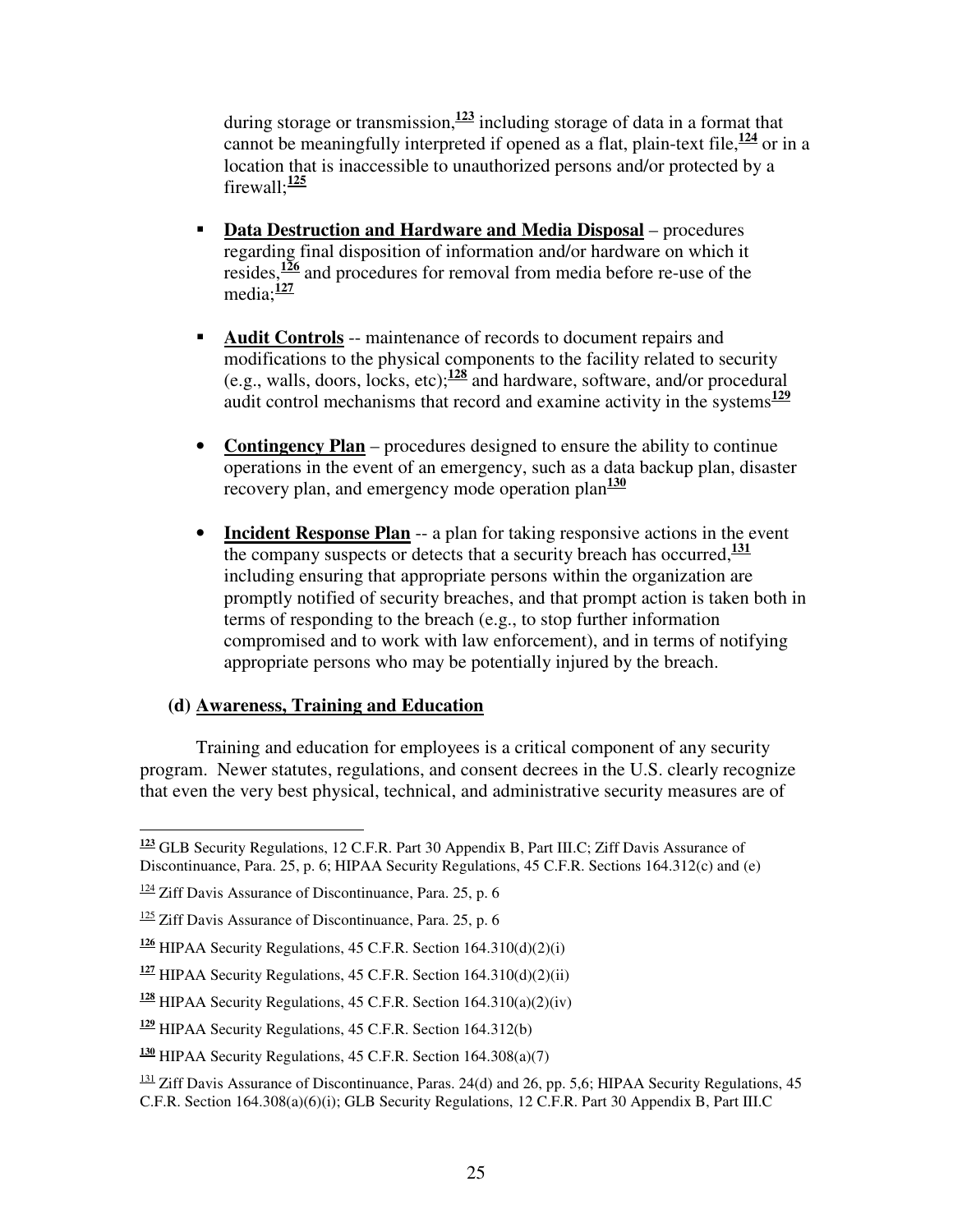during storage or transmission,[123] including storage of data in a format that cannot be meaningfully interpreted if opened as a flat, plain-text file,[124] or in a location that is inaccessible to unauthorized persons and/or protected by a firewall;[125]

- **Data Destruction and Hardware and Media Disposal** – procedures regarding final disposition of information and/or hardware on which it resides,[126] and procedures for removal from media before re-use of the media;[127]

- **Audit Controls** -- maintenance of records to document repairs and modifications to the physical components to the facility related to security (e.g., walls, doors, locks, etc);[128] and hardware, software, and/or procedural audit control mechanisms that record and examine activity in the systems[129]

- **Contingency Plan** – procedures designed to ensure the ability to continue operations in the event of an emergency, such as a data backup plan, disaster recovery plan, and emergency mode operation plan[130]

- **Incident Response Plan** -- a plan for taking responsive actions in the event the company suspects or detects that a security breach has occurred,[131] including ensuring that appropriate persons within the organization are promptly notified of security breaches, and that prompt action is taken both in terms of responding to the breach (e.g., to stop further information compromised and to work with law enforcement), and in terms of notifying appropriate persons who may be potentially injured by the breach.

**(d) Awareness, Training and Education**

Training and education for employees is a critical component of any security program. Newer statutes, regulations, and consent decrees in the U.S. clearly recognize that even the very best physical, technical, and administrative security measures are of

---

[123] GLB Security Regulations, 12 C.F.R. Part 30 Appendix B, Part III.C; Ziff Davis Assurance of Discontinuance, Para. 25, p. 6; HIPAA Security Regulations, 45 C.F.R. Sections 164.312(c) and (e)

[124] Ziff Davis Assurance of Discontinuance, Para. 25, p. 6

[125] Ziff Davis Assurance of Discontinuance, Para. 25, p. 6

[126] HIPAA Security Regulations, 45 C.F.R. Section 164.310(d)(2)(i)

[127] HIPAA Security Regulations, 45 C.F.R. Section 164.310(d)(2)(ii)

[128] HIPAA Security Regulations, 45 C.F.R. Section 164.310(a)(2)(iv)

[129] HIPAA Security Regulations, 45 C.F.R. Section 164.312(b)

[130] HIPAA Security Regulations, 45 C.F.R. Section 164.308(a)(7)

[131] Ziff Davis Assurance of Discontinuance, Paras. 24(d) and 26, pp. 5,6; HIPAA Security Regulations, 45 C.F.R. Section 164.308(a)(6)(i); GLB Security Regulations, 12 C.F.R. Part 30 Appendix B, Part III.C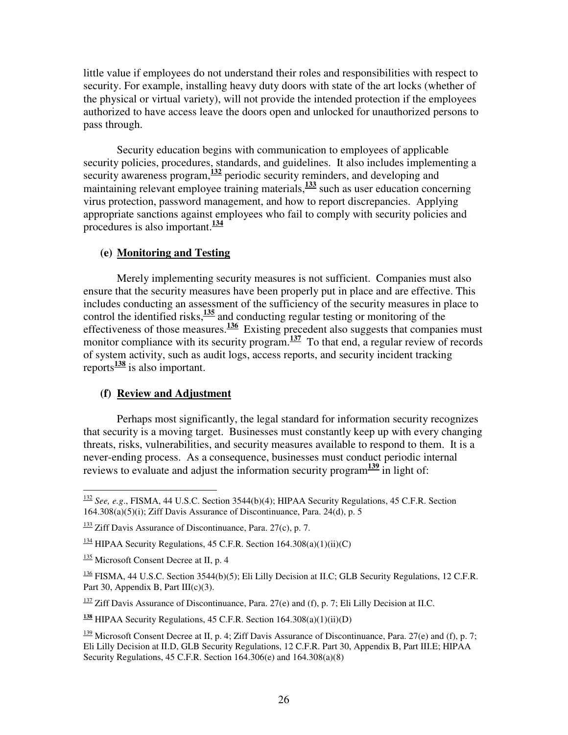little value if employees do not understand their roles and responsibilities with respect to security. For example, installing heavy duty doors with state of the art locks (whether of the physical or virtual variety), will not provide the intended protection if the employees authorized to have access leave the doors open and unlocked for unauthorized persons to pass through.

Security education begins with communication to employees of applicable security policies, procedures, standards, and guidelines. It also includes implementing a security awareness program,[132] periodic security reminders, and developing and maintaining relevant employee training materials,[133] such as user education concerning virus protection, password management, and how to report discrepancies. Applying appropriate sanctions against employees who fail to comply with security policies and procedures is also important.[134]

**(e) Monitoring and Testing**

Merely implementing security measures is not sufficient. Companies must also ensure that the security measures have been properly put in place and are effective. This includes conducting an assessment of the sufficiency of the security measures in place to control the identified risks,[135] and conducting regular testing or monitoring of the effectiveness of those measures.[136] Existing precedent also suggests that companies must monitor compliance with its security program.[137] To that end, a regular review of records of system activity, such as audit logs, access reports, and security incident tracking reports[138] is also important.

**(f) Review and Adjustment**

Perhaps most significantly, the legal standard for information security recognizes that security is a moving target. Businesses must constantly keep up with every changing threats, risks, vulnerabilities, and security measures available to respond to them. It is a never-ending process. As a consequence, businesses must conduct periodic internal reviews to evaluate and adjust the information security program[139] in light of:

---

[132] *See, e.g*., FISMA, 44 U.S.C. Section 3544(b)(4); HIPAA Security Regulations, 45 C.F.R. Section 164.308(a)(5)(i); Ziff Davis Assurance of Discontinuance, Para. 24(d), p. 5

[133] Ziff Davis Assurance of Discontinuance, Para. 27(c), p. 7.

[134] HIPAA Security Regulations, 45 C.F.R. Section 164.308(a)(1)(ii)(C)

[135] Microsoft Consent Decree at II, p. 4

[136] FISMA, 44 U.S.C. Section 3544(b)(5); Eli Lilly Decision at II.C; GLB Security Regulations, 12 C.F.R. Part 30, Appendix B, Part III(c)(3).

[137] Ziff Davis Assurance of Discontinuance, Para. 27(e) and (f), p. 7; Eli Lilly Decision at II.C.

[138] HIPAA Security Regulations, 45 C.F.R. Section 164.308(a)(1)(ii)(D)

[139] Microsoft Consent Decree at II, p. 4; Ziff Davis Assurance of Discontinuance, Para. 27(e) and (f), p. 7; Eli Lilly Decision at II.D, GLB Security Regulations, 12 C.F.R. Part 30, Appendix B, Part III.E; HIPAA Security Regulations, 45 C.F.R. Section 164.306(e) and 164.308(a)(8)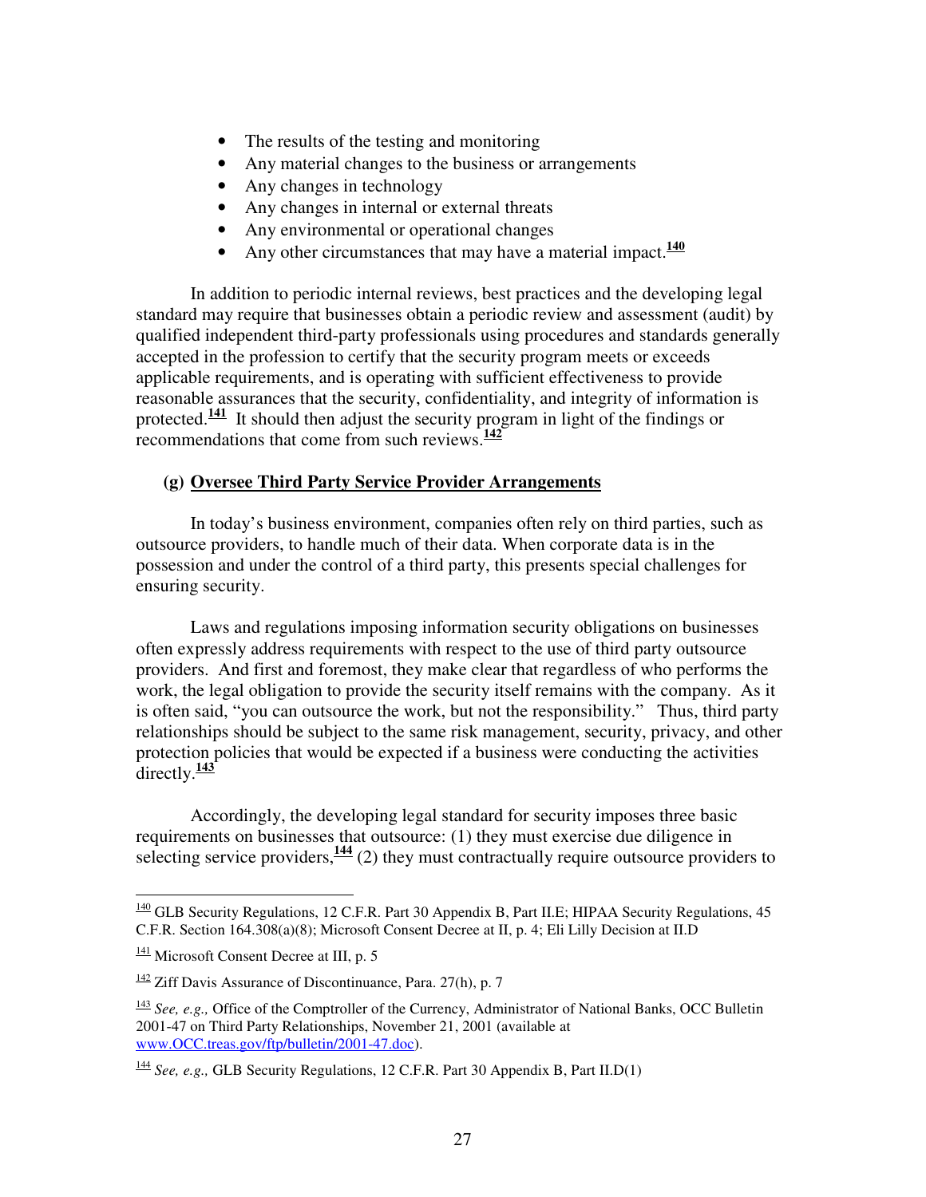- The results of the testing and monitoring
- Any material changes to the business or arrangements
- Any changes in technology
- Any changes in internal or external threats
- Any environmental or operational changes
- Any other circumstances that may have a material impact.[140]

In addition to periodic internal reviews, best practices and the developing legal standard may require that businesses obtain a periodic review and assessment (audit) by qualified independent third-party professionals using procedures and standards generally accepted in the profession to certify that the security program meets or exceeds applicable requirements, and is operating with sufficient effectiveness to provide reasonable assurances that the security, confidentiality, and integrity of information is protected.[141] It should then adjust the security program in light of the findings or recommendations that come from such reviews.[142]

### (g) Oversee Third Party Service Provider Arrangements

In today's business environment, companies often rely on third parties, such as outsource providers, to handle much of their data. When corporate data is in the possession and under the control of a third party, this presents special challenges for ensuring security.

Laws and regulations imposing information security obligations on businesses often expressly address requirements with respect to the use of third party outsource providers. And first and foremost, they make clear that regardless of who performs the work, the legal obligation to provide the security itself remains with the company. As it is often said, "you can outsource the work, but not the responsibility." Thus, third party relationships should be subject to the same risk management, security, privacy, and other protection policies that would be expected if a business were conducting the activities directly.[143]

Accordingly, the developing legal standard for security imposes three basic requirements on businesses that outsource: (1) they must exercise due diligence in selecting service providers,[144] (2) they must contractually require outsource providers to

---

[140] GLB Security Regulations, 12 C.F.R. Part 30 Appendix B, Part II.E; HIPAA Security Regulations, 45 C.F.R. Section 164.308(a)(8); Microsoft Consent Decree at II, p. 4; Eli Lilly Decision at II.D

[141] Microsoft Consent Decree at III, p. 5

[142] Ziff Davis Assurance of Discontinuance, Para. 27(h), p. 7

[143] *See, e.g.,* Office of the Comptroller of the Currency, Administrator of National Banks, OCC Bulletin 2001-47 on Third Party Relationships, November 21, 2001 (available at www.OCC.treas.gov/ftp/bulletin/2001-47.doc).

[144] *See, e.g.,* GLB Security Regulations, 12 C.F.R. Part 30 Appendix B, Part II.D(1)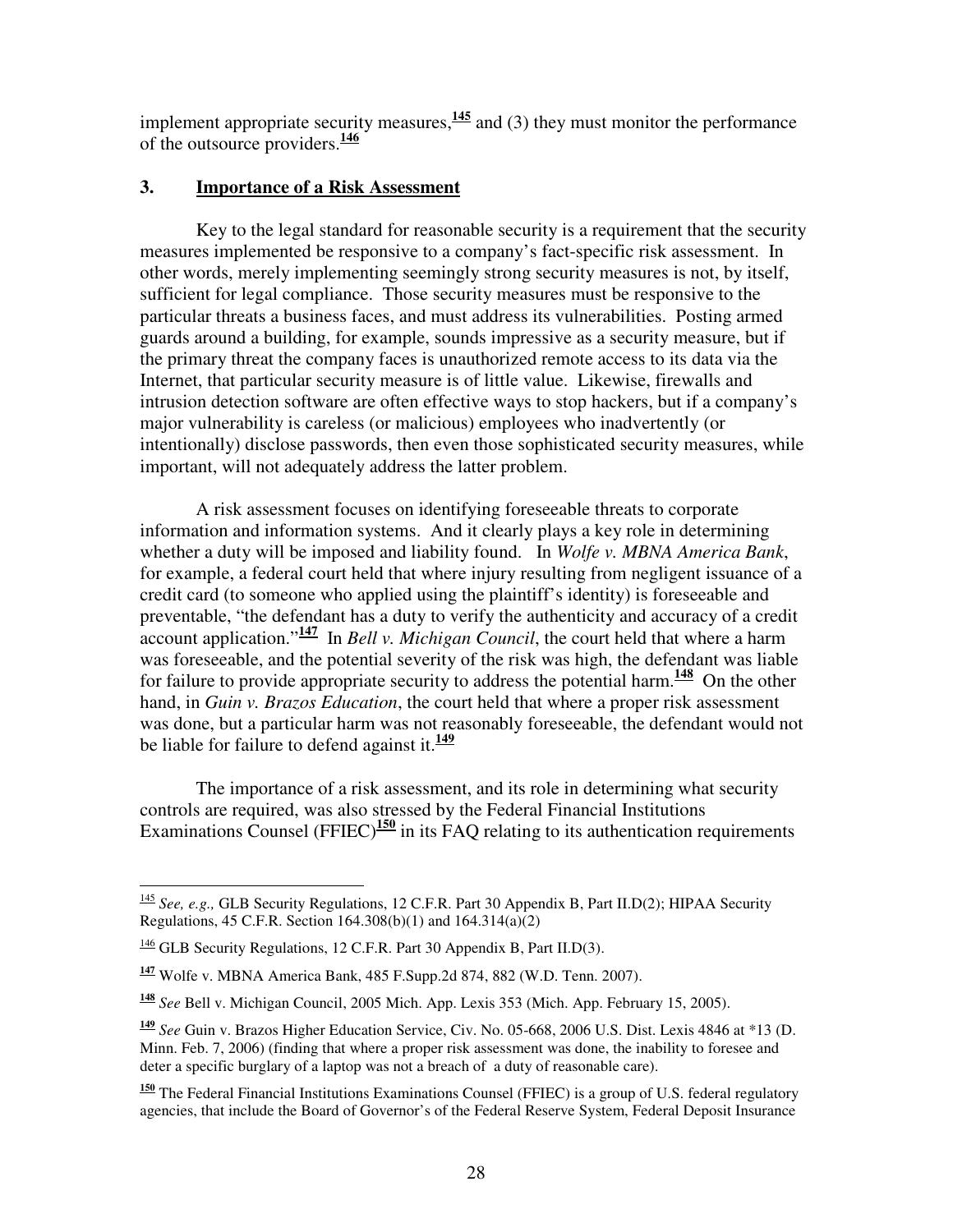implement appropriate security measures,[145] and (3) they must monitor the performance of the outsource providers.[146]

### 3. Importance of a Risk Assessment

Key to the legal standard for reasonable security is a requirement that the security measures implemented be responsive to a company's fact-specific risk assessment. In other words, merely implementing seemingly strong security measures is not, by itself, sufficient for legal compliance. Those security measures must be responsive to the particular threats a business faces, and must address its vulnerabilities. Posting armed guards around a building, for example, sounds impressive as a security measure, but if the primary threat the company faces is unauthorized remote access to its data via the Internet, that particular security measure is of little value. Likewise, firewalls and intrusion detection software are often effective ways to stop hackers, but if a company's major vulnerability is careless (or malicious) employees who inadvertently (or intentionally) disclose passwords, then even those sophisticated security measures, while important, will not adequately address the latter problem.

A risk assessment focuses on identifying foreseeable threats to corporate information and information systems. And it clearly plays a key role in determining whether a duty will be imposed and liability found. In *Wolfe v. MBNA America Bank*, for example, a federal court held that where injury resulting from negligent issuance of a credit card (to someone who applied using the plaintiff's identity) is foreseeable and preventable, "the defendant has a duty to verify the authenticity and accuracy of a credit account application."[147] In *Bell v. Michigan Council*, the court held that where a harm was foreseeable, and the potential severity of the risk was high, the defendant was liable for failure to provide appropriate security to address the potential harm.[148] On the other hand, in *Guin v. Brazos Education*, the court held that where a proper risk assessment was done, but a particular harm was not reasonably foreseeable, the defendant would not be liable for failure to defend against it.[149]

The importance of a risk assessment, and its role in determining what security controls are required, was also stressed by the Federal Financial Institutions Examinations Counsel (FFIEC)[150] in its FAQ relating to its authentication requirements

---

[145] *See, e.g.,* GLB Security Regulations, 12 C.F.R. Part 30 Appendix B, Part II.D(2); HIPAA Security Regulations, 45 C.F.R. Section 164.308(b)(1) and 164.314(a)(2)

[146] GLB Security Regulations, 12 C.F.R. Part 30 Appendix B, Part II.D(3).

[147] Wolfe v. MBNA America Bank, 485 F.Supp.2d 874, 882 (W.D. Tenn. 2007).

[148] *See* Bell v. Michigan Council, 2005 Mich. App. Lexis 353 (Mich. App. February 15, 2005).

[149] *See* Guin v. Brazos Higher Education Service, Civ. No. 05-668, 2006 U.S. Dist. Lexis 4846 at *13 (D. Minn. Feb. 7, 2006) (finding that where a proper risk assessment was done, the inability to foresee and deter a specific burglary of a laptop was not a breach of a duty of reasonable care).

[150] The Federal Financial Institutions Examinations Counsel (FFIEC) is a group of U.S. federal regulatory agencies, that include the Board of Governor's of the Federal Reserve System, Federal Deposit Insurance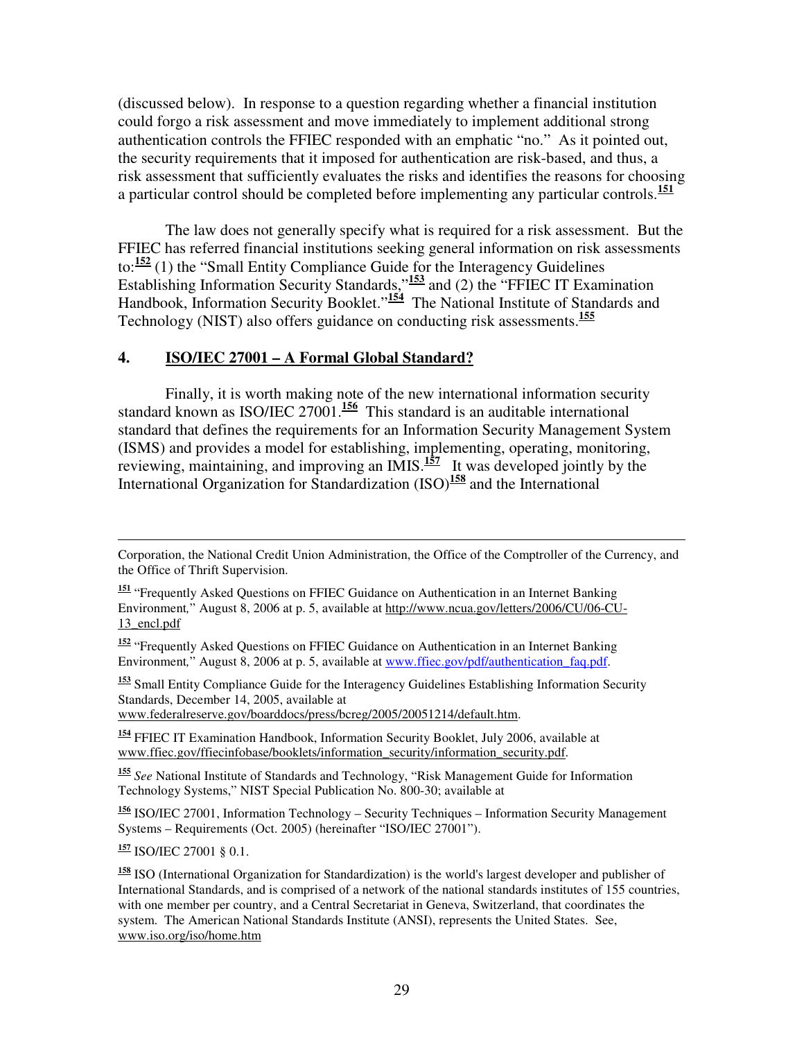(discussed below). In response to a question regarding whether a financial institution could forgo a risk assessment and move immediately to implement additional strong authentication controls the FFIEC responded with an emphatic "no." As it pointed out, the security requirements that it imposed for authentication are risk-based, and thus, a risk assessment that sufficiently evaluates the risks and identifies the reasons for choosing a particular control should be completed before implementing any particular controls.[151]

The law does not generally specify what is required for a risk assessment. But the FFIEC has referred financial institutions seeking general information on risk assessments to:[152] (1) the "Small Entity Compliance Guide for the Interagency Guidelines Establishing Information Security Standards,"[153] and (2) the "FFIEC IT Examination Handbook, Information Security Booklet."[154] The National Institute of Standards and Technology (NIST) also offers guidance on conducting risk assessments.[155]

### 4. ISO/IEC 27001 – A Formal Global Standard?

Finally, it is worth making note of the new international information security standard known as ISO/IEC 27001.[156] This standard is an auditable international standard that defines the requirements for an Information Security Management System (ISMS) and provides a model for establishing, implementing, operating, monitoring, reviewing, maintaining, and improving an IMIS.[157] It was developed jointly by the International Organization for Standardization (ISO)[158] and the International

---

Corporation, the National Credit Union Administration, the Office of the Comptroller of the Currency, and the Office of Thrift Supervision.

[151] "Frequently Asked Questions on FFIEC Guidance on Authentication in an Internet Banking Environment," August 8, 2006 at p. 5, available at http://www.ncua.gov/letters/2006/CU/06-CU-13_encl.pdf

[152] "Frequently Asked Questions on FFIEC Guidance on Authentication in an Internet Banking Environment," August 8, 2006 at p. 5, available at www.ffiec.gov/pdf/authentication_faq.pdf.

[153] Small Entity Compliance Guide for the Interagency Guidelines Establishing Information Security Standards, December 14, 2005, available at www.federalreserve.gov/boarddocs/press/bcreg/2005/20051214/default.htm.

[154] FFIEC IT Examination Handbook, Information Security Booklet, July 2006, available at www.ffiec.gov/ffiecinfobase/booklets/information_security/information_security.pdf.

[155] *See* National Institute of Standards and Technology, "Risk Management Guide for Information Technology Systems," NIST Special Publication No. 800-30; available at

[156] ISO/IEC 27001, Information Technology – Security Techniques – Information Security Management Systems – Requirements (Oct. 2005) (hereinafter "ISO/IEC 27001").

[157] ISO/IEC 27001 § 0.1.

[158] ISO (International Organization for Standardization) is the world's largest developer and publisher of International Standards, and is comprised of a network of the national standards institutes of 155 countries, with one member per country, and a Central Secretariat in Geneva, Switzerland, that coordinates the system. The American National Standards Institute (ANSI), represents the United States. See, www.iso.org/iso/home.htm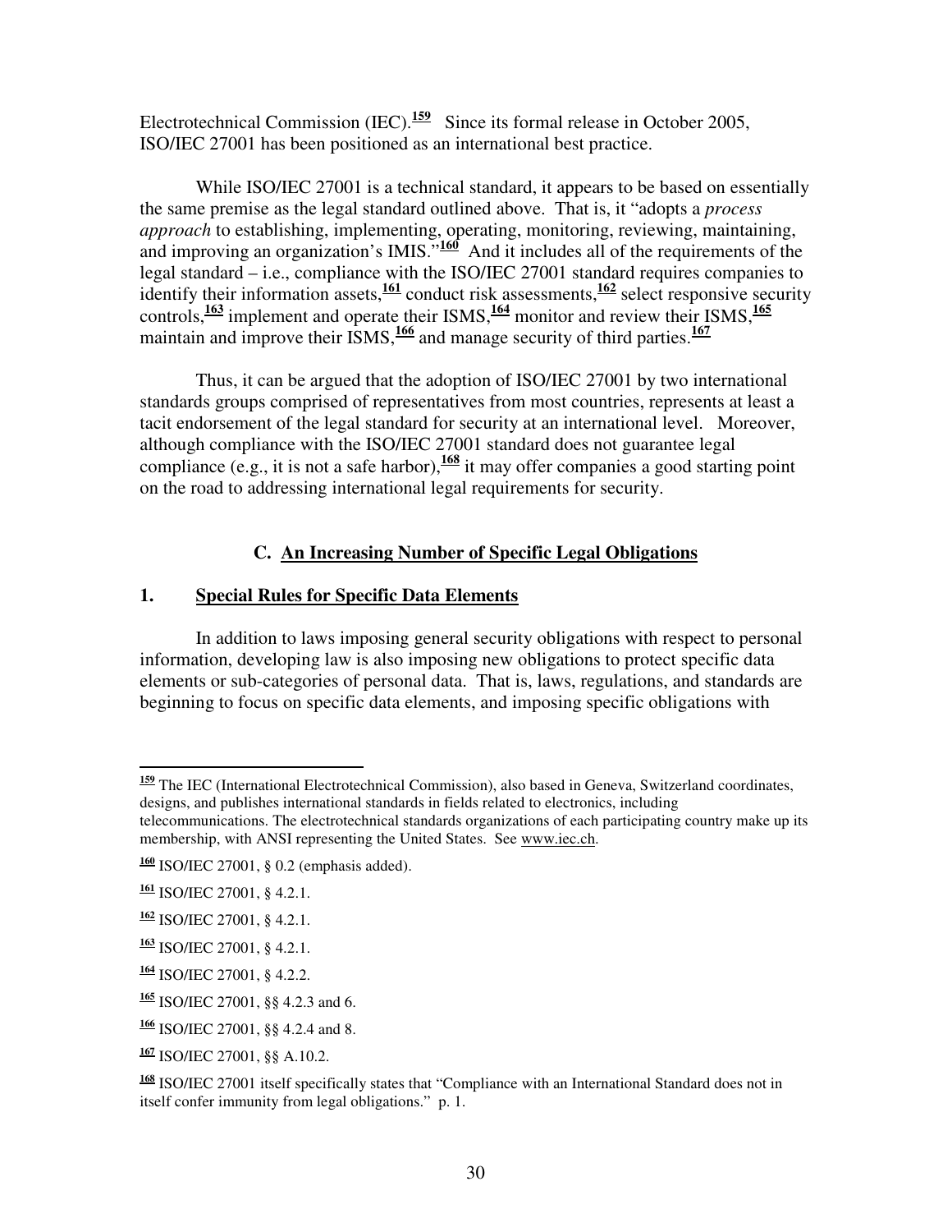Electrotechnical Commission (IEC).[159] Since its formal release in October 2005, ISO/IEC 27001 has been positioned as an international best practice.

While ISO/IEC 27001 is a technical standard, it appears to be based on essentially the same premise as the legal standard outlined above. That is, it "adopts a *process approach* to establishing, implementing, operating, monitoring, reviewing, maintaining, and improving an organization's IMIS."[160] And it includes all of the requirements of the legal standard – i.e., compliance with the ISO/IEC 27001 standard requires companies to identify their information assets,[161] conduct risk assessments,[162] select responsive security controls,[163] implement and operate their ISMS,[164] monitor and review their ISMS,[165] maintain and improve their ISMS,[166] and manage security of third parties.[167]

Thus, it can be argued that the adoption of ISO/IEC 27001 by two international standards groups comprised of representatives from most countries, represents at least a tacit endorsement of the legal standard for security at an international level. Moreover, although compliance with the ISO/IEC 27001 standard does not guarantee legal compliance (e.g., it is not a safe harbor),[168] it may offer companies a good starting point on the road to addressing international legal requirements for security.

### C. An Increasing Number of Specific Legal Obligations

#### 1. Special Rules for Specific Data Elements

In addition to laws imposing general security obligations with respect to personal information, developing law is also imposing new obligations to protect specific data elements or sub-categories of personal data. That is, laws, regulations, and standards are beginning to focus on specific data elements, and imposing specific obligations with

---

[159] The IEC (International Electrotechnical Commission), also based in Geneva, Switzerland coordinates, designs, and publishes international standards in fields related to electronics, including telecommunications. The electrotechnical standards organizations of each participating country make up its membership, with ANSI representing the United States. See www.iec.ch.

[160] ISO/IEC 27001, § 0.2 (emphasis added).

[161] ISO/IEC 27001, § 4.2.1.

[162] ISO/IEC 27001, § 4.2.1.

[163] ISO/IEC 27001, § 4.2.1.

[164] ISO/IEC 27001, § 4.2.2.

[165] ISO/IEC 27001, §§ 4.2.3 and 6.

[166] ISO/IEC 27001, §§ 4.2.4 and 8.

[167] ISO/IEC 27001, §§ A.10.2.

[168] ISO/IEC 27001 itself specifically states that "Compliance with an International Standard does not in itself confer immunity from legal obligations." p. 1.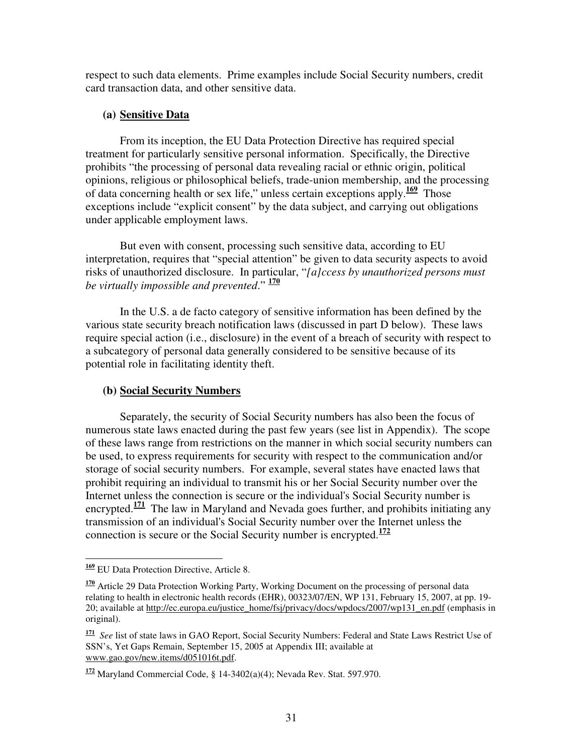respect to such data elements. Prime examples include Social Security numbers, credit card transaction data, and other sensitive data.

**(a) Sensitive Data**

From its inception, the EU Data Protection Directive has required special treatment for particularly sensitive personal information. Specifically, the Directive prohibits "the processing of personal data revealing racial or ethnic origin, political opinions, religious or philosophical beliefs, trade-union membership, and the processing of data concerning health or sex life," unless certain exceptions apply.[169] Those exceptions include "explicit consent" by the data subject, and carrying out obligations under applicable employment laws.

But even with consent, processing such sensitive data, according to EU interpretation, requires that "special attention" be given to data security aspects to avoid risks of unauthorized disclosure. In particular, "*[a]ccess by unauthorized persons must be virtually impossible and prevented*." [170]

In the U.S. a de facto category of sensitive information has been defined by the various state security breach notification laws (discussed in part D below). These laws require special action (i.e., disclosure) in the event of a breach of security with respect to a subcategory of personal data generally considered to be sensitive because of its potential role in facilitating identity theft.

**(b) Social Security Numbers**

Separately, the security of Social Security numbers has also been the focus of numerous state laws enacted during the past few years (see list in Appendix). The scope of these laws range from restrictions on the manner in which social security numbers can be used, to express requirements for security with respect to the communication and/or storage of social security numbers. For example, several states have enacted laws that prohibit requiring an individual to transmit his or her Social Security number over the Internet unless the connection is secure or the individual's Social Security number is encrypted.[171] The law in Maryland and Nevada goes further, and prohibits initiating any transmission of an individual's Social Security number over the Internet unless the connection is secure or the Social Security number is encrypted.[172]

---

[169] EU Data Protection Directive, Article 8.

[170] Article 29 Data Protection Working Party, Working Document on the processing of personal data relating to health in electronic health records (EHR), 00323/07/EN, WP 131, February 15, 2007, at pp. 19-20; available at http://ec.europa.eu/justice_home/fsj/privacy/docs/wpdocs/2007/wp131_en.pdf (emphasis in original).

[171] *See* list of state laws in GAO Report, Social Security Numbers: Federal and State Laws Restrict Use of SSN's, Yet Gaps Remain, September 15, 2005 at Appendix III; available at www.gao.gov/new.items/d051016t.pdf.

[172] Maryland Commercial Code, § 14-3402(a)(4); Nevada Rev. Stat. 597.970.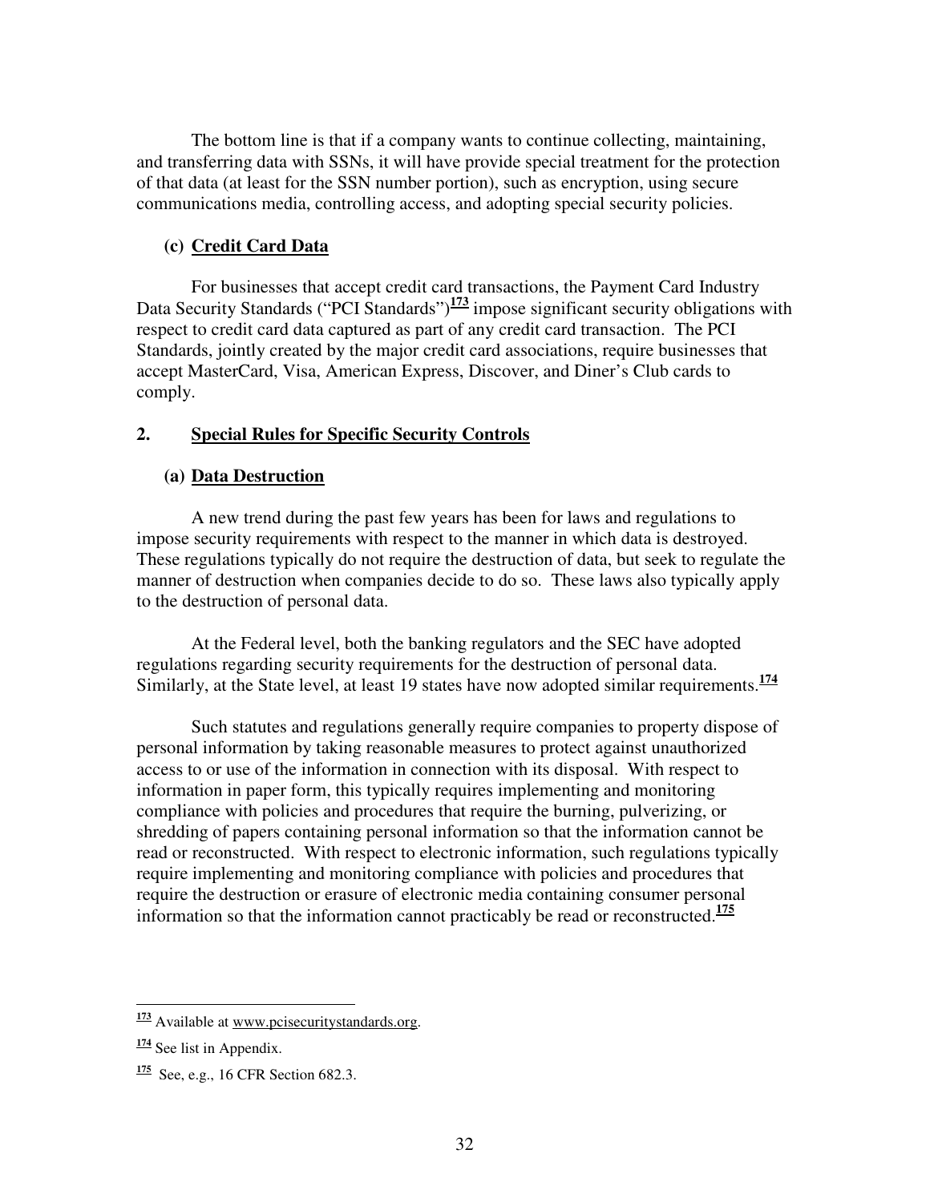The bottom line is that if a company wants to continue collecting, maintaining, and transferring data with SSNs, it will have provide special treatment for the protection of that data (at least for the SSN number portion), such as encryption, using secure communications media, controlling access, and adopting special security policies.

#### (c) Credit Card Data

For businesses that accept credit card transactions, the Payment Card Industry Data Security Standards ("PCI Standards")[173] impose significant security obligations with respect to credit card data captured as part of any credit card transaction. The PCI Standards, jointly created by the major credit card associations, require businesses that accept MasterCard, Visa, American Express, Discover, and Diner's Club cards to comply.

### 2. Special Rules for Specific Security Controls

#### (a) Data Destruction

A new trend during the past few years has been for laws and regulations to impose security requirements with respect to the manner in which data is destroyed. These regulations typically do not require the destruction of data, but seek to regulate the manner of destruction when companies decide to do so. These laws also typically apply to the destruction of personal data.

At the Federal level, both the banking regulators and the SEC have adopted regulations regarding security requirements for the destruction of personal data. Similarly, at the State level, at least 19 states have now adopted similar requirements.[174]

Such statutes and regulations generally require companies to property dispose of personal information by taking reasonable measures to protect against unauthorized access to or use of the information in connection with its disposal. With respect to information in paper form, this typically requires implementing and monitoring compliance with policies and procedures that require the burning, pulverizing, or shredding of papers containing personal information so that the information cannot be read or reconstructed. With respect to electronic information, such regulations typically require implementing and monitoring compliance with policies and procedures that require the destruction or erasure of electronic media containing consumer personal information so that the information cannot practicably be read or reconstructed.[175]

---

[173] Available at www.pcisecuritystandards.org.

[174] See list in Appendix.

[175] See, e.g., 16 CFR Section 682.3.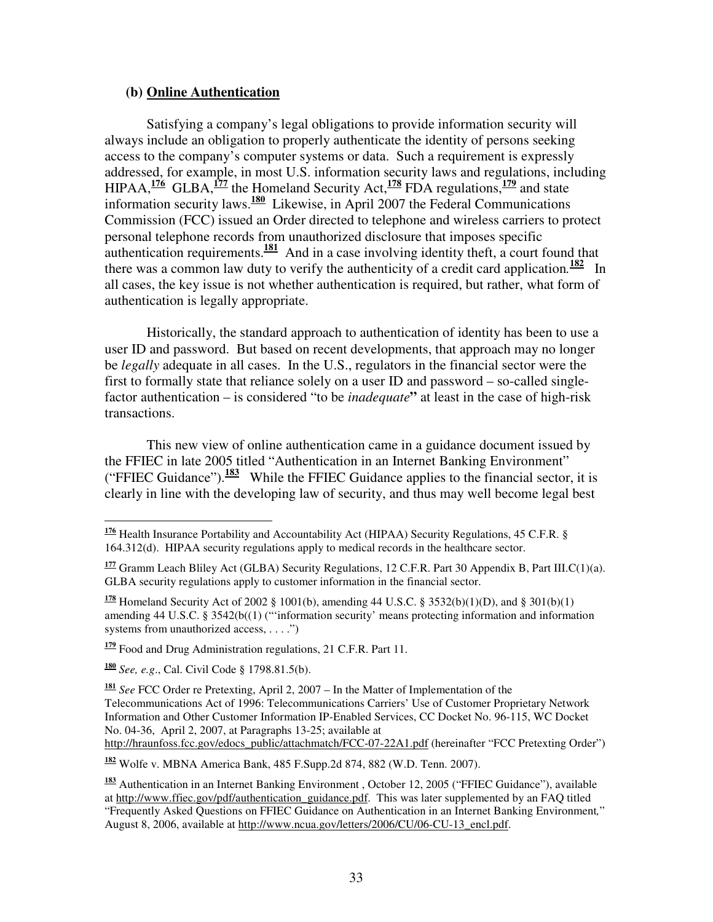### (b) Online Authentication

Satisfying a company's legal obligations to provide information security will always include an obligation to properly authenticate the identity of persons seeking access to the company's computer systems or data. Such a requirement is expressly addressed, for example, in most U.S. information security laws and regulations, including HIPAA,[176] GLBA,[177] the Homeland Security Act,[178] FDA regulations,[179] and state information security laws.[180] Likewise, in April 2007 the Federal Communications Commission (FCC) issued an Order directed to telephone and wireless carriers to protect personal telephone records from unauthorized disclosure that imposes specific authentication requirements.[181] And in a case involving identity theft, a court found that there was a common law duty to verify the authenticity of a credit card application.[182] In all cases, the key issue is not whether authentication is required, but rather, what form of authentication is legally appropriate.

Historically, the standard approach to authentication of identity has been to use a user ID and password. But based on recent developments, that approach may no longer be *legally* adequate in all cases. In the U.S., regulators in the financial sector were the first to formally state that reliance solely on a user ID and password – so-called single-factor authentication – is considered "to be *inadequate***"** at least in the case of high-risk transactions.

This new view of online authentication came in a guidance document issued by the FFIEC in late 2005 titled "Authentication in an Internet Banking Environment" ("FFIEC Guidance").[183] While the FFIEC Guidance applies to the financial sector, it is clearly in line with the developing law of security, and thus may well become legal best

---

[176] Health Insurance Portability and Accountability Act (HIPAA) Security Regulations, 45 C.F.R. § 164.312(d). HIPAA security regulations apply to medical records in the healthcare sector.

[177] Gramm Leach Bliley Act (GLBA) Security Regulations, 12 C.F.R. Part 30 Appendix B, Part III.C(1)(a). GLBA security regulations apply to customer information in the financial sector.

[178] Homeland Security Act of 2002 § 1001(b), amending 44 U.S.C. § 3532(b)(1)(D), and § 301(b)(1) amending 44 U.S.C. § 3542(b((1) ("'information security' means protecting information and information systems from unauthorized access, . . . .")

[179] Food and Drug Administration regulations, 21 C.F.R. Part 11.

[180] *See, e.g*., Cal. Civil Code § 1798.81.5(b).

[181] *See* FCC Order re Pretexting, April 2, 2007 – In the Matter of Implementation of the Telecommunications Act of 1996: Telecommunications Carriers' Use of Customer Proprietary Network Information and Other Customer Information IP-Enabled Services, CC Docket No. 96-115, WC Docket No. 04-36, April 2, 2007, at Paragraphs 13-25; available at http://hraunfoss.fcc.gov/edocs_public/attachmatch/FCC-07-22A1.pdf (hereinafter "FCC Pretexting Order")

[182] Wolfe v. MBNA America Bank, 485 F.Supp.2d 874, 882 (W.D. Tenn. 2007).

[183] Authentication in an Internet Banking Environment , October 12, 2005 ("FFIEC Guidance"), available at http://www.ffiec.gov/pdf/authentication_guidance.pdf. This was later supplemented by an FAQ titled "Frequently Asked Questions on FFIEC Guidance on Authentication in an Internet Banking Environment," August 8, 2006, available at http://www.ncua.gov/letters/2006/CU/06-CU-13_encl.pdf.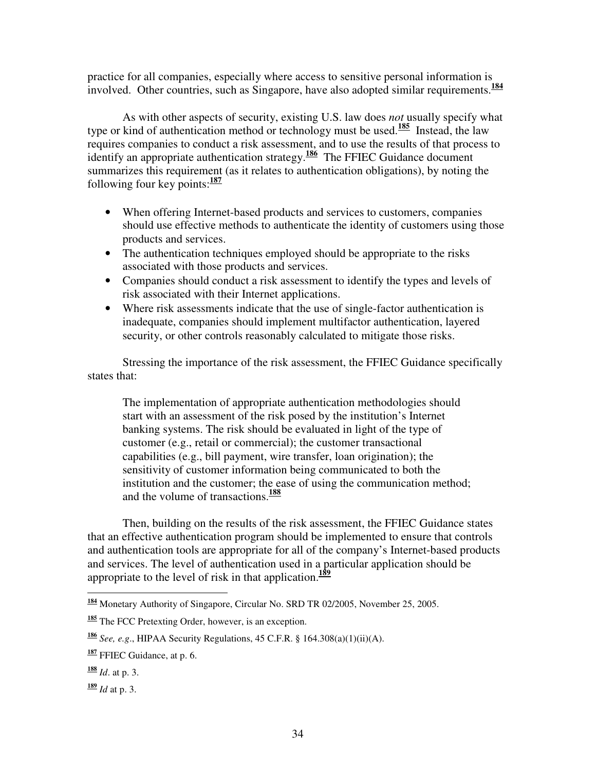practice for all companies, especially where access to sensitive personal information is involved. Other countries, such as Singapore, have also adopted similar requirements.[184]

As with other aspects of security, existing U.S. law does *not* usually specify what type or kind of authentication method or technology must be used.[185] Instead, the law requires companies to conduct a risk assessment, and to use the results of that process to identify an appropriate authentication strategy.[186] The FFIEC Guidance document summarizes this requirement (as it relates to authentication obligations), by noting the following four key points:[187]

- When offering Internet-based products and services to customers, companies should use effective methods to authenticate the identity of customers using those products and services.
- The authentication techniques employed should be appropriate to the risks associated with those products and services.
- Companies should conduct a risk assessment to identify the types and levels of risk associated with their Internet applications.
- Where risk assessments indicate that the use of single-factor authentication is inadequate, companies should implement multifactor authentication, layered security, or other controls reasonably calculated to mitigate those risks.

Stressing the importance of the risk assessment, the FFIEC Guidance specifically states that:

> The implementation of appropriate authentication methodologies should start with an assessment of the risk posed by the institution's Internet banking systems. The risk should be evaluated in light of the type of customer (e.g., retail or commercial); the customer transactional capabilities (e.g., bill payment, wire transfer, loan origination); the sensitivity of customer information being communicated to both the institution and the customer; the ease of using the communication method; and the volume of transactions.[188]

Then, building on the results of the risk assessment, the FFIEC Guidance states that an effective authentication program should be implemented to ensure that controls and authentication tools are appropriate for all of the company's Internet-based products and services. The level of authentication used in a particular application should be appropriate to the level of risk in that application.[189]

---

[184] Monetary Authority of Singapore, Circular No. SRD TR 02/2005, November 25, 2005.

[185] The FCC Pretexting Order, however, is an exception.

[186] *See, e.g*., HIPAA Security Regulations, 45 C.F.R. § 164.308(a)(1)(ii)(A).

[187] FFIEC Guidance, at p. 6.

[188] *Id*. at p. 3.

[189] *Id* at p. 3.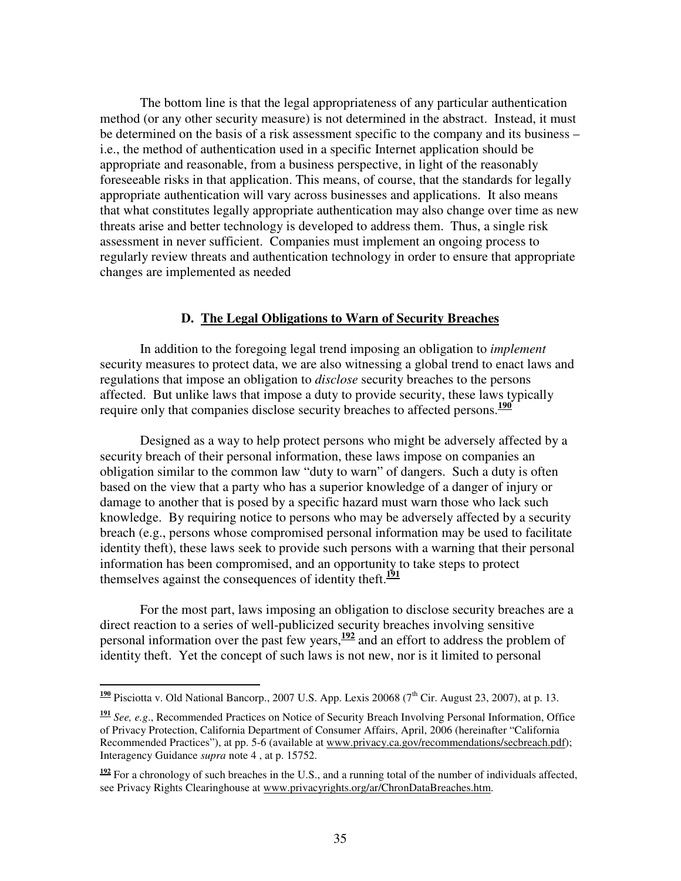The bottom line is that the legal appropriateness of any particular authentication method (or any other security measure) is not determined in the abstract. Instead, it must be determined on the basis of a risk assessment specific to the company and its business – i.e., the method of authentication used in a specific Internet application should be appropriate and reasonable, from a business perspective, in light of the reasonably foreseeable risks in that application. This means, of course, that the standards for legally appropriate authentication will vary across businesses and applications. It also means that what constitutes legally appropriate authentication may also change over time as new threats arise and better technology is developed to address them. Thus, a single risk assessment in never sufficient. Companies must implement an ongoing process to regularly review threats and authentication technology in order to ensure that appropriate changes are implemented as needed

### D. The Legal Obligations to Warn of Security Breaches

In addition to the foregoing legal trend imposing an obligation to *implement* security measures to protect data, we are also witnessing a global trend to enact laws and regulations that impose an obligation to *disclose* security breaches to the persons affected. But unlike laws that impose a duty to provide security, these laws typically require only that companies disclose security breaches to affected persons.[190]

Designed as a way to help protect persons who might be adversely affected by a security breach of their personal information, these laws impose on companies an obligation similar to the common law "duty to warn" of dangers. Such a duty is often based on the view that a party who has a superior knowledge of a danger of injury or damage to another that is posed by a specific hazard must warn those who lack such knowledge. By requiring notice to persons who may be adversely affected by a security breach (e.g., persons whose compromised personal information may be used to facilitate identity theft), these laws seek to provide such persons with a warning that their personal information has been compromised, and an opportunity to take steps to protect themselves against the consequences of identity theft.[191]

For the most part, laws imposing an obligation to disclose security breaches are a direct reaction to a series of well-publicized security breaches involving sensitive personal information over the past few years,[192] and an effort to address the problem of identity theft. Yet the concept of such laws is not new, nor is it limited to personal

---

[190] Pisciotta v. Old National Bancorp., 2007 U.S. App. Lexis 20068 (7th Cir. August 23, 2007), at p. 13.

[191] *See, e.g*., Recommended Practices on Notice of Security Breach Involving Personal Information, Office of Privacy Protection, California Department of Consumer Affairs, April, 2006 (hereinafter "California Recommended Practices"), at pp. 5-6 (available at www.privacy.ca.gov/recommendations/secbreach.pdf); Interagency Guidance *supra* note 4 , at p. 15752.

[192] For a chronology of such breaches in the U.S., and a running total of the number of individuals affected, see Privacy Rights Clearinghouse at www.privacyrights.org/ar/ChronDataBreaches.htm.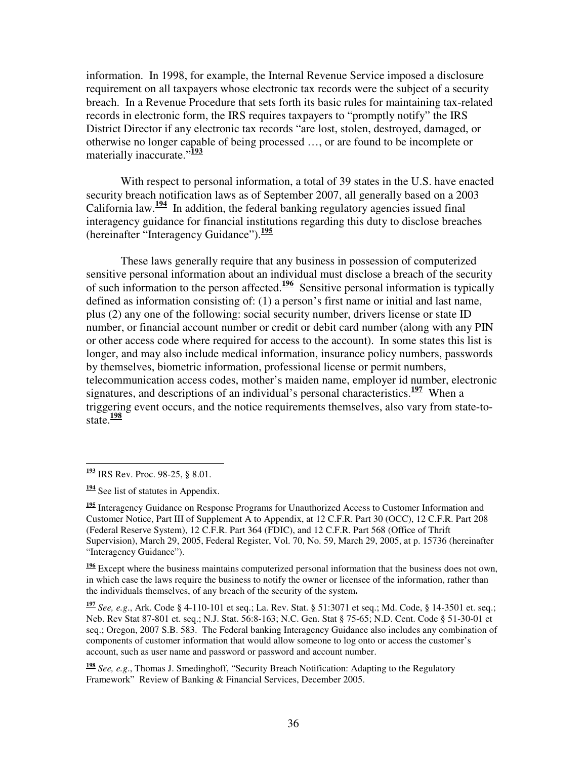information. In 1998, for example, the Internal Revenue Service imposed a disclosure requirement on all taxpayers whose electronic tax records were the subject of a security breach. In a Revenue Procedure that sets forth its basic rules for maintaining tax-related records in electronic form, the IRS requires taxpayers to "promptly notify" the IRS District Director if any electronic tax records "are lost, stolen, destroyed, damaged, or otherwise no longer capable of being processed …, or are found to be incomplete or materially inaccurate."[193]

With respect to personal information, a total of 39 states in the U.S. have enacted security breach notification laws as of September 2007, all generally based on a 2003 California law.[194] In addition, the federal banking regulatory agencies issued final interagency guidance for financial institutions regarding this duty to disclose breaches (hereinafter "Interagency Guidance").[195]

These laws generally require that any business in possession of computerized sensitive personal information about an individual must disclose a breach of the security of such information to the person affected.[196] Sensitive personal information is typically defined as information consisting of: (1) a person's first name or initial and last name, plus (2) any one of the following: social security number, drivers license or state ID number, or financial account number or credit or debit card number (along with any PIN or other access code where required for access to the account). In some states this list is longer, and may also include medical information, insurance policy numbers, passwords by themselves, biometric information, professional license or permit numbers, telecommunication access codes, mother's maiden name, employer id number, electronic signatures, and descriptions of an individual's personal characteristics.[197] When a triggering event occurs, and the notice requirements themselves, also vary from state-to-state.[198]

---

[193] IRS Rev. Proc. 98-25, § 8.01.

[194] See list of statutes in Appendix.

[195] Interagency Guidance on Response Programs for Unauthorized Access to Customer Information and Customer Notice, Part III of Supplement A to Appendix, at 12 C.F.R. Part 30 (OCC), 12 C.F.R. Part 208 (Federal Reserve System), 12 C.F.R. Part 364 (FDIC), and 12 C.F.R. Part 568 (Office of Thrift Supervision), March 29, 2005, Federal Register, Vol. 70, No. 59, March 29, 2005, at p. 15736 (hereinafter "Interagency Guidance").

[196] Except where the business maintains computerized personal information that the business does not own, in which case the laws require the business to notify the owner or licensee of the information, rather than the individuals themselves, of any breach of the security of the system**.**

[197] *See, e.g*., Ark. Code § 4-110-101 et seq.; La. Rev. Stat. § 51:3071 et seq.; Md. Code, § 14-3501 et. seq.; Neb. Rev Stat 87-801 et. seq.; N.J. Stat. 56:8-163; N.C. Gen. Stat § 75-65; N.D. Cent. Code § 51-30-01 et seq.; Oregon, 2007 S.B. 583. The Federal banking Interagency Guidance also includes any combination of components of customer information that would allow someone to log onto or access the customer's account, such as user name and password or password and account number.

[198] *See, e.g*., Thomas J. Smedinghoff, "Security Breach Notification: Adapting to the Regulatory Framework" Review of Banking & Financial Services, December 2005.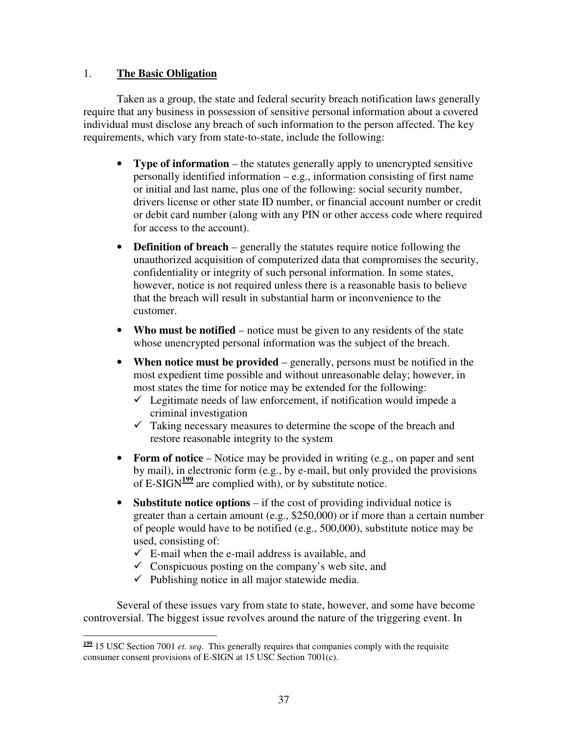## 1. **The Basic Obligation**

Taken as a group, the state and federal security breach notification laws generally require that any business in possession of sensitive personal information about a covered individual must disclose any breach of such information to the person affected. The key requirements, which vary from state-to-state, include the following:

- **Type of information** – the statutes generally apply to unencrypted sensitive personally identified information – e.g., information consisting of first name or initial and last name, plus one of the following: social security number, drivers license or other state ID number, or financial account number or credit or debit card number (along with any PIN or other access code where required for access to the account).
- **Definition of breach** – generally the statutes require notice following the unauthorized acquisition of computerized data that compromises the security, confidentiality or integrity of such personal information. In some states, however, notice is not required unless there is a reasonable basis to believe that the breach will result in substantial harm or inconvenience to the customer.
- **Who must be notified** – notice must be given to any residents of the state whose unencrypted personal information was the subject of the breach.
- **When notice must be provided** – generally, persons must be notified in the most expedient time possible and without unreasonable delay; however, in most states the time for notice may be extended for the following:
  - ✓ Legitimate needs of law enforcement, if notification would impede a criminal investigation
  - ✓ Taking necessary measures to determine the scope of the breach and restore reasonable integrity to the system
- **Form of notice** – Notice may be provided in writing (e.g., on paper and sent by mail), in electronic form (e.g., by e-mail, but only provided the provisions of E-SIGN[199] are complied with), or by substitute notice.
- **Substitute notice options** – if the cost of providing individual notice is greater than a certain amount (e.g., $250,000) or if more than a certain number of people would have to be notified (e.g., 500,000), substitute notice may be used, consisting of:
  - ✓ E-mail when the e-mail address is available, and
  - ✓ Conspicuous posting on the company's web site, and
  - ✓ Publishing notice in all major statewide media.

Several of these issues vary from state to state, however, and some have become controversial. The biggest issue revolves around the nature of the triggering event. In

---

[199] 15 USC Section 7001 *et. seq*. This generally requires that companies comply with the requisite consumer consent provisions of E-SIGN at 15 USC Section 7001(c).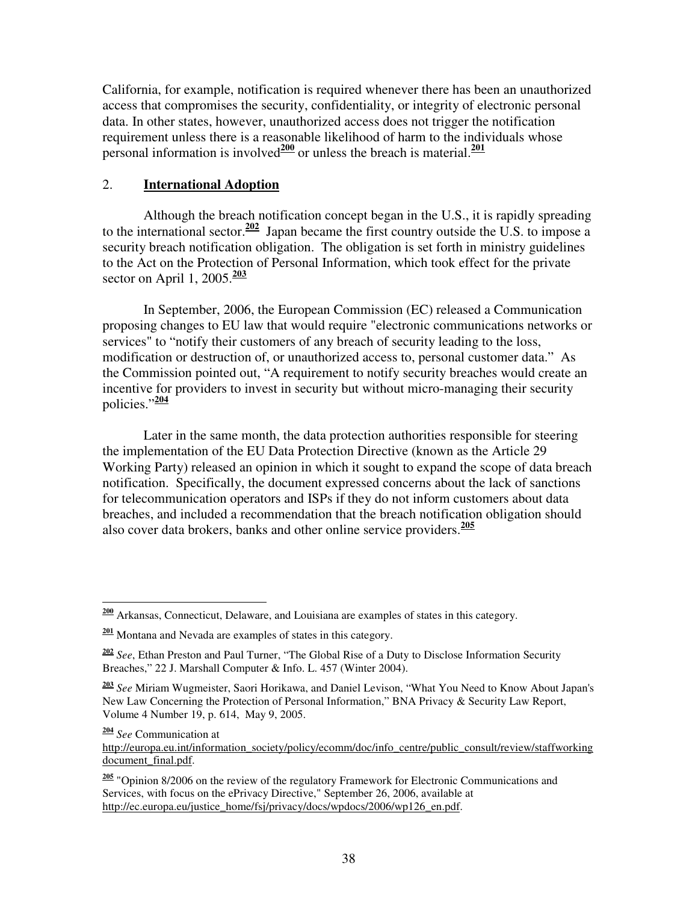California, for example, notification is required whenever there has been an unauthorized access that compromises the security, confidentiality, or integrity of electronic personal data. In other states, however, unauthorized access does not trigger the notification requirement unless there is a reasonable likelihood of harm to the individuals whose personal information is involved[200] or unless the breach is material.[201]

## 2. International Adoption

Although the breach notification concept began in the U.S., it is rapidly spreading to the international sector.[202] Japan became the first country outside the U.S. to impose a security breach notification obligation. The obligation is set forth in ministry guidelines to the Act on the Protection of Personal Information, which took effect for the private sector on April 1, 2005.[203]

In September, 2006, the European Commission (EC) released a Communication proposing changes to EU law that would require "electronic communications networks or services" to "notify their customers of any breach of security leading to the loss, modification or destruction of, or unauthorized access to, personal customer data." As the Commission pointed out, "A requirement to notify security breaches would create an incentive for providers to invest in security but without micro-managing their security policies."[204]

Later in the same month, the data protection authorities responsible for steering the implementation of the EU Data Protection Directive (known as the Article 29 Working Party) released an opinion in which it sought to expand the scope of data breach notification. Specifically, the document expressed concerns about the lack of sanctions for telecommunication operators and ISPs if they do not inform customers about data breaches, and included a recommendation that the breach notification obligation should also cover data brokers, banks and other online service providers.[205]

---

[200] Arkansas, Connecticut, Delaware, and Louisiana are examples of states in this category.

[201] Montana and Nevada are examples of states in this category.

[202] *See*, Ethan Preston and Paul Turner, "The Global Rise of a Duty to Disclose Information Security Breaches," 22 J. Marshall Computer & Info. L. 457 (Winter 2004).

[203] *See* Miriam Wugmeister, Saori Horikawa, and Daniel Levison, "What You Need to Know About Japan's New Law Concerning the Protection of Personal Information," BNA Privacy & Security Law Report, Volume 4 Number 19, p. 614, May 9, 2005.

[204] *See* Communication at http://europa.eu.int/information_society/policy/ecomm/doc/info_centre/public_consult/review/staffworkingdocument_final.pdf.

[205] "Opinion 8/2006 on the review of the regulatory Framework for Electronic Communications and Services, with focus on the ePrivacy Directive," September 26, 2006, available at http://ec.europa.eu/justice_home/fsj/privacy/docs/wpdocs/2006/wp126_en.pdf.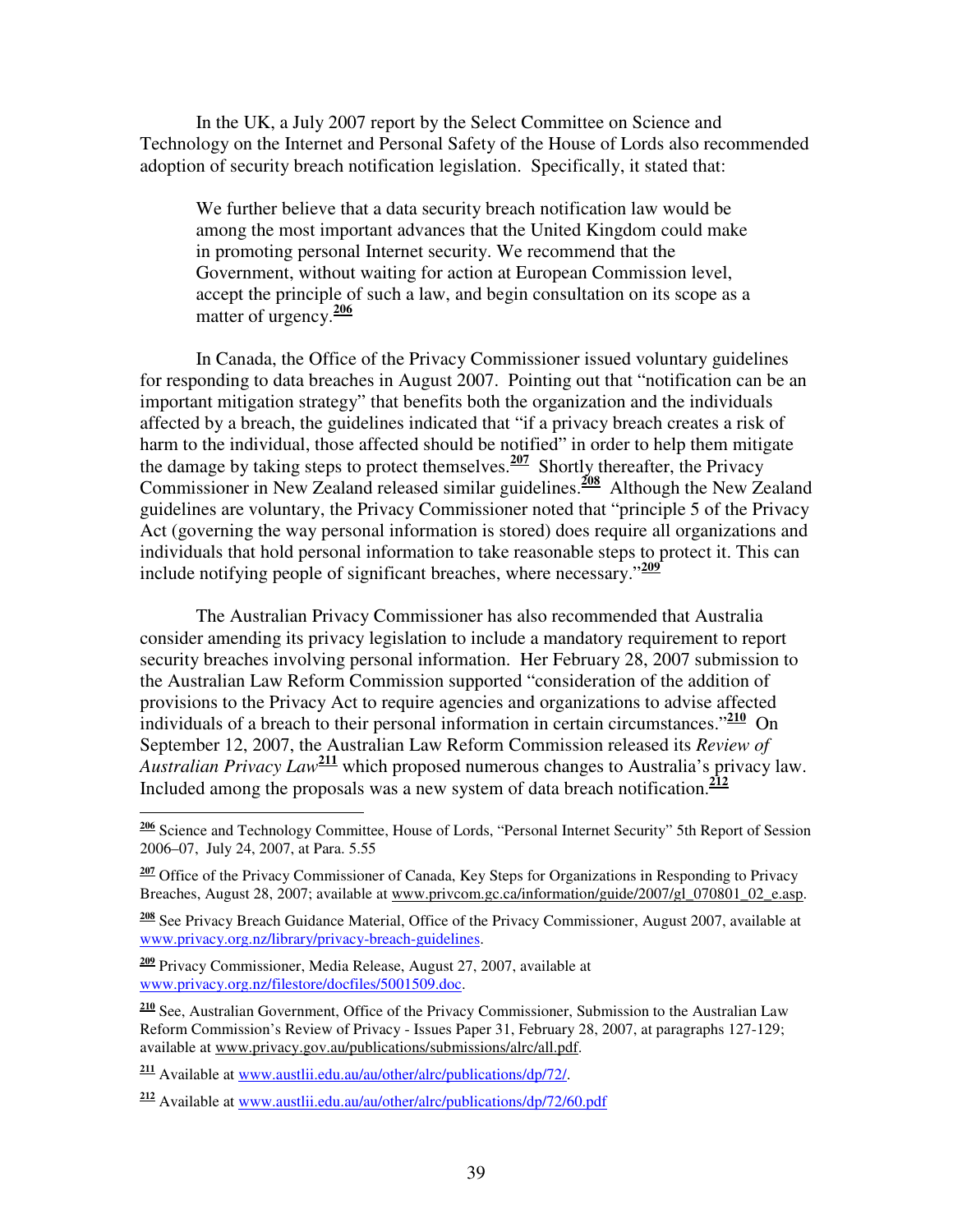In the UK, a July 2007 report by the Select Committee on Science and Technology on the Internet and Personal Safety of the House of Lords also recommended adoption of security breach notification legislation. Specifically, it stated that:

> We further believe that a data security breach notification law would be among the most important advances that the United Kingdom could make in promoting personal Internet security. We recommend that the Government, without waiting for action at European Commission level, accept the principle of such a law, and begin consultation on its scope as a matter of urgency.[206]

In Canada, the Office of the Privacy Commissioner issued voluntary guidelines for responding to data breaches in August 2007. Pointing out that "notification can be an important mitigation strategy" that benefits both the organization and the individuals affected by a breach, the guidelines indicated that "if a privacy breach creates a risk of harm to the individual, those affected should be notified" in order to help them mitigate the damage by taking steps to protect themselves.[207] Shortly thereafter, the Privacy Commissioner in New Zealand released similar guidelines.[208] Although the New Zealand guidelines are voluntary, the Privacy Commissioner noted that "principle 5 of the Privacy Act (governing the way personal information is stored) does require all organizations and individuals that hold personal information to take reasonable steps to protect it. This can include notifying people of significant breaches, where necessary."[209]

The Australian Privacy Commissioner has also recommended that Australia consider amending its privacy legislation to include a mandatory requirement to report security breaches involving personal information. Her February 28, 2007 submission to the Australian Law Reform Commission supported "consideration of the addition of provisions to the Privacy Act to require agencies and organizations to advise affected individuals of a breach to their personal information in certain circumstances."[210] On September 12, 2007, the Australian Law Reform Commission released its *Review of Australian Privacy Law*[211] which proposed numerous changes to Australia's privacy law. Included among the proposals was a new system of data breach notification.[212]

---

[206] Science and Technology Committee, House of Lords, "Personal Internet Security" 5th Report of Session 2006–07, July 24, 2007, at Para. 5.55

[207] Office of the Privacy Commissioner of Canada, Key Steps for Organizations in Responding to Privacy Breaches, August 28, 2007; available at www.privcom.gc.ca/information/guide/2007/gl_070801_02_e.asp.

[208] See Privacy Breach Guidance Material, Office of the Privacy Commissioner, August 2007, available at www.privacy.org.nz/library/privacy-breach-guidelines.

[209] Privacy Commissioner, Media Release, August 27, 2007, available at www.privacy.org.nz/filestore/docfiles/5001509.doc.

[210] See, Australian Government, Office of the Privacy Commissioner, Submission to the Australian Law Reform Commission's Review of Privacy - Issues Paper 31, February 28, 2007, at paragraphs 127-129; available at www.privacy.gov.au/publications/submissions/alrc/all.pdf.

[211] Available at www.austlii.edu.au/au/other/alrc/publications/dp/72/.

[212] Available at www.austlii.edu.au/au/other/alrc/publications/dp/72/60.pdf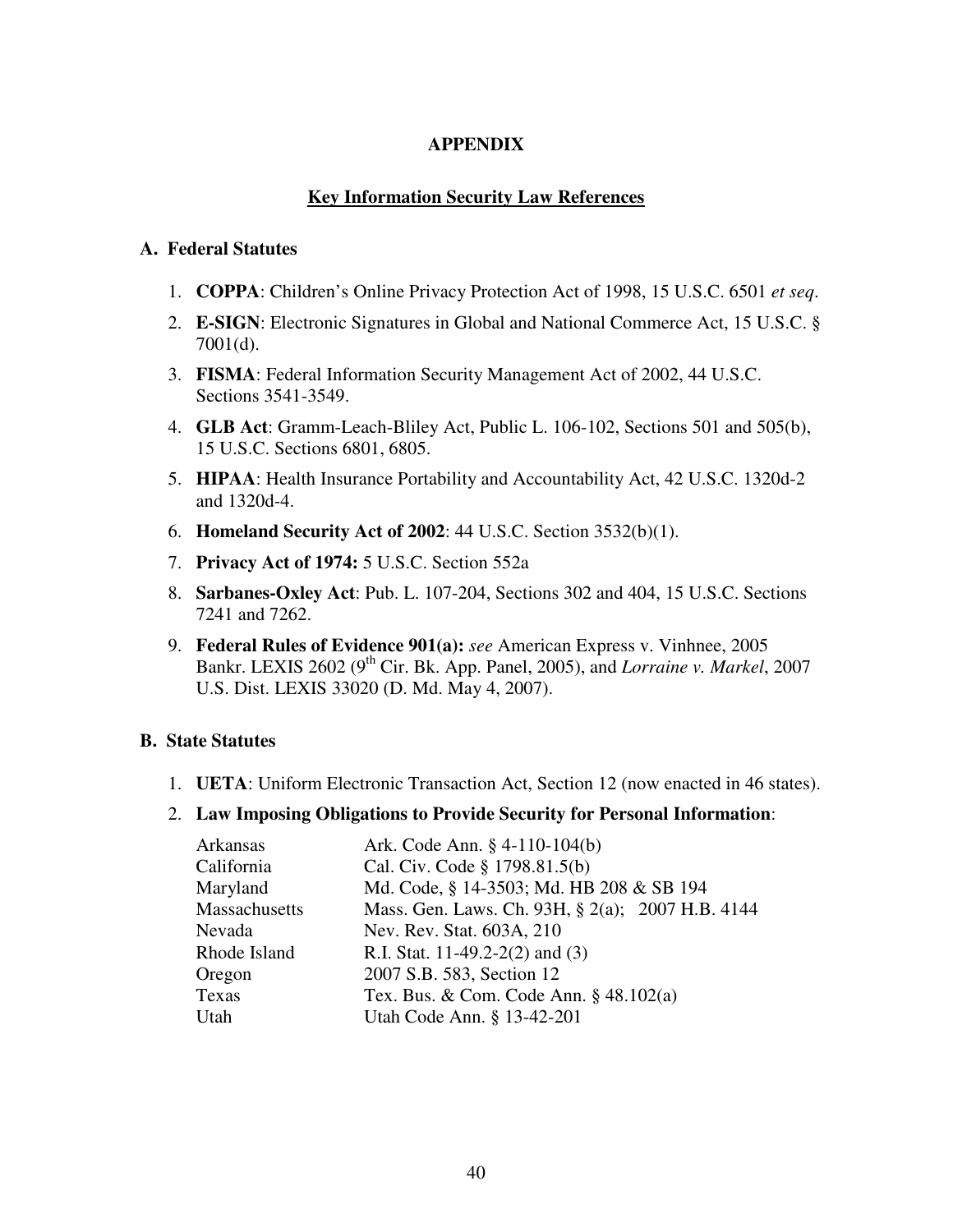# APPENDIX

## Key Information Security Law References

### A. Federal Statutes

1. **COPPA**: Children's Online Privacy Protection Act of 1998, 15 U.S.C. 6501 *et seq*.
2. **E-SIGN**: Electronic Signatures in Global and National Commerce Act, 15 U.S.C. § 7001(d).
3. **FISMA**: Federal Information Security Management Act of 2002, 44 U.S.C. Sections 3541-3549.
4. **GLB Act**: Gramm-Leach-Bliley Act, Public L. 106-102, Sections 501 and 505(b), 15 U.S.C. Sections 6801, 6805.
5. **HIPAA**: Health Insurance Portability and Accountability Act, 42 U.S.C. 1320d-2 and 1320d-4.
6. **Homeland Security Act of 2002**: 44 U.S.C. Section 3532(b)(1).
7. **Privacy Act of 1974:** 5 U.S.C. Section 552a
8. **Sarbanes-Oxley Act**: Pub. L. 107-204, Sections 302 and 404, 15 U.S.C. Sections 7241 and 7262.
9. **Federal Rules of Evidence 901(a):** *see* American Express v. Vinhnee, 2005 Bankr. LEXIS 2602 (9th Cir. Bk. App. Panel, 2005), and *Lorraine v. Markel*, 2007 U.S. Dist. LEXIS 33020 (D. Md. May 4, 2007).

### B. State Statutes

1. **UETA**: Uniform Electronic Transaction Act, Section 12 (now enacted in 46 states).
2. **Law Imposing Obligations to Provide Security for Personal Information**:

| | |
|---|---|
| Arkansas | Ark. Code Ann. § 4-110-104(b) |
| California | Cal. Civ. Code § 1798.81.5(b) |
| Maryland | Md. Code, § 14-3503; Md. HB 208 & SB 194 |
| Massachusetts | Mass. Gen. Laws. Ch. 93H, § 2(a); 2007 H.B. 4144 |
| Nevada | Nev. Rev. Stat. 603A, 210 |
| Rhode Island | R.I. Stat. 11-49.2-2(2) and (3) |
| Oregon | 2007 S.B. 583, Section 12 |
| Texas | Tex. Bus. & Com. Code Ann. § 48.102(a) |
| Utah | Utah Code Ann. § 13-42-201 |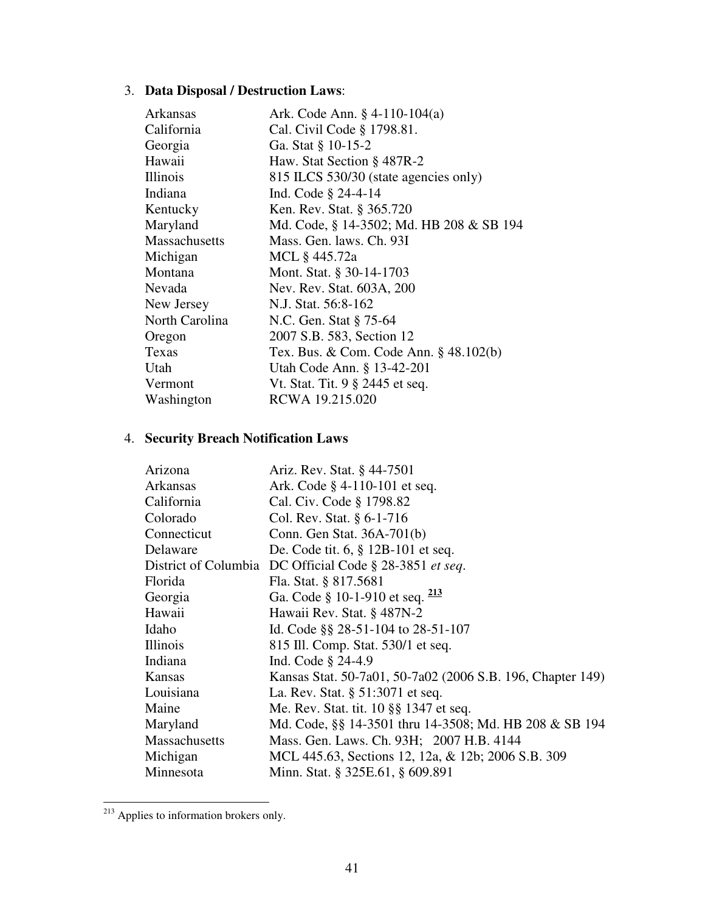3. **Data Disposal / Destruction Laws**:

| | |
|---|---|
| Arkansas | Ark. Code Ann. § 4-110-104(a) |
| California | Cal. Civil Code § 1798.81. |
| Georgia | Ga. Stat § 10-15-2 |
| Hawaii | Haw. Stat Section § 487R-2 |
| Illinois | 815 ILCS 530/30 (state agencies only) |
| Indiana | Ind. Code § 24-4-14 |
| Kentucky | Ken. Rev. Stat. § 365.720 |
| Maryland | Md. Code, § 14-3502; Md. HB 208 & SB 194 |
| Massachusetts | Mass. Gen. laws. Ch. 93I |
| Michigan | MCL § 445.72a |
| Montana | Mont. Stat. § 30-14-1703 |
| Nevada | Nev. Rev. Stat. 603A, 200 |
| New Jersey | N.J. Stat. 56:8-162 |
| North Carolina | N.C. Gen. Stat § 75-64 |
| Oregon | 2007 S.B. 583, Section 12 |
| Texas | Tex. Bus. & Com. Code Ann. § 48.102(b) |
| Utah | Utah Code Ann. § 13-42-201 |
| Vermont | Vt. Stat. Tit. 9 § 2445 et seq. |
| Washington | RCWA 19.215.020 |

4. **Security Breach Notification Laws**

| | |
|---|---|
| Arizona | Ariz. Rev. Stat. § 44-7501 |
| Arkansas | Ark. Code § 4-110-101 et seq. |
| California | Cal. Civ. Code § 1798.82 |
| Colorado | Col. Rev. Stat. § 6-1-716 |
| Connecticut | Conn. Gen Stat. 36A-701(b) |
| Delaware | De. Code tit. 6, § 12B-101 et seq. |
| District of Columbia | DC Official Code § 28-3851 *et seq*. |
| Florida | Fla. Stat. § 817.5681 |
| Georgia | Ga. Code § 10-1-910 et seq. [213] |
| Hawaii | Hawaii Rev. Stat. § 487N-2 |
| Idaho | Id. Code §§ 28-51-104 to 28-51-107 |
| Illinois | 815 Ill. Comp. Stat. 530/1 et seq. |
| Indiana | Ind. Code § 24-4.9 |
| Kansas | Kansas Stat. 50-7a01, 50-7a02 (2006 S.B. 196, Chapter 149) |
| Louisiana | La. Rev. Stat. § 51:3071 et seq. |
| Maine | Me. Rev. Stat. tit. 10 §§ 1347 et seq. |
| Maryland | Md. Code, §§ 14-3501 thru 14-3508; Md. HB 208 & SB 194 |
| Massachusetts | Mass. Gen. Laws. Ch. 93H; 2007 H.B. 4144 |
| Michigan | MCL 445.63, Sections 12, 12a, & 12b; 2006 S.B. 309 |
| Minnesota | Minn. Stat. § 325E.61, § 609.891 |

[213] Applies to information brokers only.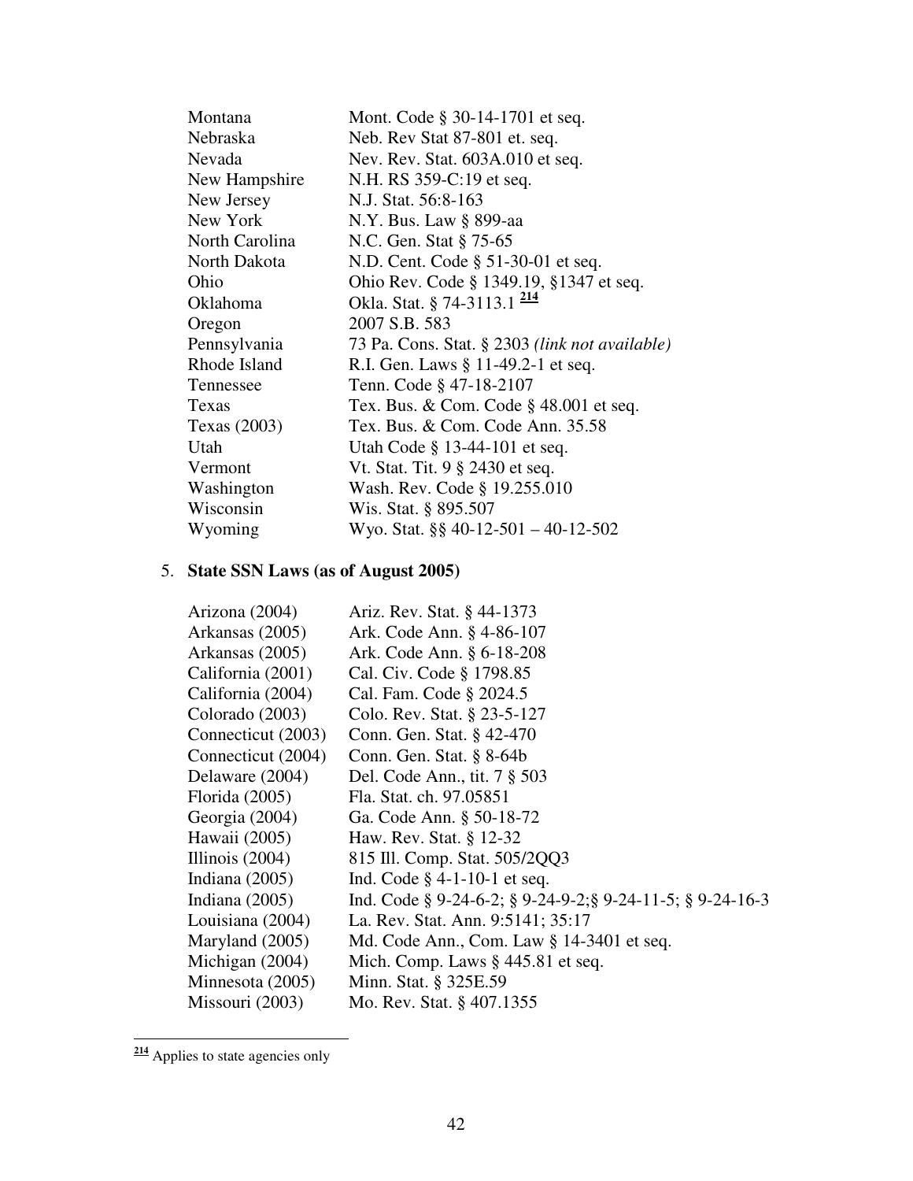| | |
|---|---|
| Montana | Mont. Code § 30-14-1701 et seq. |
| Nebraska | Neb. Rev Stat 87-801 et. seq. |
| Nevada | Nev. Rev. Stat. 603A.010 et seq. |
| New Hampshire | N.H. RS 359-C:19 et seq. |
| New Jersey | N.J. Stat. 56:8-163 |
| New York | N.Y. Bus. Law § 899-aa |
| North Carolina | N.C. Gen. Stat § 75-65 |
| North Dakota | N.D. Cent. Code § 51-30-01 et seq. |
| Ohio | Ohio Rev. Code § 1349.19, §1347 et seq. |
| Oklahoma | Okla. Stat. § 74-3113.1 [214] |
| Oregon | 2007 S.B. 583 |
| Pennsylvania | 73 Pa. Cons. Stat. § 2303 *(link not available)* |
| Rhode Island | R.I. Gen. Laws § 11-49.2-1 et seq. |
| Tennessee | Tenn. Code § 47-18-2107 |
| Texas | Tex. Bus. & Com. Code § 48.001 et seq. |
| Texas (2003) | Tex. Bus. & Com. Code Ann. 35.58 |
| Utah | Utah Code § 13-44-101 et seq. |
| Vermont | Vt. Stat. Tit. 9 § 2430 et seq. |
| Washington | Wash. Rev. Code § 19.255.010 |
| Wisconsin | Wis. Stat. § 895.507 |
| Wyoming | Wyo. Stat. §§ 40-12-501 – 40-12-502 |

5. **State SSN Laws (as of August 2005)**

| | |
|---|---|
| Arizona (2004) | Ariz. Rev. Stat. § 44-1373 |
| Arkansas (2005) | Ark. Code Ann. § 4-86-107 |
| Arkansas (2005) | Ark. Code Ann. § 6-18-208 |
| California (2001) | Cal. Civ. Code § 1798.85 |
| California (2004) | Cal. Fam. Code § 2024.5 |
| Colorado (2003) | Colo. Rev. Stat. § 23-5-127 |
| Connecticut (2003) | Conn. Gen. Stat. § 42-470 |
| Connecticut (2004) | Conn. Gen. Stat. § 8-64b |
| Delaware (2004) | Del. Code Ann., tit. 7 § 503 |
| Florida (2005) | Fla. Stat. ch. 97.05851 |
| Georgia (2004) | Ga. Code Ann. § 50-18-72 |
| Hawaii (2005) | Haw. Rev. Stat. § 12-32 |
| Illinois (2004) | 815 Ill. Comp. Stat. 505/2QQ3 |
| Indiana (2005) | Ind. Code § 4-1-10-1 et seq. |
| Indiana (2005) | Ind. Code § 9-24-6-2; § 9-24-9-2;§ 9-24-11-5; § 9-24-16-3 |
| Louisiana (2004) | La. Rev. Stat. Ann. 9:5141; 35:17 |
| Maryland (2005) | Md. Code Ann., Com. Law § 14-3401 et seq. |
| Michigan (2004) | Mich. Comp. Laws § 445.81 et seq. |
| Minnesota (2005) | Minn. Stat. § 325E.59 |
| Missouri (2003) | Mo. Rev. Stat. § 407.1355 |

[214] Applies to state agencies only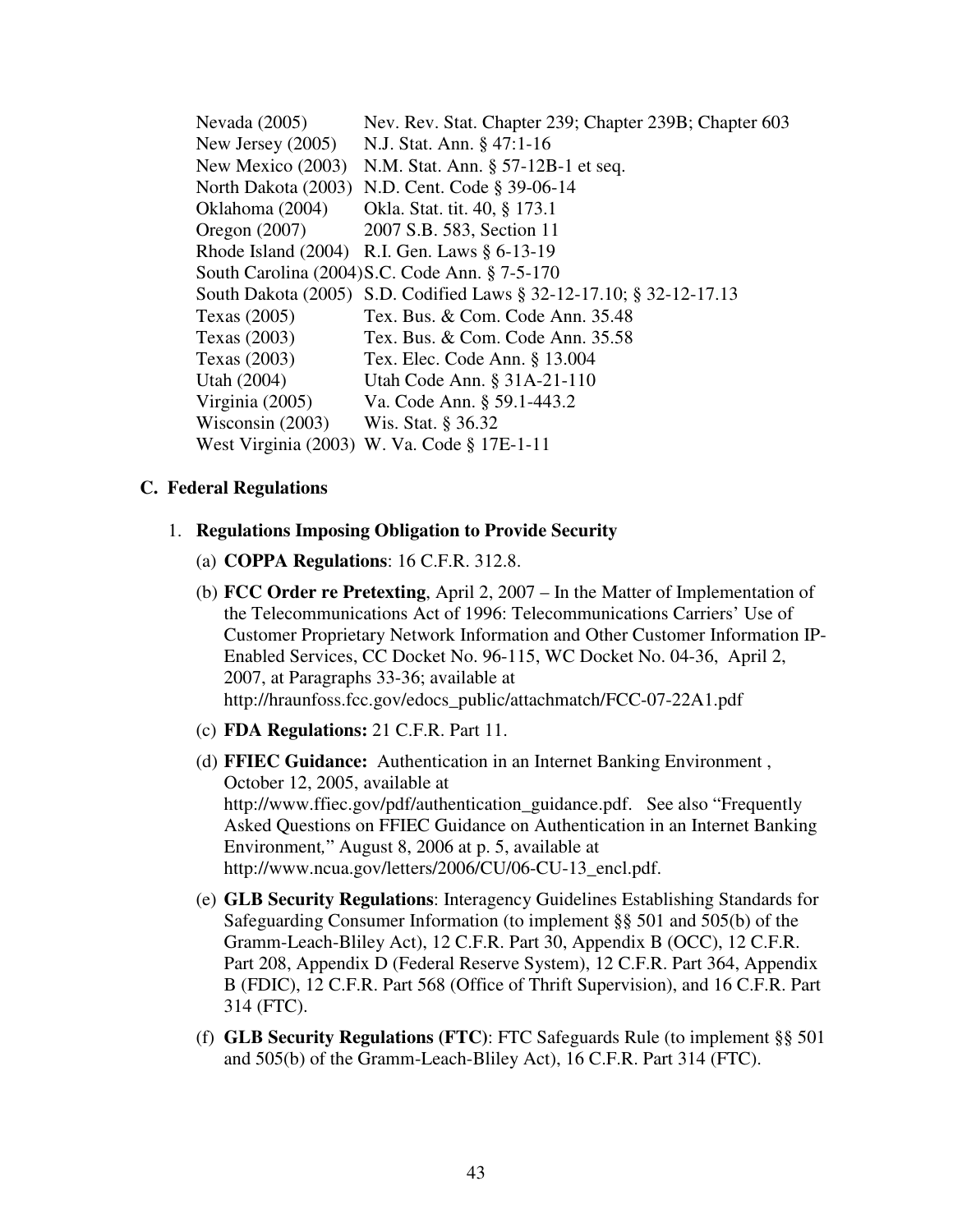| | |
|---|---|
| Nevada (2005) | Nev. Rev. Stat. Chapter 239; Chapter 239B; Chapter 603 |
| New Jersey (2005) | N.J. Stat. Ann. § 47:1-16 |
| New Mexico (2003) | N.M. Stat. Ann. § 57-12B-1 et seq. |
| North Dakota (2003) | N.D. Cent. Code § 39-06-14 |
| Oklahoma (2004) | Okla. Stat. tit. 40, § 173.1 |
| Oregon (2007) | 2007 S.B. 583, Section 11 |
| Rhode Island (2004) | R.I. Gen. Laws § 6-13-19 |
| South Carolina (2004) | S.C. Code Ann. § 7-5-170 |
| South Dakota (2005) | S.D. Codified Laws § 32-12-17.10; § 32-12-17.13 |
| Texas (2005) | Tex. Bus. & Com. Code Ann. 35.48 |
| Texas (2003) | Tex. Bus. & Com. Code Ann. 35.58 |
| Texas (2003) | Tex. Elec. Code Ann. § 13.004 |
| Utah (2004) | Utah Code Ann. § 31A-21-110 |
| Virginia (2005) | Va. Code Ann. § 59.1-443.2 |
| Wisconsin (2003) | Wis. Stat. § 36.32 |
| West Virginia (2003) | W. Va. Code § 17E-1-11 |

### C. Federal Regulations

1. **Regulations Imposing Obligation to Provide Security**

   (a) **COPPA Regulations**: 16 C.F.R. 312.8.

   (b) **FCC Order re Pretexting**, April 2, 2007 – In the Matter of Implementation of the Telecommunications Act of 1996: Telecommunications Carriers' Use of Customer Proprietary Network Information and Other Customer Information IP-Enabled Services, CC Docket No. 96-115, WC Docket No. 04-36, April 2, 2007, at Paragraphs 33-36; available at http://hraunfoss.fcc.gov/edocs_public/attachmatch/FCC-07-22A1.pdf

   (c) **FDA Regulations:** 21 C.F.R. Part 11.

   (d) **FFIEC Guidance:** Authentication in an Internet Banking Environment , October 12, 2005, available at http://www.ffiec.gov/pdf/authentication_guidance.pdf. See also "Frequently Asked Questions on FFIEC Guidance on Authentication in an Internet Banking Environment," August 8, 2006 at p. 5, available at http://www.ncua.gov/letters/2006/CU/06-CU-13_encl.pdf.

   (e) **GLB Security Regulations**: Interagency Guidelines Establishing Standards for Safeguarding Consumer Information (to implement §§ 501 and 505(b) of the Gramm-Leach-Bliley Act), 12 C.F.R. Part 30, Appendix B (OCC), 12 C.F.R. Part 208, Appendix D (Federal Reserve System), 12 C.F.R. Part 364, Appendix B (FDIC), 12 C.F.R. Part 568 (Office of Thrift Supervision), and 16 C.F.R. Part 314 (FTC).

   (f) **GLB Security Regulations (FTC)**: FTC Safeguards Rule (to implement §§ 501 and 505(b) of the Gramm-Leach-Bliley Act), 16 C.F.R. Part 314 (FTC).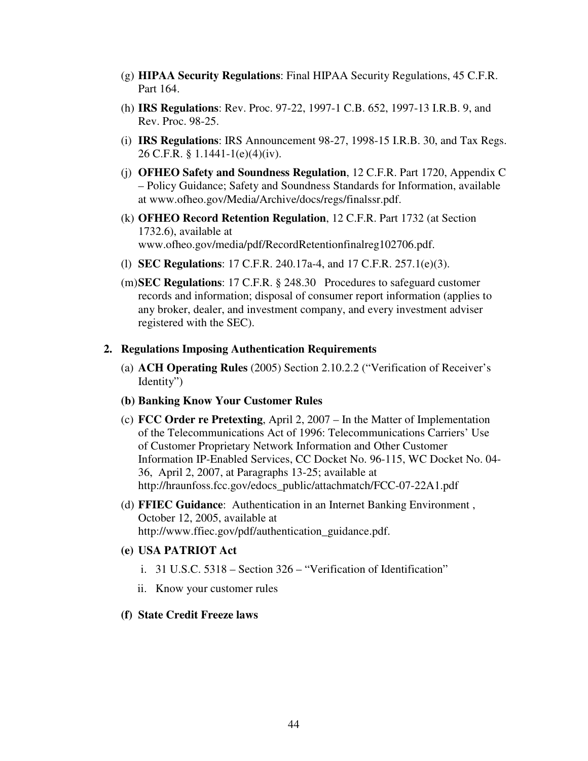(g) **HIPAA Security Regulations**: Final HIPAA Security Regulations, 45 C.F.R. Part 164.

(h) **IRS Regulations**: Rev. Proc. 97-22, 1997-1 C.B. 652, 1997-13 I.R.B. 9, and Rev. Proc. 98-25.

(i) **IRS Regulations**: IRS Announcement 98-27, 1998-15 I.R.B. 30, and Tax Regs. 26 C.F.R. § 1.1441-1(e)(4)(iv).

(j) **OFHEO Safety and Soundness Regulation**, 12 C.F.R. Part 1720, Appendix C – Policy Guidance; Safety and Soundness Standards for Information, available at www.ofheo.gov/Media/Archive/docs/regs/finalssr.pdf.

(k) **OFHEO Record Retention Regulation**, 12 C.F.R. Part 1732 (at Section 1732.6), available at www.ofheo.gov/media/pdf/RecordRetentionfinalreg102706.pdf.

(l) **SEC Regulations**: 17 C.F.R. 240.17a-4, and 17 C.F.R. 257.1(e)(3).

(m) **SEC Regulations**: 17 C.F.R. § 248.30 Procedures to safeguard customer records and information; disposal of consumer report information (applies to any broker, dealer, and investment company, and every investment adviser registered with the SEC).

**2. Regulations Imposing Authentication Requirements**

(a) **ACH Operating Rules** (2005) Section 2.10.2.2 ("Verification of Receiver's Identity")

**(b) Banking Know Your Customer Rules**

(c) **FCC Order re Pretexting**, April 2, 2007 – In the Matter of Implementation of the Telecommunications Act of 1996: Telecommunications Carriers' Use of Customer Proprietary Network Information and Other Customer Information IP-Enabled Services, CC Docket No. 96-115, WC Docket No. 04-36, April 2, 2007, at Paragraphs 13-25; available at http://hraunfoss.fcc.gov/edocs_public/attachmatch/FCC-07-22A1.pdf

(d) **FFIEC Guidance**: Authentication in an Internet Banking Environment , October 12, 2005, available at http://www.ffiec.gov/pdf/authentication_guidance.pdf.

**(e) USA PATRIOT Act**

i. 31 U.S.C. 5318 – Section 326 – "Verification of Identification"

ii. Know your customer rules

**(f) State Credit Freeze laws**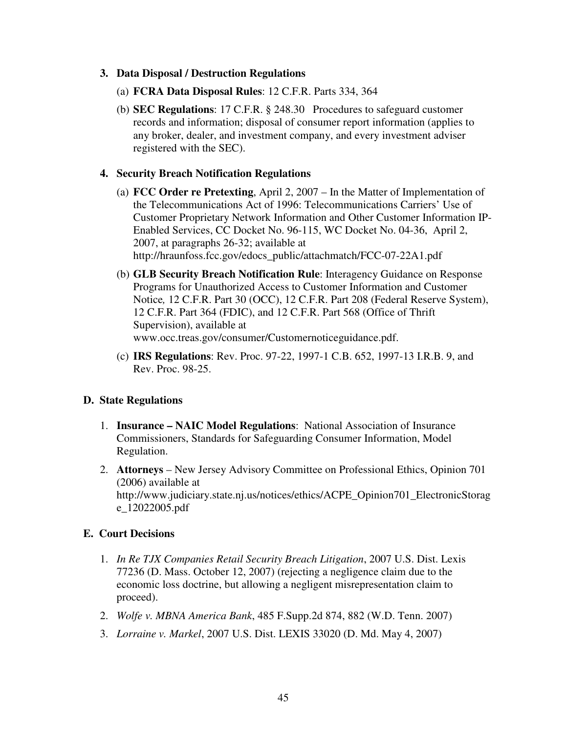3. **Data Disposal / Destruction Regulations**

   (a) **FCRA Data Disposal Rules**: 12 C.F.R. Parts 334, 364

   (b) **SEC Regulations**: 17 C.F.R. § 248.30 Procedures to safeguard customer records and information; disposal of consumer report information (applies to any broker, dealer, and investment company, and every investment adviser registered with the SEC).

4. **Security Breach Notification Regulations**

   (a) **FCC Order re Pretexting**, April 2, 2007 – In the Matter of Implementation of the Telecommunications Act of 1996: Telecommunications Carriers' Use of Customer Proprietary Network Information and Other Customer Information IP-Enabled Services, CC Docket No. 96-115, WC Docket No. 04-36, April 2, 2007, at paragraphs 26-32; available at http://hraunfoss.fcc.gov/edocs_public/attachmatch/FCC-07-22A1.pdf

   (b) **GLB Security Breach Notification Rule**: Interagency Guidance on Response Programs for Unauthorized Access to Customer Information and Customer Notice*,* 12 C.F.R. Part 30 (OCC), 12 C.F.R. Part 208 (Federal Reserve System), 12 C.F.R. Part 364 (FDIC), and 12 C.F.R. Part 568 (Office of Thrift Supervision), available at www.occ.treas.gov/consumer/Customernoticeguidance.pdf.

   (c) **IRS Regulations**: Rev. Proc. 97-22, 1997-1 C.B. 652, 1997-13 I.R.B. 9, and Rev. Proc. 98-25.

## D. State Regulations

1. **Insurance – NAIC Model Regulations**: National Association of Insurance Commissioners, Standards for Safeguarding Consumer Information, Model Regulation.
2. **Attorneys** – New Jersey Advisory Committee on Professional Ethics, Opinion 701 (2006) available at http://www.judiciary.state.nj.us/notices/ethics/ACPE_Opinion701_ElectronicStorage_12022005.pdf

## E. Court Decisions

1. *In Re TJX Companies Retail Security Breach Litigation*, 2007 U.S. Dist. Lexis 77236 (D. Mass. October 12, 2007) (rejecting a negligence claim due to the economic loss doctrine, but allowing a negligent misrepresentation claim to proceed).
2. *Wolfe v. MBNA America Bank*, 485 F.Supp.2d 874, 882 (W.D. Tenn. 2007)
3. *Lorraine v. Markel*, 2007 U.S. Dist. LEXIS 33020 (D. Md. May 4, 2007)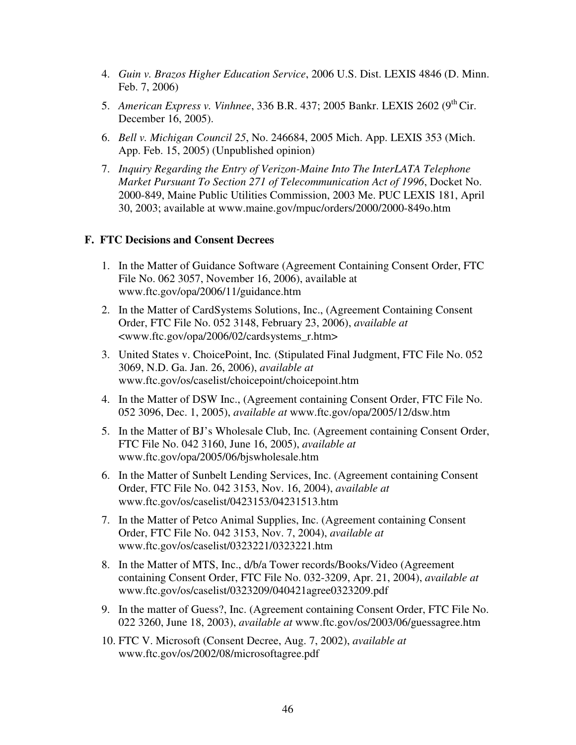4. *Guin v. Brazos Higher Education Service*, 2006 U.S. Dist. LEXIS 4846 (D. Minn. Feb. 7, 2006)

5. *American Express v. Vinhnee*, 336 B.R. 437; 2005 Bankr. LEXIS 2602 (9th Cir. December 16, 2005).

6. *Bell v. Michigan Council 25*, No. 246684, 2005 Mich. App. LEXIS 353 (Mich. App. Feb. 15, 2005) (Unpublished opinion)

7. *Inquiry Regarding the Entry of Verizon-Maine Into The InterLATA Telephone Market Pursuant To Section 271 of Telecommunication Act of 1996*, Docket No. 2000-849, Maine Public Utilities Commission, 2003 Me. PUC LEXIS 181, April 30, 2003; available at www.maine.gov/mpuc/orders/2000/2000-849o.htm

### F. FTC Decisions and Consent Decrees

1. In the Matter of Guidance Software (Agreement Containing Consent Order, FTC File No. 062 3057, November 16, 2006), available at www.ftc.gov/opa/2006/11/guidance.htm

2. In the Matter of CardSystems Solutions, Inc., (Agreement Containing Consent Order, FTC File No. 052 3148, February 23, 2006), *available at* <www.ftc.gov/opa/2006/02/cardsystems_r.htm>

3. United States v. ChoicePoint, Inc. (Stipulated Final Judgment, FTC File No. 052 3069, N.D. Ga. Jan. 26, 2006), *available at* www.ftc.gov/os/caselist/choicepoint/choicepoint.htm

4. In the Matter of DSW Inc., (Agreement containing Consent Order, FTC File No. 052 3096, Dec. 1, 2005), *available at* www.ftc.gov/opa/2005/12/dsw.htm

5. In the Matter of BJ's Wholesale Club, Inc. (Agreement containing Consent Order, FTC File No. 042 3160, June 16, 2005), *available at* www.ftc.gov/opa/2005/06/bjswholesale.htm

6. In the Matter of Sunbelt Lending Services, Inc. (Agreement containing Consent Order, FTC File No. 042 3153, Nov. 16, 2004), *available at* www.ftc.gov/os/caselist/0423153/04231513.htm

7. In the Matter of Petco Animal Supplies, Inc. (Agreement containing Consent Order, FTC File No. 042 3153, Nov. 7, 2004), *available at* www.ftc.gov/os/caselist/0323221/0323221.htm

8. In the Matter of MTS, Inc., d/b/a Tower records/Books/Video (Agreement containing Consent Order, FTC File No. 032-3209, Apr. 21, 2004), *available at* www.ftc.gov/os/caselist/0323209/040421agree0323209.pdf

9. In the matter of Guess?, Inc. (Agreement containing Consent Order, FTC File No. 022 3260, June 18, 2003), *available at* www.ftc.gov/os/2003/06/guessagree.htm

10. FTC V. Microsoft (Consent Decree, Aug. 7, 2002), *available at* www.ftc.gov/os/2002/08/microsoftagree.pdf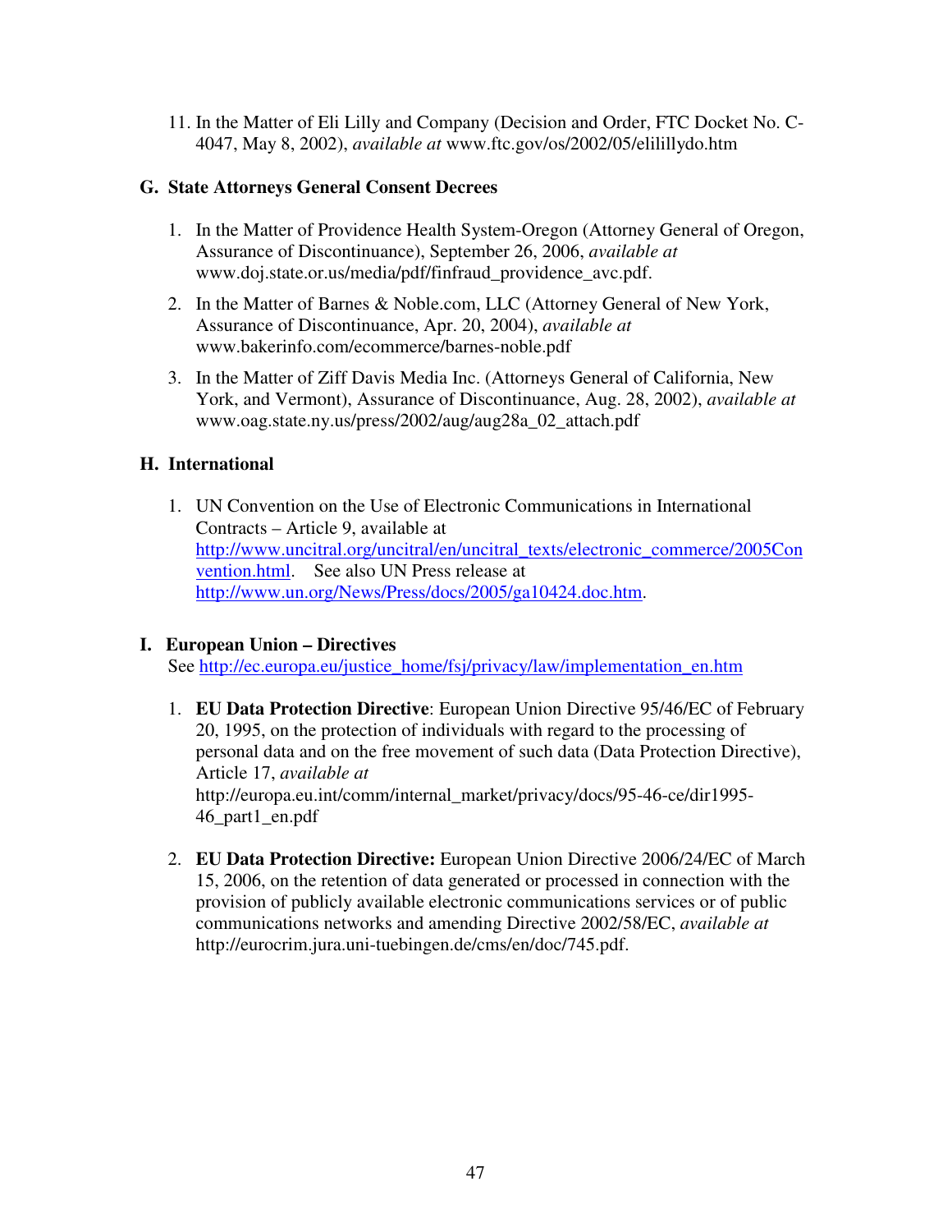11. In the Matter of Eli Lilly and Company (Decision and Order, FTC Docket No. C-4047, May 8, 2002), *available at* www.ftc.gov/os/2002/05/elilillydo.htm

### G. State Attorneys General Consent Decrees

1. In the Matter of Providence Health System-Oregon (Attorney General of Oregon, Assurance of Discontinuance), September 26, 2006, *available at* www.doj.state.or.us/media/pdf/finfraud_providence_avc.pdf.

2. In the Matter of Barnes & Noble.com, LLC (Attorney General of New York, Assurance of Discontinuance, Apr. 20, 2004), *available at* www.bakerinfo.com/ecommerce/barnes-noble.pdf

3. In the Matter of Ziff Davis Media Inc. (Attorneys General of California, New York, and Vermont), Assurance of Discontinuance, Aug. 28, 2002), *available at* www.oag.state.ny.us/press/2002/aug/aug28a_02_attach.pdf

### H. International

1. UN Convention on the Use of Electronic Communications in International Contracts – Article 9, available at http://www.uncitral.org/uncitral/en/uncitral_texts/electronic_commerce/2005Convention.html. See also UN Press release at http://www.un.org/News/Press/docs/2005/ga10424.doc.htm.

### I. European Union – Directives

See http://ec.europa.eu/justice_home/fsj/privacy/law/implementation_en.htm

1. **EU Data Protection Directive**: European Union Directive 95/46/EC of February 20, 1995, on the protection of individuals with regard to the processing of personal data and on the free movement of such data (Data Protection Directive), Article 17, *available at* http://europa.eu.int/comm/internal_market/privacy/docs/95-46-ce/dir1995-46_part1_en.pdf

2. **EU Data Protection Directive:** European Union Directive 2006/24/EC of March 15, 2006, on the retention of data generated or processed in connection with the provision of publicly available electronic communications services or of public communications networks and amending Directive 2002/58/EC, *available at* http://eurocrim.jura.uni-tuebingen.de/cms/en/doc/745.pdf.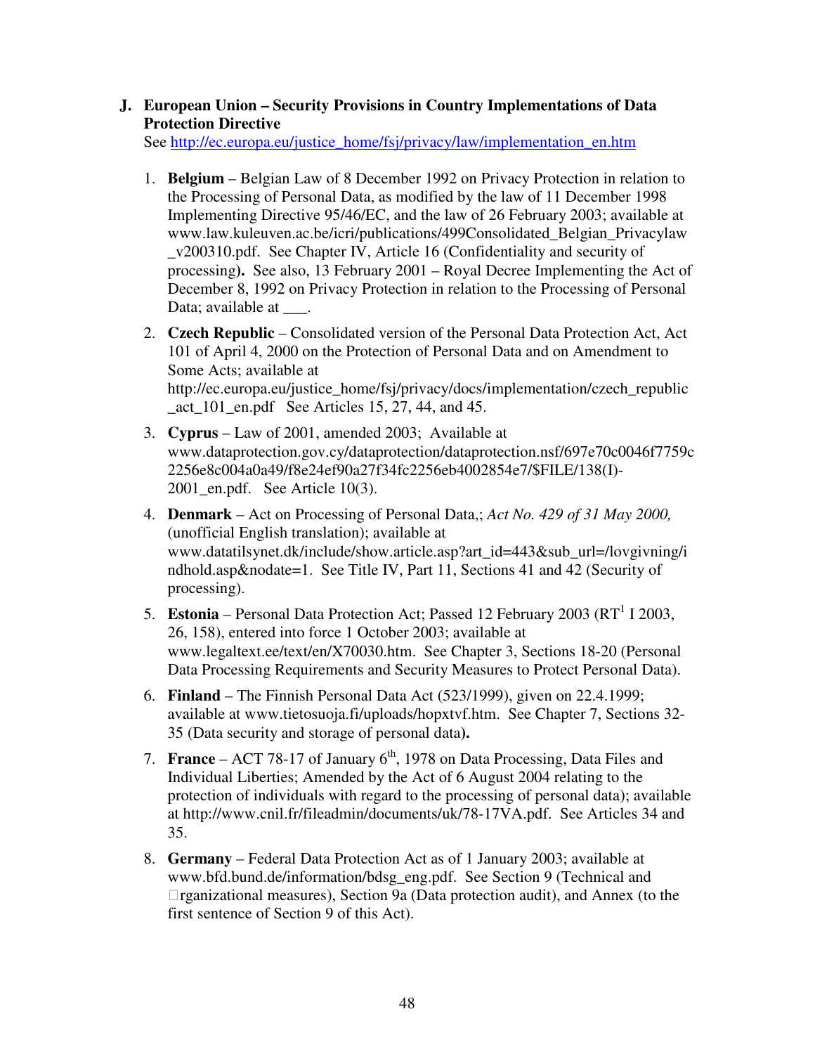## J. European Union – Security Provisions in Country Implementations of Data Protection Directive

See http://ec.europa.eu/justice_home/fsj/privacy/law/implementation_en.htm

1. **Belgium** – Belgian Law of 8 December 1992 on Privacy Protection in relation to the Processing of Personal Data, as modified by the law of 11 December 1998 Implementing Directive 95/46/EC, and the law of 26 February 2003; available at www.law.kuleuven.ac.be/icri/publications/499Consolidated_Belgian_Privacylaw_v200310.pdf. See Chapter IV, Article 16 (Confidentiality and security of processing)**.** See also, 13 February 2001 – Royal Decree Implementing the Act of December 8, 1992 on Privacy Protection in relation to the Processing of Personal Data; available at ___.

2. **Czech Republic** – Consolidated version of the Personal Data Protection Act, Act 101 of April 4, 2000 on the Protection of Personal Data and on Amendment to Some Acts; available at http://ec.europa.eu/justice_home/fsj/privacy/docs/implementation/czech_republic_act_101_en.pdf See Articles 15, 27, 44, and 45.

3. **Cyprus** – Law of 2001, amended 2003; Available at www.dataprotection.gov.cy/dataprotection/dataprotection.nsf/697e70c0046f7759c2256e8c004a0a49/f8e24ef90a27f34fc2256eb4002854e7/$FILE/138(I)-2001_en.pdf. See Article 10(3).

4. **Denmark** – Act on Processing of Personal Data,; *Act No. 429 of 31 May 2000,* (unofficial English translation); available at www.datatilsynet.dk/include/show.article.asp?art_id=443&sub_url=/lovgivning/indhold.asp&nodate=1. See Title IV, Part 11, Sections 41 and 42 (Security of processing).

5. **Estonia** – Personal Data Protection Act; Passed 12 February 2003 (RT[1] I 2003, 26, 158), entered into force 1 October 2003; available at www.legaltext.ee/text/en/X70030.htm. See Chapter 3, Sections 18-20 (Personal Data Processing Requirements and Security Measures to Protect Personal Data).

6. **Finland** – The Finnish Personal Data Act (523/1999), given on 22.4.1999; available at www.tietosuoja.fi/uploads/hopxtvf.htm. See Chapter 7, Sections 32-35 (Data security and storage of personal data)**.**

7. **France** – ACT 78-17 of January 6th, 1978 on Data Processing, Data Files and Individual Liberties; Amended by the Act of 6 August 2004 relating to the protection of individuals with regard to the processing of personal data); available at http://www.cnil.fr/fileadmin/documents/uk/78-17VA.pdf. See Articles 34 and 35.

8. **Germany** – Federal Data Protection Act as of 1 January 2003; available at www.bfd.bund.de/information/bdsg_eng.pdf. See Section 9 (Technical and Organizational measures), Section 9a (Data protection audit), and Annex (to the first sentence of Section 9 of this Act).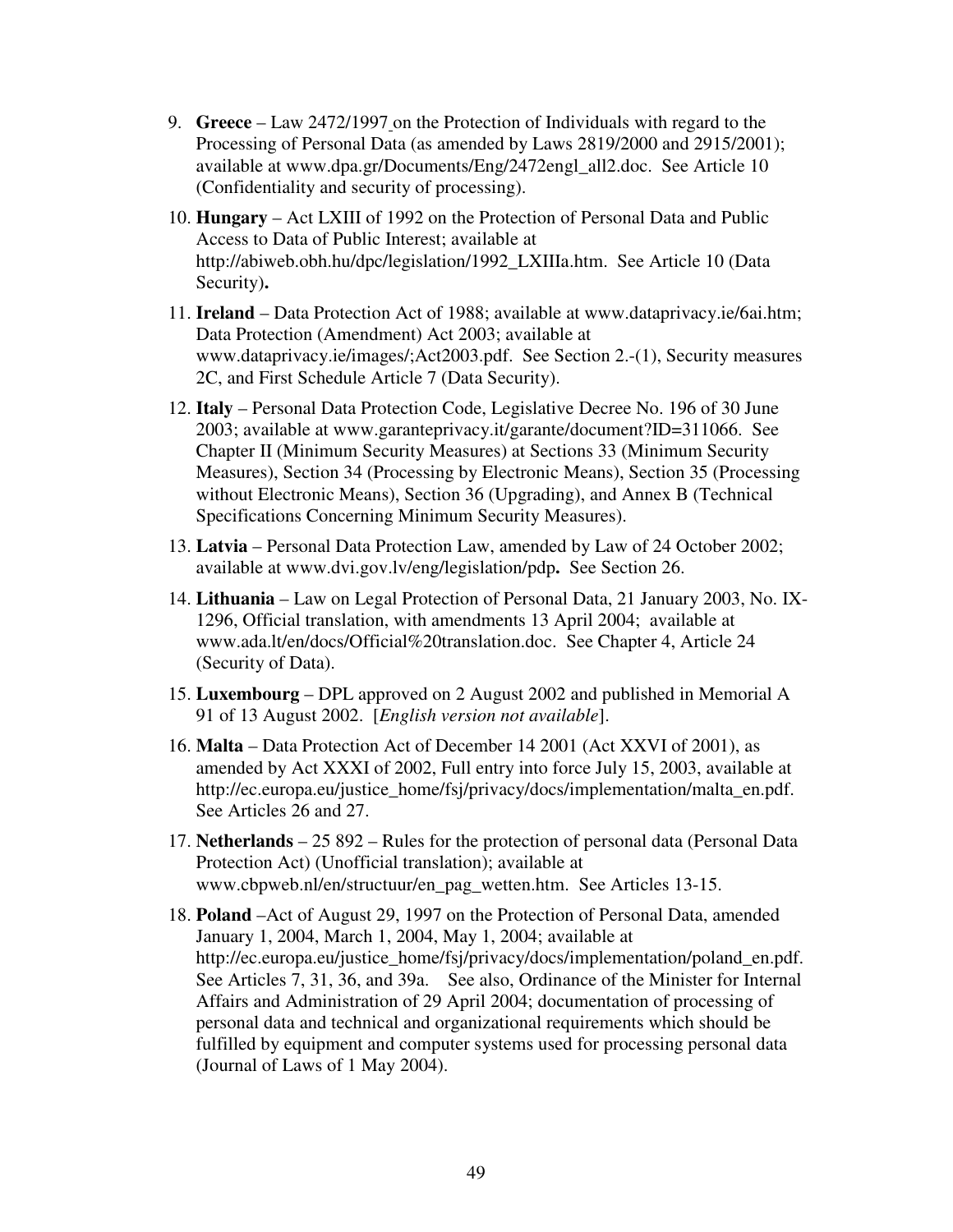9. **Greece** – Law 2472/1997 on the Protection of Individuals with regard to the Processing of Personal Data (as amended by Laws 2819/2000 and 2915/2001); available at www.dpa.gr/Documents/Eng/2472engl_all2.doc. See Article 10 (Confidentiality and security of processing).

10. **Hungary** – Act LXIII of 1992 on the Protection of Personal Data and Public Access to Data of Public Interest; available at http://abiweb.obh.hu/dpc/legislation/1992_LXIIIa.htm. See Article 10 (Data Security)**.**

11. **Ireland** – Data Protection Act of 1988; available at www.dataprivacy.ie/6ai.htm; Data Protection (Amendment) Act 2003; available at www.dataprivacy.ie/images/;Act2003.pdf. See Section 2.-(1), Security measures 2C, and First Schedule Article 7 (Data Security).

12. **Italy** – Personal Data Protection Code, Legislative Decree No. 196 of 30 June 2003; available at www.garanteprivacy.it/garante/document?ID=311066. See Chapter II (Minimum Security Measures) at Sections 33 (Minimum Security Measures), Section 34 (Processing by Electronic Means), Section 35 (Processing without Electronic Means), Section 36 (Upgrading), and Annex B (Technical Specifications Concerning Minimum Security Measures).

13. **Latvia** – Personal Data Protection Law, amended by Law of 24 October 2002; available at www.dvi.gov.lv/eng/legislation/pdp**.** See Section 26.

14. **Lithuania** – Law on Legal Protection of Personal Data, 21 January 2003, No. IX-1296, Official translation, with amendments 13 April 2004; available at www.ada.lt/en/docs/Official%20translation.doc. See Chapter 4, Article 24 (Security of Data).

15. **Luxembourg** – DPL approved on 2 August 2002 and published in Memorial A 91 of 13 August 2002. [*English version not available*].

16. **Malta** – Data Protection Act of December 14 2001 (Act XXVI of 2001), as amended by Act XXXI of 2002, Full entry into force July 15, 2003, available at http://ec.europa.eu/justice_home/fsj/privacy/docs/implementation/malta_en.pdf. See Articles 26 and 27.

17. **Netherlands** – 25 892 – Rules for the protection of personal data (Personal Data Protection Act) (Unofficial translation); available at www.cbpweb.nl/en/structuur/en_pag_wetten.htm. See Articles 13-15.

18. **Poland** –Act of August 29, 1997 on the Protection of Personal Data, amended January 1, 2004, March 1, 2004, May 1, 2004; available at http://ec.europa.eu/justice_home/fsj/privacy/docs/implementation/poland_en.pdf. See Articles 7, 31, 36, and 39a. See also, Ordinance of the Minister for Internal Affairs and Administration of 29 April 2004; documentation of processing of personal data and technical and organizational requirements which should be fulfilled by equipment and computer systems used for processing personal data (Journal of Laws of 1 May 2004).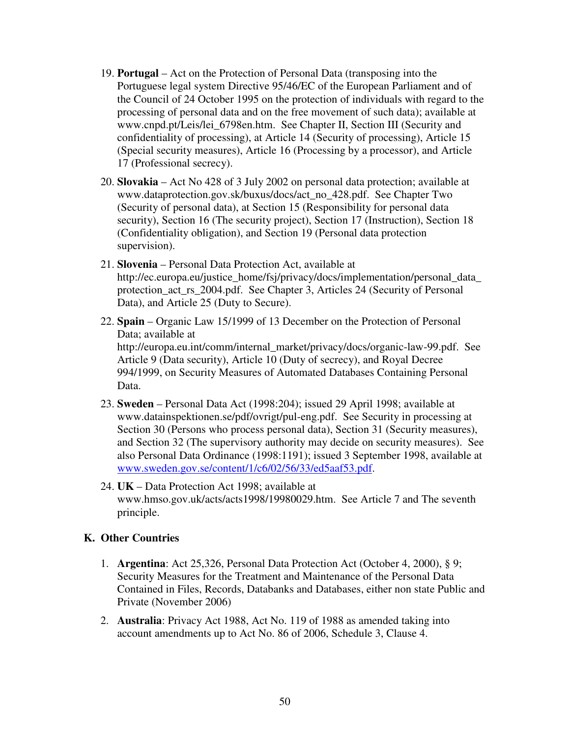19. **Portugal** – Act on the Protection of Personal Data (transposing into the Portuguese legal system Directive 95/46/EC of the European Parliament and of the Council of 24 October 1995 on the protection of individuals with regard to the processing of personal data and on the free movement of such data); available at www.cnpd.pt/Leis/lei_6798en.htm. See Chapter II, Section III (Security and confidentiality of processing), at Article 14 (Security of processing), Article 15 (Special security measures), Article 16 (Processing by a processor), and Article 17 (Professional secrecy).

20. **Slovakia** – Act No 428 of 3 July 2002 on personal data protection; available at www.dataprotection.gov.sk/buxus/docs/act_no_428.pdf. See Chapter Two (Security of personal data), at Section 15 (Responsibility for personal data security), Section 16 (The security project), Section 17 (Instruction), Section 18 (Confidentiality obligation), and Section 19 (Personal data protection supervision).

21. **Slovenia** – Personal Data Protection Act, available at http://ec.europa.eu/justice_home/fsj/privacy/docs/implementation/personal_data_protection_act_rs_2004.pdf. See Chapter 3, Articles 24 (Security of Personal Data), and Article 25 (Duty to Secure).

22. **Spain** – Organic Law 15/1999 of 13 December on the Protection of Personal Data; available at http://europa.eu.int/comm/internal_market/privacy/docs/organic-law-99.pdf. See Article 9 (Data security), Article 10 (Duty of secrecy), and Royal Decree 994/1999, on Security Measures of Automated Databases Containing Personal Data.

23. **Sweden** – Personal Data Act (1998:204); issued 29 April 1998; available at www.datainspektionen.se/pdf/ovrigt/pul-eng.pdf. See Security in processing at Section 30 (Persons who process personal data), Section 31 (Security measures), and Section 32 (The supervisory authority may decide on security measures). See also Personal Data Ordinance (1998:1191); issued 3 September 1998, available at www.sweden.gov.se/content/1/c6/02/56/33/ed5aaf53.pdf.

24. **UK** – Data Protection Act 1998; available at www.hmso.gov.uk/acts/acts1998/19980029.htm. See Article 7 and The seventh principle.

## K. Other Countries

1. **Argentina**: Act 25,326, Personal Data Protection Act (October 4, 2000), § 9; Security Measures for the Treatment and Maintenance of the Personal Data Contained in Files, Records, Databanks and Databases, either non state Public and Private (November 2006)

2. **Australia**: Privacy Act 1988, Act No. 119 of 1988 as amended taking into account amendments up to Act No. 86 of 2006, Schedule 3, Clause 4.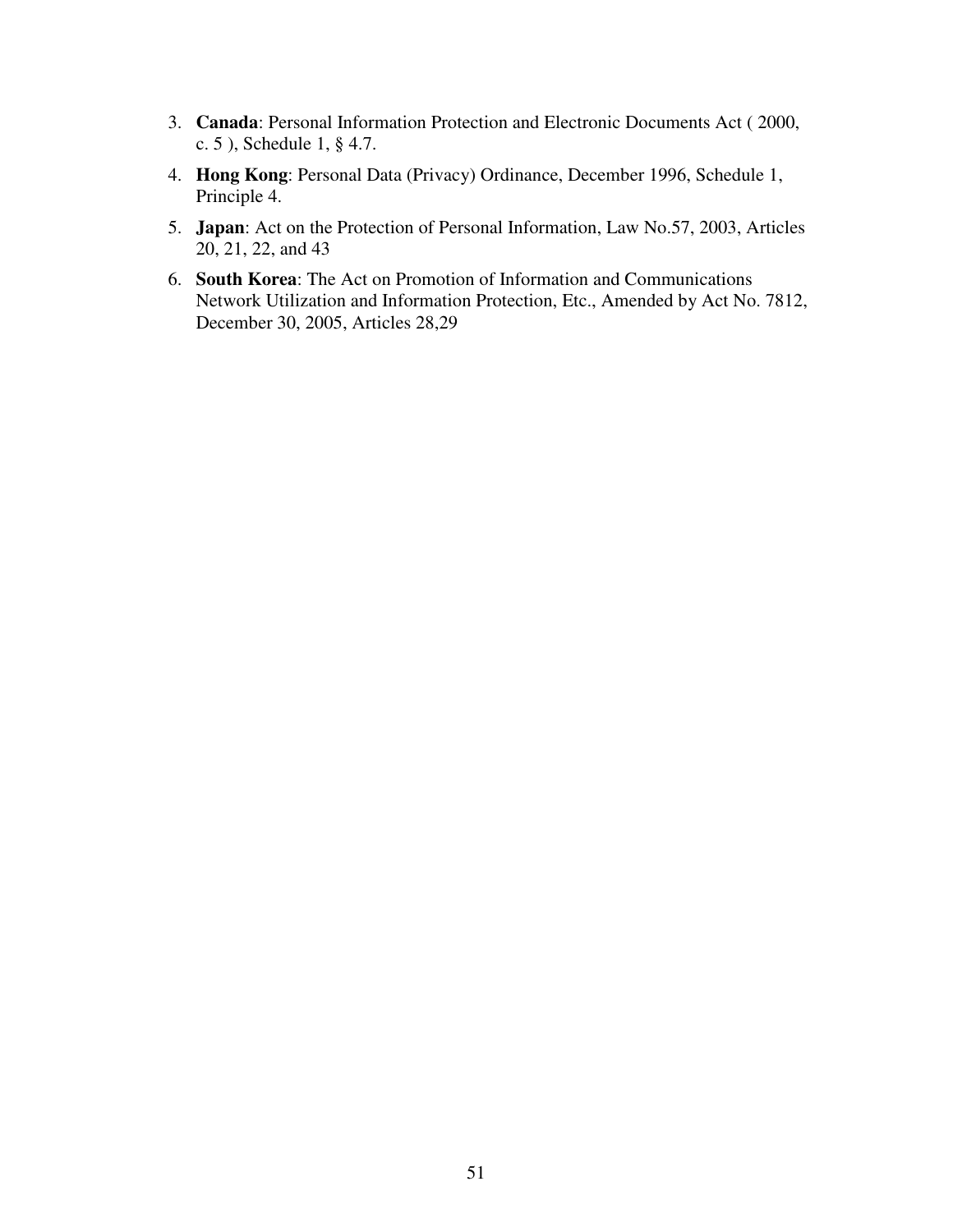3. **Canada**: Personal Information Protection and Electronic Documents Act ( 2000, c. 5 ), Schedule 1, § 4.7.
4. **Hong Kong**: Personal Data (Privacy) Ordinance, December 1996, Schedule 1, Principle 4.
5. **Japan**: Act on the Protection of Personal Information, Law No.57, 2003, Articles 20, 21, 22, and 43
6. **South Korea**: The Act on Promotion of Information and Communications Network Utilization and Information Protection, Etc., Amended by Act No. 7812, December 30, 2005, Articles 28,29